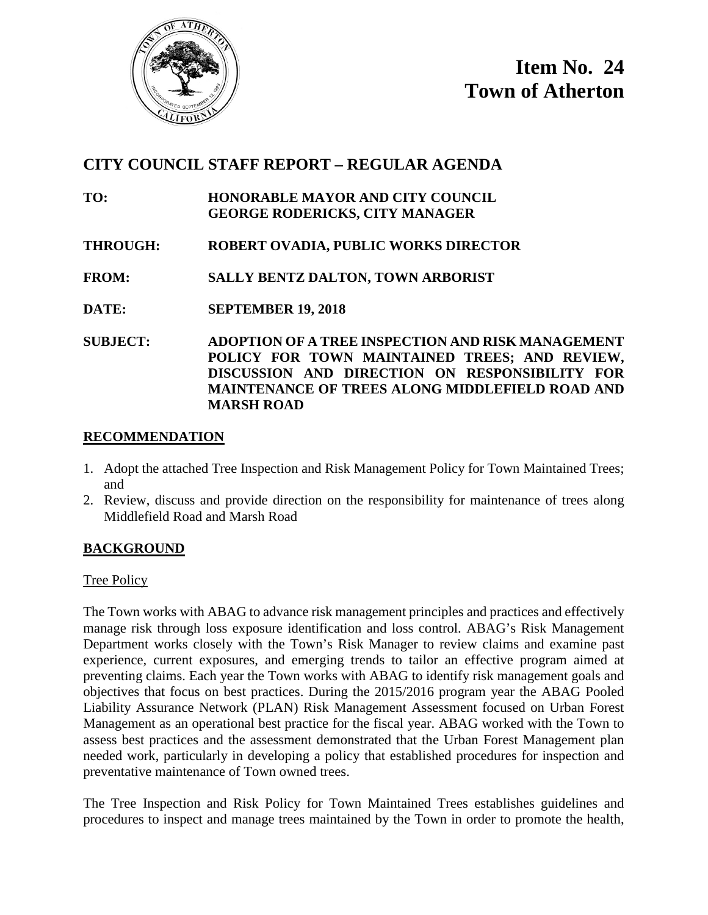**Item No. 24**
**Town of Atherton**

## CITY COUNCIL STAFF REPORT – REGULAR AGENDA

**TO:** **HONORABLE MAYOR AND CITY COUNCIL**
**GEORGE RODERICKS, CITY MANAGER**

**THROUGH:** **ROBERT OVADIA, PUBLIC WORKS DIRECTOR**

**FROM:** **SALLY BENTZ DALTON, TOWN ARBORIST**

**DATE:** **SEPTEMBER 19, 2018**

**SUBJECT:** **ADOPTION OF A TREE INSPECTION AND RISK MANAGEMENT POLICY FOR TOWN MAINTAINED TREES; AND REVIEW, DISCUSSION AND DIRECTION ON RESPONSIBILITY FOR MAINTENANCE OF TREES ALONG MIDDLEFIELD ROAD AND MARSH ROAD**

## RECOMMENDATION

1. Adopt the attached Tree Inspection and Risk Management Policy for Town Maintained Trees; and
2. Review, discuss and provide direction on the responsibility for maintenance of trees along Middlefield Road and Marsh Road

## BACKGROUND

### Tree Policy

The Town works with ABAG to advance risk management principles and practices and effectively manage risk through loss exposure identification and loss control. ABAG's Risk Management Department works closely with the Town's Risk Manager to review claims and examine past experience, current exposures, and emerging trends to tailor an effective program aimed at preventing claims. Each year the Town works with ABAG to identify risk management goals and objectives that focus on best practices. During the 2015/2016 program year the ABAG Pooled Liability Assurance Network (PLAN) Risk Management Assessment focused on Urban Forest Management as an operational best practice for the fiscal year. ABAG worked with the Town to assess best practices and the assessment demonstrated that the Urban Forest Management plan needed work, particularly in developing a policy that established procedures for inspection and preventative maintenance of Town owned trees.

The Tree Inspection and Risk Policy for Town Maintained Trees establishes guidelines and procedures to inspect and manage trees maintained by the Town in order to promote the health,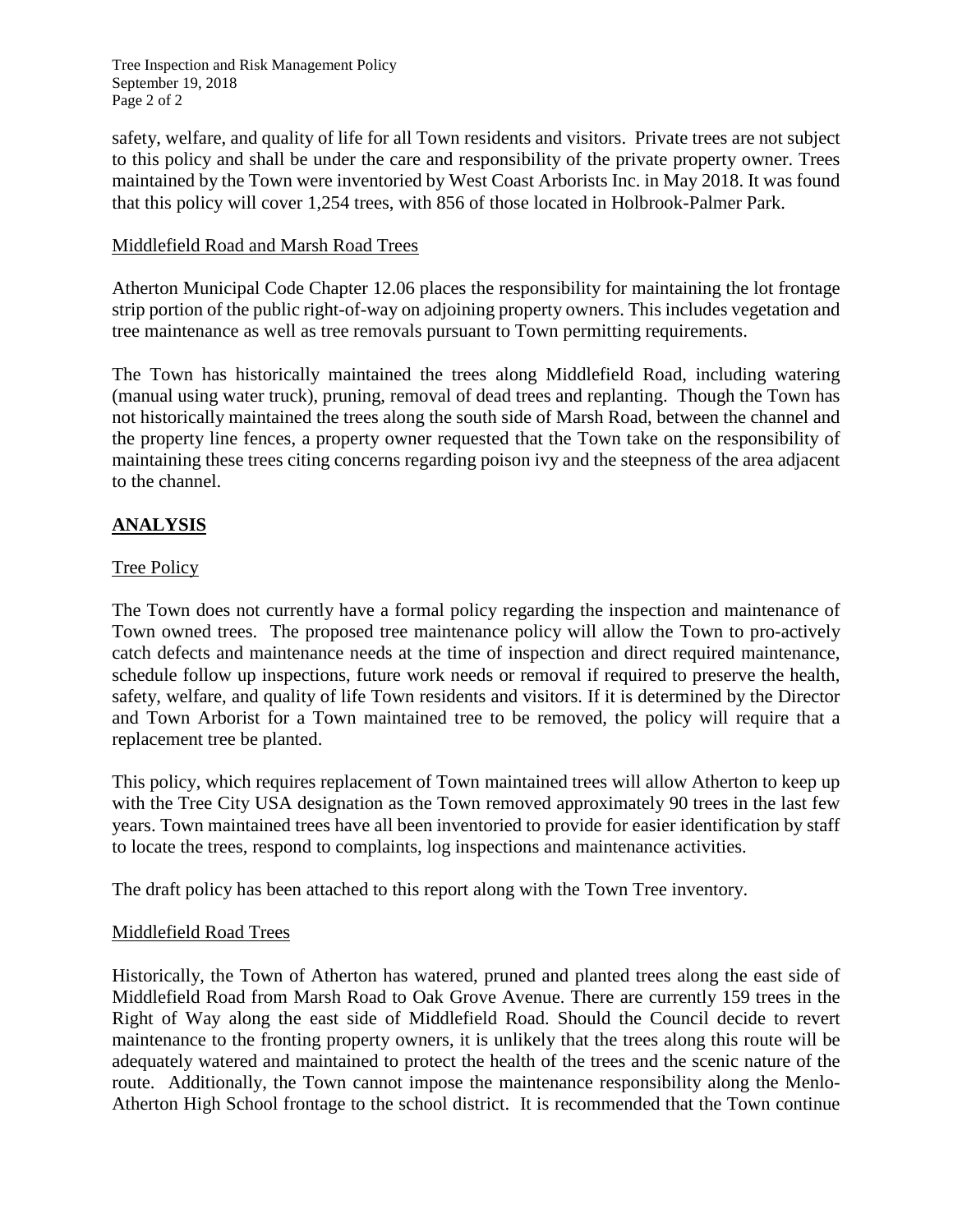safety, welfare, and quality of life for all Town residents and visitors. Private trees are not subject to this policy and shall be under the care and responsibility of the private property owner. Trees maintained by the Town were inventoried by West Coast Arborists Inc. in May 2018. It was found that this policy will cover 1,254 trees, with 856 of those located in Holbrook-Palmer Park.

Middlefield Road and Marsh Road Trees

Atherton Municipal Code Chapter 12.06 places the responsibility for maintaining the lot frontage strip portion of the public right-of-way on adjoining property owners. This includes vegetation and tree maintenance as well as tree removals pursuant to Town permitting requirements.

The Town has historically maintained the trees along Middlefield Road, including watering (manual using water truck), pruning, removal of dead trees and replanting. Though the Town has not historically maintained the trees along the south side of Marsh Road, between the channel and the property line fences, a property owner requested that the Town take on the responsibility of maintaining these trees citing concerns regarding poison ivy and the steepness of the area adjacent to the channel.

## ANALYSIS

Tree Policy

The Town does not currently have a formal policy regarding the inspection and maintenance of Town owned trees. The proposed tree maintenance policy will allow the Town to pro-actively catch defects and maintenance needs at the time of inspection and direct required maintenance, schedule follow up inspections, future work needs or removal if required to preserve the health, safety, welfare, and quality of life Town residents and visitors. If it is determined by the Director and Town Arborist for a Town maintained tree to be removed, the policy will require that a replacement tree be planted.

This policy, which requires replacement of Town maintained trees will allow Atherton to keep up with the Tree City USA designation as the Town removed approximately 90 trees in the last few years. Town maintained trees have all been inventoried to provide for easier identification by staff to locate the trees, respond to complaints, log inspections and maintenance activities.

The draft policy has been attached to this report along with the Town Tree inventory.

Middlefield Road Trees

Historically, the Town of Atherton has watered, pruned and planted trees along the east side of Middlefield Road from Marsh Road to Oak Grove Avenue. There are currently 159 trees in the Right of Way along the east side of Middlefield Road. Should the Council decide to revert maintenance to the fronting property owners, it is unlikely that the trees along this route will be adequately watered and maintained to protect the health of the trees and the scenic nature of the route. Additionally, the Town cannot impose the maintenance responsibility along the Menlo-Atherton High School frontage to the school district. It is recommended that the Town continue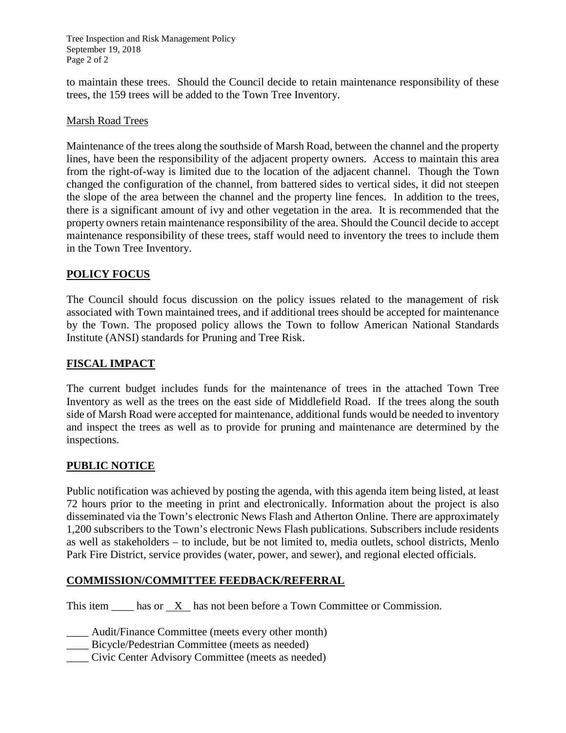to maintain these trees. Should the Council decide to retain maintenance responsibility of these trees, the 159 trees will be added to the Town Tree Inventory.

Marsh Road Trees

Maintenance of the trees along the southside of Marsh Road, between the channel and the property lines, have been the responsibility of the adjacent property owners. Access to maintain this area from the right-of-way is limited due to the location of the adjacent channel. Though the Town changed the configuration of the channel, from battered sides to vertical sides, it did not steepen the slope of the area between the channel and the property line fences. In addition to the trees, there is a significant amount of ivy and other vegetation in the area. It is recommended that the property owners retain maintenance responsibility of the area. Should the Council decide to accept maintenance responsibility of these trees, staff would need to inventory the trees to include them in the Town Tree Inventory.

## POLICY FOCUS

The Council should focus discussion on the policy issues related to the management of risk associated with Town maintained trees, and if additional trees should be accepted for maintenance by the Town. The proposed policy allows the Town to follow American National Standards Institute (ANSI) standards for Pruning and Tree Risk.

## FISCAL IMPACT

The current budget includes funds for the maintenance of trees in the attached Town Tree Inventory as well as the trees on the east side of Middlefield Road. If the trees along the south side of Marsh Road were accepted for maintenance, additional funds would be needed to inventory and inspect the trees as well as to provide for pruning and maintenance are determined by the inspections.

## PUBLIC NOTICE

Public notification was achieved by posting the agenda, with this agenda item being listed, at least 72 hours prior to the meeting in print and electronically. Information about the project is also disseminated via the Town's electronic News Flash and Atherton Online. There are approximately 1,200 subscribers to the Town's electronic News Flash publications. Subscribers include residents as well as stakeholders – to include, but be not limited to, media outlets, school districts, Menlo Park Fire District, service provides (water, power, and sewer), and regional elected officials.

## COMMISSION/COMMITTEE FEEDBACK/REFERRAL

This item ____ has or __X__ has not been before a Town Committee or Commission.

____ Audit/Finance Committee (meets every other month)
____ Bicycle/Pedestrian Committee (meets as needed)
____ Civic Center Advisory Committee (meets as needed)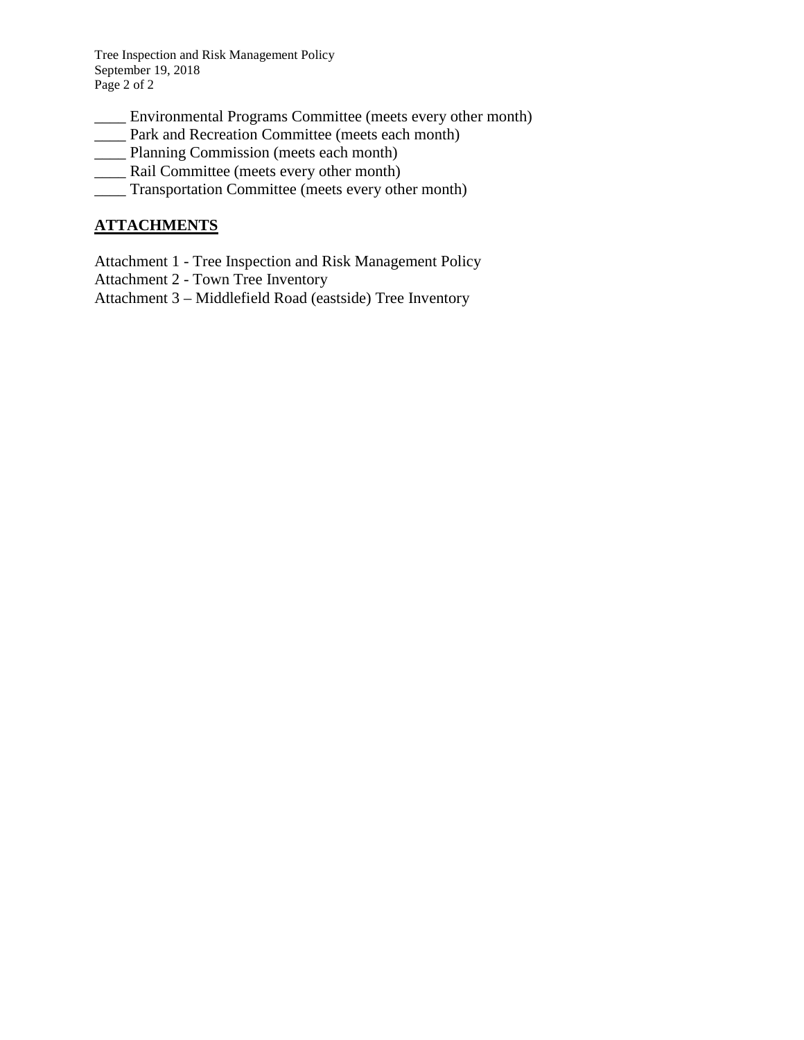____ Environmental Programs Committee (meets every other month)
____ Park and Recreation Committee (meets each month)
____ Planning Commission (meets each month)
____ Rail Committee (meets every other month)
____ Transportation Committee (meets every other month)

## ATTACHMENTS

Attachment 1 - Tree Inspection and Risk Management Policy
Attachment 2 - Town Tree Inventory
Attachment 3 – Middlefield Road (eastside) Tree Inventory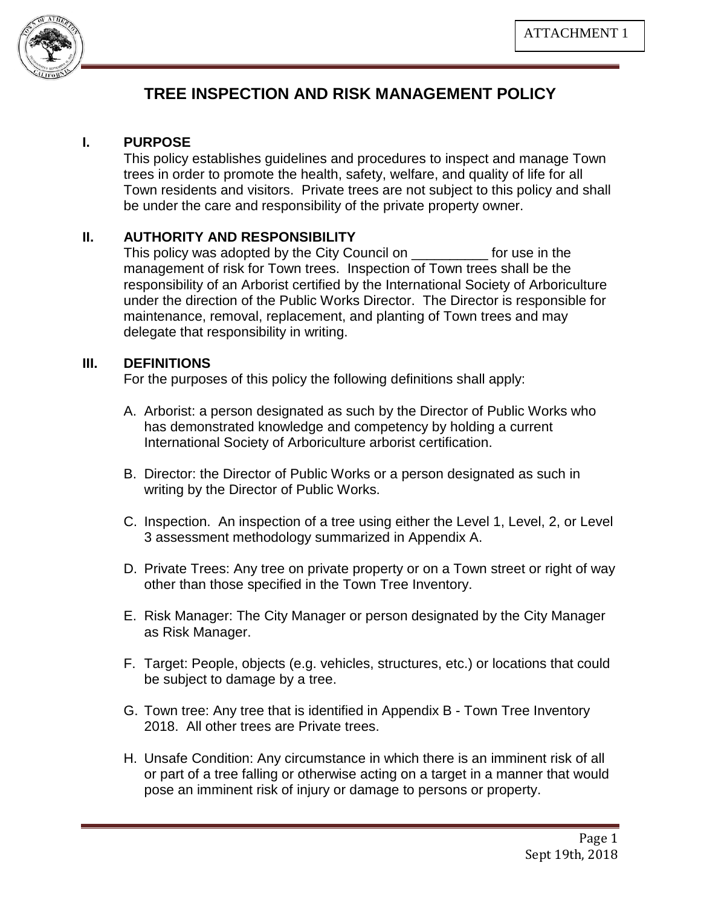ATTACHMENT 1

# TREE INSPECTION AND RISK MANAGEMENT POLICY

## I. PURPOSE

This policy establishes guidelines and procedures to inspect and manage Town trees in order to promote the health, safety, welfare, and quality of life for all Town residents and visitors. Private trees are not subject to this policy and shall be under the care and responsibility of the private property owner.

## II. AUTHORITY AND RESPONSIBILITY

This policy was adopted by the City Council on __________ for use in the management of risk for Town trees. Inspection of Town trees shall be the responsibility of an Arborist certified by the International Society of Arboriculture under the direction of the Public Works Director. The Director is responsible for maintenance, removal, replacement, and planting of Town trees and may delegate that responsibility in writing.

## III. DEFINITIONS

For the purposes of this policy the following definitions shall apply:

A. Arborist: a person designated as such by the Director of Public Works who has demonstrated knowledge and competency by holding a current International Society of Arboriculture arborist certification.

B. Director: the Director of Public Works or a person designated as such in writing by the Director of Public Works.

C. Inspection. An inspection of a tree using either the Level 1, Level, 2, or Level 3 assessment methodology summarized in Appendix A.

D. Private Trees: Any tree on private property or on a Town street or right of way other than those specified in the Town Tree Inventory.

E. Risk Manager: The City Manager or person designated by the City Manager as Risk Manager.

F. Target: People, objects (e.g. vehicles, structures, etc.) or locations that could be subject to damage by a tree.

G. Town tree: Any tree that is identified in Appendix B - Town Tree Inventory 2018. All other trees are Private trees.

H. Unsafe Condition: Any circumstance in which there is an imminent risk of all or part of a tree falling or otherwise acting on a target in a manner that would pose an imminent risk of injury or damage to persons or property.

Sept 19th, 2018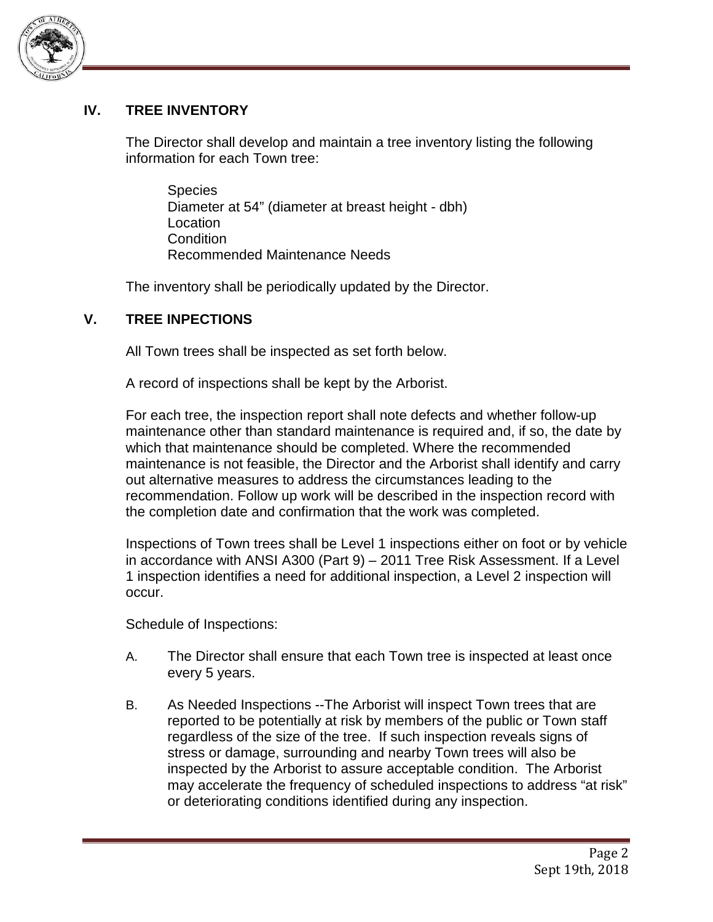## IV. TREE INVENTORY

The Director shall develop and maintain a tree inventory listing the following information for each Town tree:

Species
Diameter at 54" (diameter at breast height - dbh)
Location
Condition
Recommended Maintenance Needs

The inventory shall be periodically updated by the Director.

## V. TREE INPECTIONS

All Town trees shall be inspected as set forth below.

A record of inspections shall be kept by the Arborist.

For each tree, the inspection report shall note defects and whether follow-up maintenance other than standard maintenance is required and, if so, the date by which that maintenance should be completed. Where the recommended maintenance is not feasible, the Director and the Arborist shall identify and carry out alternative measures to address the circumstances leading to the recommendation. Follow up work will be described in the inspection record with the completion date and confirmation that the work was completed.

Inspections of Town trees shall be Level 1 inspections either on foot or by vehicle in accordance with ANSI A300 (Part 9) – 2011 Tree Risk Assessment. If a Level 1 inspection identifies a need for additional inspection, a Level 2 inspection will occur.

Schedule of Inspections:

A. The Director shall ensure that each Town tree is inspected at least once every 5 years.

B. As Needed Inspections --The Arborist will inspect Town trees that are reported to be potentially at risk by members of the public or Town staff regardless of the size of the tree. If such inspection reveals signs of stress or damage, surrounding and nearby Town trees will also be inspected by the Arborist to assure acceptable condition. The Arborist may accelerate the frequency of scheduled inspections to address "at risk" or deteriorating conditions identified during any inspection.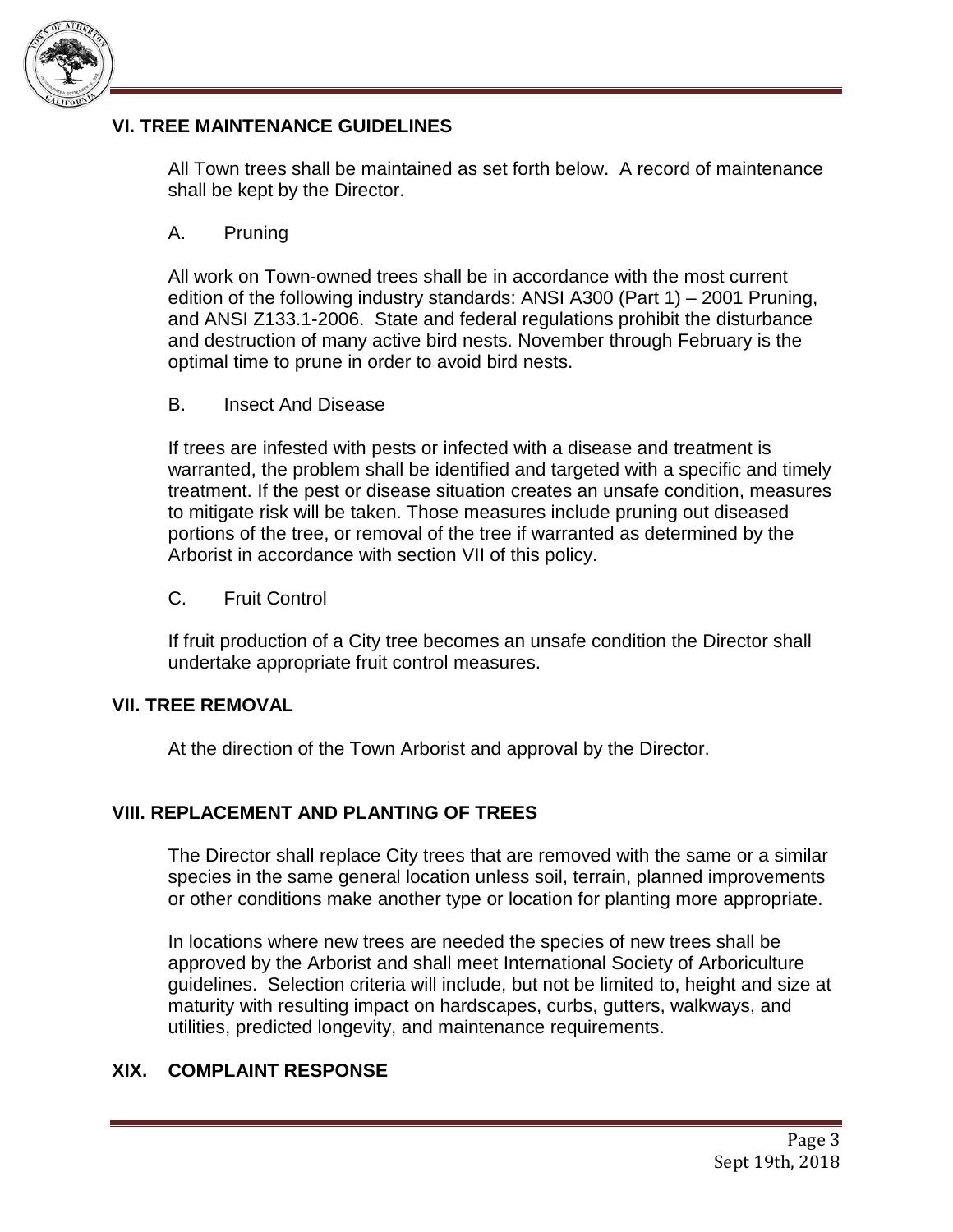## VI. TREE MAINTENANCE GUIDELINES

All Town trees shall be maintained as set forth below. A record of maintenance shall be kept by the Director.

### A. Pruning

All work on Town-owned trees shall be in accordance with the most current edition of the following industry standards: ANSI A300 (Part 1) – 2001 Pruning, and ANSI Z133.1-2006. State and federal regulations prohibit the disturbance and destruction of many active bird nests. November through February is the optimal time to prune in order to avoid bird nests.

### B. Insect And Disease

If trees are infested with pests or infected with a disease and treatment is warranted, the problem shall be identified and targeted with a specific and timely treatment. If the pest or disease situation creates an unsafe condition, measures to mitigate risk will be taken. Those measures include pruning out diseased portions of the tree, or removal of the tree if warranted as determined by the Arborist in accordance with section VII of this policy.

### C. Fruit Control

If fruit production of a City tree becomes an unsafe condition the Director shall undertake appropriate fruit control measures.

## VII. TREE REMOVAL

At the direction of the Town Arborist and approval by the Director.

## VIII. REPLACEMENT AND PLANTING OF TREES

The Director shall replace City trees that are removed with the same or a similar species in the same general location unless soil, terrain, planned improvements or other conditions make another type or location for planting more appropriate.

In locations where new trees are needed the species of new trees shall be approved by the Arborist and shall meet International Society of Arboriculture guidelines. Selection criteria will include, but not be limited to, height and size at maturity with resulting impact on hardscapes, curbs, gutters, walkways, and utilities, predicted longevity, and maintenance requirements.

## XIX. COMPLAINT RESPONSE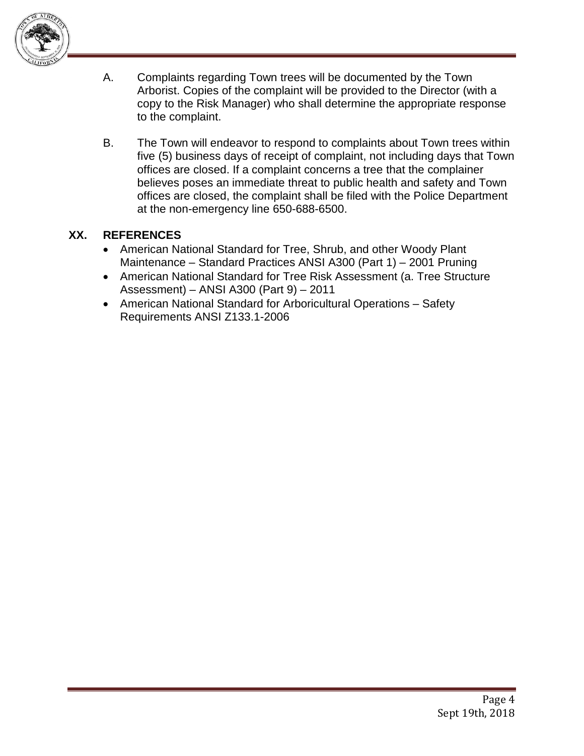A. Complaints regarding Town trees will be documented by the Town Arborist. Copies of the complaint will be provided to the Director (with a copy to the Risk Manager) who shall determine the appropriate response to the complaint.

B. The Town will endeavor to respond to complaints about Town trees within five (5) business days of receipt of complaint, not including days that Town offices are closed. If a complaint concerns a tree that the complainer believes poses an immediate threat to public health and safety and Town offices are closed, the complaint shall be filed with the Police Department at the non-emergency line 650-688-6500.

## XX. REFERENCES

- American National Standard for Tree, Shrub, and other Woody Plant Maintenance – Standard Practices ANSI A300 (Part 1) – 2001 Pruning
- American National Standard for Tree Risk Assessment (a. Tree Structure Assessment) – ANSI A300 (Part 9) – 2011
- American National Standard for Arboricultural Operations – Safety Requirements ANSI Z133.1-2006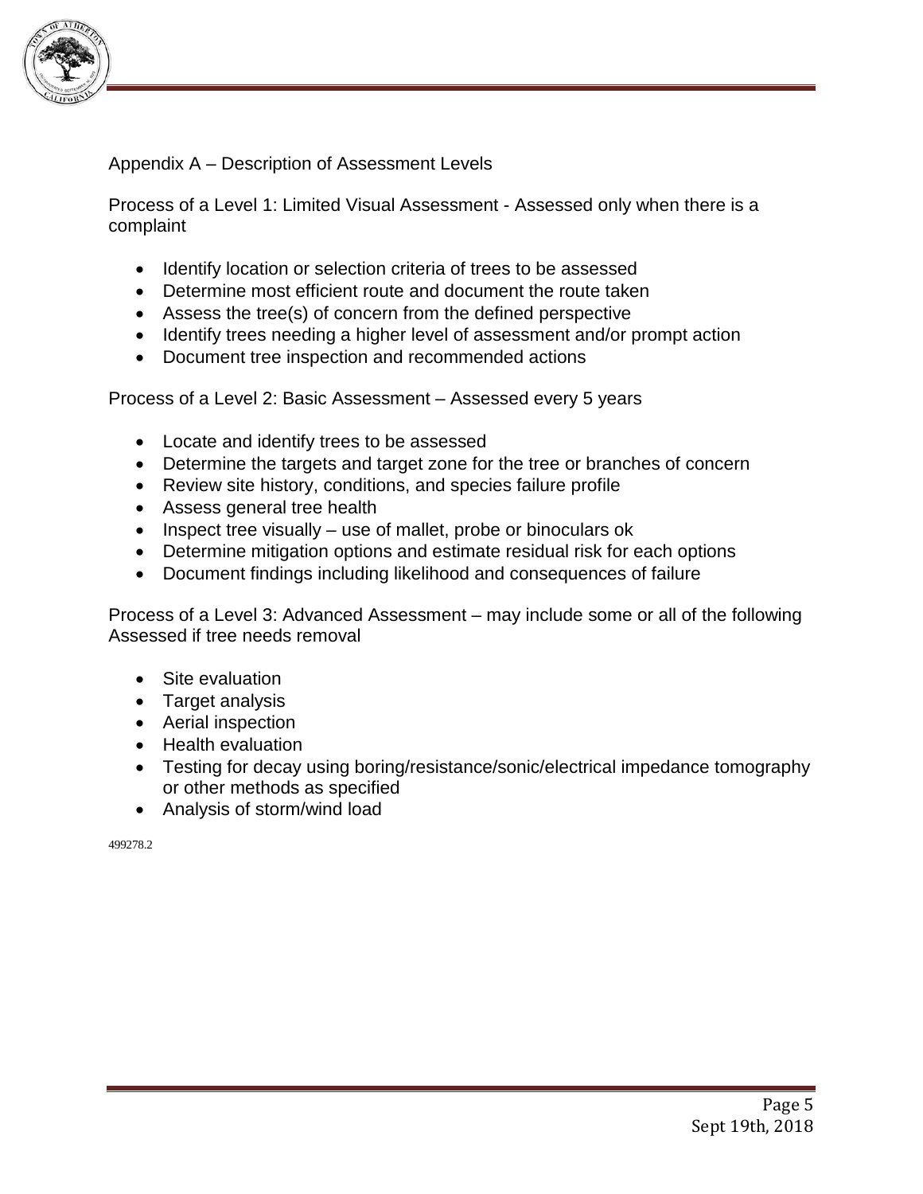Appendix A – Description of Assessment Levels

Process of a Level 1: Limited Visual Assessment - Assessed only when there is a complaint

- Identify location or selection criteria of trees to be assessed
- Determine most efficient route and document the route taken
- Assess the tree(s) of concern from the defined perspective
- Identify trees needing a higher level of assessment and/or prompt action
- Document tree inspection and recommended actions

Process of a Level 2: Basic Assessment – Assessed every 5 years

- Locate and identify trees to be assessed
- Determine the targets and target zone for the tree or branches of concern
- Review site history, conditions, and species failure profile
- Assess general tree health
- Inspect tree visually – use of mallet, probe or binoculars ok
- Determine mitigation options and estimate residual risk for each options
- Document findings including likelihood and consequences of failure

Process of a Level 3: Advanced Assessment – may include some or all of the following Assessed if tree needs removal

- Site evaluation
- Target analysis
- Aerial inspection
- Health evaluation
- Testing for decay using boring/resistance/sonic/electrical impedance tomography or other methods as specified
- Analysis of storm/wind load

499278.2

Sept 19th, 2018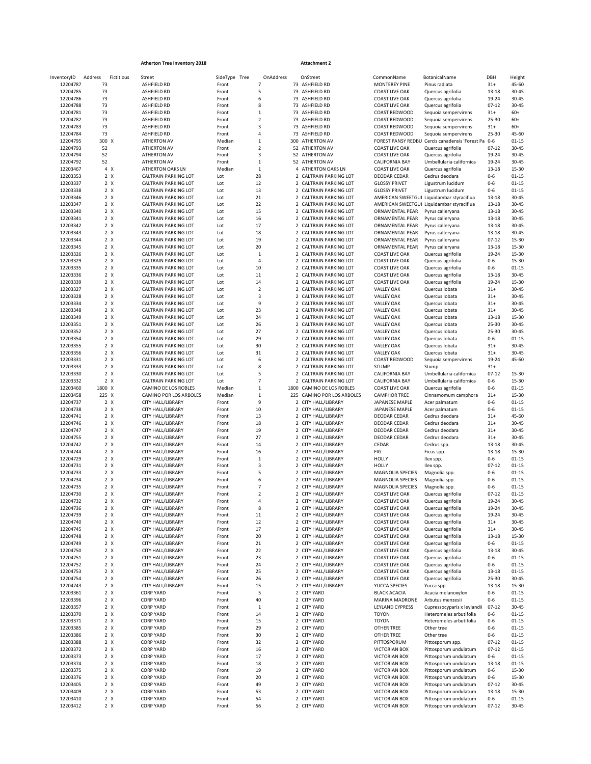**Atherton Tree Inventory 2018** **Attachment 2**

| InventoryID | Address | Fictitious | Street | SideType | Tree | OnAddress | OnStreet | CommonName | BotanicalName | DBH | Height |
|---|---|---|---|---|---|---|---|---|---|---|---|
| 12204787 | 73 | | ASHFIELD RD | Front | 7 | 73 | ASHFIELD RD | MONTEREY PINE | Pinus radiata | 31+ | 45-60 |
| 12204785 | 73 | | ASHFIELD RD | Front | 5 | 73 | ASHFIELD RD | COAST LIVE OAK | Quercus agrifolia | 13-18 | 30-45 |
| 12204786 | 73 | | ASHFIELD RD | Front | 6 | 73 | ASHFIELD RD | COAST LIVE OAK | Quercus agrifolia | 19-24 | 30-45 |
| 12204788 | 73 | | ASHFIELD RD | Front | 8 | 73 | ASHFIELD RD | COAST LIVE OAK | Quercus agrifolia | 07-12 | 30-45 |
| 12204781 | 73 | | ASHFIELD RD | Front | 1 | 73 | ASHFIELD RD | COAST REDWOOD | Sequoia sempervirens | 31+ | 60+ |
| 12204782 | 73 | | ASHFIELD RD | Front | 2 | 73 | ASHFIELD RD | COAST REDWOOD | Sequoia sempervirens | 25-30 | 60+ |
| 12204783 | 73 | | ASHFIELD RD | Front | 3 | 73 | ASHFIELD RD | COAST REDWOOD | Sequoia sempervirens | 31+ | 60+ |
| 12204784 | 73 | | ASHFIELD RD | Front | 4 | 73 | ASHFIELD RD | COAST REDWOOD | Sequoia sempervirens | 25-30 | 45-60 |
| 12204795 | 300 | X | ATHERTON AV | Median | 1 | 300 | ATHERTON AV | FOREST PANSY REDBU | Cercis canadensis 'Forest Pa | 0-6 | 01-15 |
| 12204793 | 52 | | ATHERTON AV | Front | 2 | 52 | ATHERTON AV | COAST LIVE OAK | Quercus agrifolia | 07-12 | 30-45 |
| 12204794 | 52 | | ATHERTON AV | Front | 3 | 52 | ATHERTON AV | COAST LIVE OAK | Quercus agrifolia | 19-24 | 30-45 |
| 12204792 | 52 | | ATHERTON AV | Front | 1 | 52 | ATHERTON AV | CALIFORNIA BAY | Umbellularia californica | 19-24 | 30-45 |
| 12203467 | 4 | X | ATHERTON OAKS LN | Median | 1 | 4 | ATHERTON OAKS LN | COAST LIVE OAK | Quercus agrifolia | 13-18 | 15-30 |
| 12203353 | 2 | X | CALTRAIN PARKING LOT | Lot | 28 | 2 | CALTRAIN PARKING LOT | DEODAR CEDAR | Cedrus deodara | 0-6 | 01-15 |
| 12203337 | 2 | X | CALTRAIN PARKING LOT | Lot | 12 | 2 | CALTRAIN PARKING LOT | GLOSSY PRIVET | Ligustrum lucidum | 0-6 | 01-15 |
| 12203338 | 2 | X | CALTRAIN PARKING LOT | Lot | 13 | 2 | CALTRAIN PARKING LOT | GLOSSY PRIVET | Ligustrum lucidum | 0-6 | 01-15 |
| 12203346 | 2 | X | CALTRAIN PARKING LOT | Lot | 21 | 2 | CALTRAIN PARKING LOT | AMERICAN SWEETGUI | Liquidambar styraciflua | 13-18 | 30-45 |
| 12203347 | 2 | X | CALTRAIN PARKING LOT | Lot | 22 | 2 | CALTRAIN PARKING LOT | AMERICAN SWEETGUI | Liquidambar styraciflua | 13-18 | 30-45 |
| 12203340 | 2 | X | CALTRAIN PARKING LOT | Lot | 15 | 2 | CALTRAIN PARKING LOT | ORNAMENTAL PEAR | Pyrus calleryana | 13-18 | 30-45 |
| 12203341 | 2 | X | CALTRAIN PARKING LOT | Lot | 16 | 2 | CALTRAIN PARKING LOT | ORNAMENTAL PEAR | Pyrus calleryana | 13-18 | 30-45 |
| 12203342 | 2 | X | CALTRAIN PARKING LOT | Lot | 17 | 2 | CALTRAIN PARKING LOT | ORNAMENTAL PEAR | Pyrus calleryana | 13-18 | 30-45 |
| 12203343 | 2 | X | CALTRAIN PARKING LOT | Lot | 18 | 2 | CALTRAIN PARKING LOT | ORNAMENTAL PEAR | Pyrus calleryana | 13-18 | 30-45 |
| 12203344 | 2 | X | CALTRAIN PARKING LOT | Lot | 19 | 2 | CALTRAIN PARKING LOT | ORNAMENTAL PEAR | Pyrus calleryana | 07-12 | 15-30 |
| 12203345 | 2 | X | CALTRAIN PARKING LOT | Lot | 20 | 2 | CALTRAIN PARKING LOT | ORNAMENTAL PEAR | Pyrus calleryana | 13-18 | 15-30 |
| 12203326 | 2 | X | CALTRAIN PARKING LOT | Lot | 1 | 2 | CALTRAIN PARKING LOT | COAST LIVE OAK | Quercus agrifolia | 19-24 | 15-30 |
| 12203329 | 2 | X | CALTRAIN PARKING LOT | Lot | 4 | 2 | CALTRAIN PARKING LOT | COAST LIVE OAK | Quercus agrifolia | 0-6 | 15-30 |
| 12203335 | 2 | X | CALTRAIN PARKING LOT | Lot | 10 | 2 | CALTRAIN PARKING LOT | COAST LIVE OAK | Quercus agrifolia | 0-6 | 01-15 |
| 12203336 | 2 | X | CALTRAIN PARKING LOT | Lot | 11 | 2 | CALTRAIN PARKING LOT | COAST LIVE OAK | Quercus agrifolia | 13-18 | 30-45 |
| 12203339 | 2 | X | CALTRAIN PARKING LOT | Lot | 14 | 2 | CALTRAIN PARKING LOT | COAST LIVE OAK | Quercus agrifolia | 19-24 | 15-30 |
| 12203327 | 2 | X | CALTRAIN PARKING LOT | Lot | 2 | 2 | CALTRAIN PARKING LOT | VALLEY OAK | Quercus lobata | 31+ | 30-45 |
| 12203328 | 2 | X | CALTRAIN PARKING LOT | Lot | 3 | 2 | CALTRAIN PARKING LOT | VALLEY OAK | Quercus lobata | 31+ | 30-45 |
| 12203334 | 2 | X | CALTRAIN PARKING LOT | Lot | 9 | 2 | CALTRAIN PARKING LOT | VALLEY OAK | Quercus lobata | 31+ | 30-45 |
| 12203348 | 2 | X | CALTRAIN PARKING LOT | Lot | 23 | 2 | CALTRAIN PARKING LOT | VALLEY OAK | Quercus lobata | 31+ | 30-45 |
| 12203349 | 2 | X | CALTRAIN PARKING LOT | Lot | 24 | 2 | CALTRAIN PARKING LOT | VALLEY OAK | Quercus lobata | 13-18 | 15-30 |
| 12203351 | 2 | X | CALTRAIN PARKING LOT | Lot | 26 | 2 | CALTRAIN PARKING LOT | VALLEY OAK | Quercus lobata | 25-30 | 30-45 |
| 12203352 | 2 | X | CALTRAIN PARKING LOT | Lot | 27 | 2 | CALTRAIN PARKING LOT | VALLEY OAK | Quercus lobata | 25-30 | 30-45 |
| 12203354 | 2 | X | CALTRAIN PARKING LOT | Lot | 29 | 2 | CALTRAIN PARKING LOT | VALLEY OAK | Quercus lobata | 0-6 | 01-15 |
| 12203355 | 2 | X | CALTRAIN PARKING LOT | Lot | 30 | 2 | CALTRAIN PARKING LOT | VALLEY OAK | Quercus lobata | 31+ | 30-45 |
| 12203356 | 2 | X | CALTRAIN PARKING LOT | Lot | 31 | 2 | CALTRAIN PARKING LOT | VALLEY OAK | Quercus lobata | 31+ | 30-45 |
| 12203331 | 2 | X | CALTRAIN PARKING LOT | Lot | 6 | 2 | CALTRAIN PARKING LOT | COAST REDWOOD | Sequoia sempervirens | 19-24 | 45-60 |
| 12203333 | 2 | X | CALTRAIN PARKING LOT | Lot | 8 | 2 | CALTRAIN PARKING LOT | STUMP | Stump | 31+ | --- |
| 12203330 | 2 | X | CALTRAIN PARKING LOT | Lot | 5 | 2 | CALTRAIN PARKING LOT | CALIFORNIA BAY | Umbellularia californica | 07-12 | 15-30 |
| 12203332 | 2 | X | CALTRAIN PARKING LOT | Lot | 7 | 2 | CALTRAIN PARKING LOT | CALIFORNIA BAY | Umbellularia californica | 0-6 | 15-30 |
| 12203460 | 1800 | X | CAMINO DE LOS ROBLES | Median | 1 | 1800 | CAMINO DE LOS ROBLES | COAST LIVE OAK | Quercus agrifolia | 0-6 | 01-15 |
| 12203458 | 225 | X | CAMINO POR LOS ARBOLES | Median | 1 | 225 | CAMINO POR LOS ARBOLES | CAMPHOR TREE | Cinnamomum camphora | 31+ | 15-30 |
| 12204737 | 2 | X | CITY HALL/LIBRARY | Front | 9 | 2 | CITY HALL/LIBRARY | JAPANESE MAPLE | Acer palmatum | 0-6 | 01-15 |
| 12204738 | 2 | X | CITY HALL/LIBRARY | Front | 10 | 2 | CITY HALL/LIBRARY | JAPANESE MAPLE | Acer palmatum | 0-6 | 01-15 |
| 12204741 | 2 | X | CITY HALL/LIBRARY | Front | 13 | 2 | CITY HALL/LIBRARY | DEODAR CEDAR | Cedrus deodara | 31+ | 45-60 |
| 12204746 | 2 | X | CITY HALL/LIBRARY | Front | 18 | 2 | CITY HALL/LIBRARY | DEODAR CEDAR | Cedrus deodara | 31+ | 30-45 |
| 12204747 | 2 | X | CITY HALL/LIBRARY | Front | 19 | 2 | CITY HALL/LIBRARY | DEODAR CEDAR | Cedrus deodara | 31+ | 30-45 |
| 12204755 | 2 | X | CITY HALL/LIBRARY | Front | 27 | 2 | CITY HALL/LIBRARY | DEODAR CEDAR | Cedrus deodara | 31+ | 30-45 |
| 12204742 | 2 | X | CITY HALL/LIBRARY | Front | 14 | 2 | CITY HALL/LIBRARY | CEDAR | Cedrus spp. | 13-18 | 30-45 |
| 12204744 | 2 | X | CITY HALL/LIBRARY | Front | 16 | 2 | CITY HALL/LIBRARY | FIG | Ficus spp. | 13-18 | 15-30 |
| 12204729 | 2 | X | CITY HALL/LIBRARY | Front | 1 | 2 | CITY HALL/LIBRARY | HOLLY | Ilex spp. | 0-6 | 01-15 |
| 12204731 | 2 | X | CITY HALL/LIBRARY | Front | 3 | 2 | CITY HALL/LIBRARY | HOLLY | Ilex spp. | 07-12 | 01-15 |
| 12204733 | 2 | X | CITY HALL/LIBRARY | Front | 5 | 2 | CITY HALL/LIBRARY | MAGNOLIA SPECIES | Magnolia spp. | 0-6 | 01-15 |
| 12204734 | 2 | X | CITY HALL/LIBRARY | Front | 6 | 2 | CITY HALL/LIBRARY | MAGNOLIA SPECIES | Magnolia spp. | 0-6 | 01-15 |
| 12204735 | 2 | X | CITY HALL/LIBRARY | Front | 7 | 2 | CITY HALL/LIBRARY | MAGNOLIA SPECIES | Magnolia spp. | 0-6 | 01-15 |
| 12204730 | 2 | X | CITY HALL/LIBRARY | Front | 2 | 2 | CITY HALL/LIBRARY | COAST LIVE OAK | Quercus agrifolia | 07-12 | 01-15 |
| 12204732 | 2 | X | CITY HALL/LIBRARY | Front | 4 | 2 | CITY HALL/LIBRARY | COAST LIVE OAK | Quercus agrifolia | 19-24 | 30-45 |
| 12204736 | 2 | X | CITY HALL/LIBRARY | Front | 8 | 2 | CITY HALL/LIBRARY | COAST LIVE OAK | Quercus agrifolia | 19-24 | 30-45 |
| 12204739 | 2 | X | CITY HALL/LIBRARY | Front | 11 | 2 | CITY HALL/LIBRARY | COAST LIVE OAK | Quercus agrifolia | 19-24 | 30-45 |
| 12204740 | 2 | X | CITY HALL/LIBRARY | Front | 12 | 2 | CITY HALL/LIBRARY | COAST LIVE OAK | Quercus agrifolia | 31+ | 30-45 |
| 12204745 | 2 | X | CITY HALL/LIBRARY | Front | 17 | 2 | CITY HALL/LIBRARY | COAST LIVE OAK | Quercus agrifolia | 31+ | 30-45 |
| 12204748 | 2 | X | CITY HALL/LIBRARY | Front | 20 | 2 | CITY HALL/LIBRARY | COAST LIVE OAK | Quercus agrifolia | 13-18 | 15-30 |
| 12204749 | 2 | X | CITY HALL/LIBRARY | Front | 21 | 2 | CITY HALL/LIBRARY | COAST LIVE OAK | Quercus agrifolia | 0-6 | 01-15 |
| 12204750 | 2 | X | CITY HALL/LIBRARY | Front | 22 | 2 | CITY HALL/LIBRARY | COAST LIVE OAK | Quercus agrifolia | 13-18 | 30-45 |
| 12204751 | 2 | X | CITY HALL/LIBRARY | Front | 23 | 2 | CITY HALL/LIBRARY | COAST LIVE OAK | Quercus agrifolia | 0-6 | 01-15 |
| 12204752 | 2 | X | CITY HALL/LIBRARY | Front | 24 | 2 | CITY HALL/LIBRARY | COAST LIVE OAK | Quercus agrifolia | 0-6 | 01-15 |
| 12204753 | 2 | X | CITY HALL/LIBRARY | Front | 25 | 2 | CITY HALL/LIBRARY | COAST LIVE OAK | Quercus agrifolia | 13-18 | 01-15 |
| 12204754 | 2 | X | CITY HALL/LIBRARY | Front | 26 | 2 | CITY HALL/LIBRARY | COAST LIVE OAK | Quercus agrifolia | 25-30 | 30-45 |
| 12204743 | 2 | X | CITY HALL/LIBRARY | Front | 15 | 2 | CITY HALL/LIBRARY | YUCCA SPECIES | Yucca spp. | 13-18 | 15-30 |
| 12203361 | 2 | X | CORP YARD | Front | 5 | 2 | CITY YARD | BLACK ACACIA | Acacia melanoxylon | 0-6 | 01-15 |
| 12203396 | 2 | X | CORP YARD | Front | 40 | 2 | CITY YARD | MARINA MADRONE | Arbutus menzesii | 0-6 | 01-15 |
| 12203357 | 2 | X | CORP YARD | Front | 1 | 2 | CITY YARD | LEYLAND CYPRESS | Cupressocyparis x leylandii | 07-12 | 30-45 |
| 12203370 | 2 | X | CORP YARD | Front | 14 | 2 | CITY YARD | TOYON | Heteromeles arbutifolia | 0-6 | 01-15 |
| 12203371 | 2 | X | CORP YARD | Front | 15 | 2 | CITY YARD | TOYON | Heteromeles arbutifolia | 0-6 | 01-15 |
| 12203385 | 2 | X | CORP YARD | Front | 29 | 2 | CITY YARD | OTHER TREE | Other tree | 0-6 | 01-15 |
| 12203386 | 2 | X | CORP YARD | Front | 30 | 2 | CITY YARD | OTHER TREE | Other tree | 0-6 | 01-15 |
| 12203388 | 2 | X | CORP YARD | Front | 32 | 2 | CITY YARD | PITTOSPORUM | Pittosporum spp. | 07-12 | 01-15 |
| 12203372 | 2 | X | CORP YARD | Front | 16 | 2 | CITY YARD | VICTORIAN BOX | Pittosporum undulatum | 07-12 | 01-15 |
| 12203373 | 2 | X | CORP YARD | Front | 17 | 2 | CITY YARD | VICTORIAN BOX | Pittosporum undulatum | 0-6 | 01-15 |
| 12203374 | 2 | X | CORP YARD | Front | 18 | 2 | CITY YARD | VICTORIAN BOX | Pittosporum undulatum | 13-18 | 01-15 |
| 12203375 | 2 | X | CORP YARD | Front | 19 | 2 | CITY YARD | VICTORIAN BOX | Pittosporum undulatum | 0-6 | 15-30 |
| 12203376 | 2 | X | CORP YARD | Front | 20 | 2 | CITY YARD | VICTORIAN BOX | Pittosporum undulatum | 0-6 | 15-30 |
| 12203405 | 2 | X | CORP YARD | Front | 49 | 2 | CITY YARD | VICTORIAN BOX | Pittosporum undulatum | 07-12 | 30-45 |
| 12203409 | 2 | X | CORP YARD | Front | 53 | 2 | CITY YARD | VICTORIAN BOX | Pittosporum undulatum | 13-18 | 15-30 |
| 12203410 | 2 | X | CORP YARD | Front | 54 | 2 | CITY YARD | VICTORIAN BOX | Pittosporum undulatum | 0-6 | 01-15 |
| 12203412 | 2 | X | CORP YARD | Front | 56 | 2 | CITY YARD | VICTORIAN BOX | Pittosporum undulatum | 07-12 | 30-45 |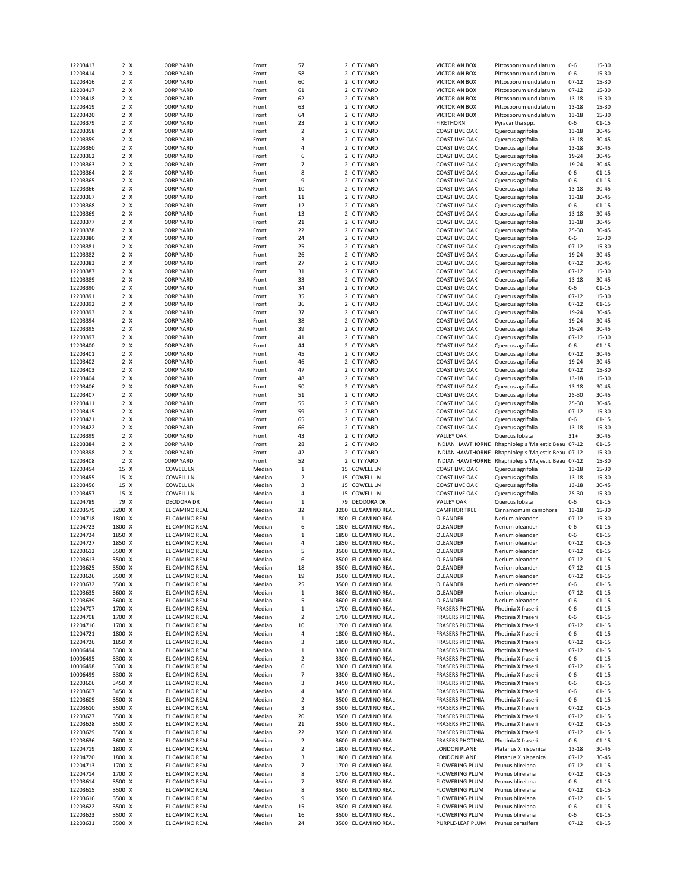| | | | | | | | | | | | |
|---|---|---|---|---|---|---|---|---|---|---|---|
| 12203413 | 2 | X | CORP YARD | Front | 57 | 2 | CITY YARD | VICTORIAN BOX | Pittosporum undulatum | 0-6 | 15-30 |
| 12203414 | 2 | X | CORP YARD | Front | 58 | 2 | CITY YARD | VICTORIAN BOX | Pittosporum undulatum | 0-6 | 15-30 |
| 12203416 | 2 | X | CORP YARD | Front | 60 | 2 | CITY YARD | VICTORIAN BOX | Pittosporum undulatum | 07-12 | 15-30 |
| 12203417 | 2 | X | CORP YARD | Front | 61 | 2 | CITY YARD | VICTORIAN BOX | Pittosporum undulatum | 07-12 | 15-30 |
| 12203418 | 2 | X | CORP YARD | Front | 62 | 2 | CITY YARD | VICTORIAN BOX | Pittosporum undulatum | 13-18 | 15-30 |
| 12203419 | 2 | X | CORP YARD | Front | 63 | 2 | CITY YARD | VICTORIAN BOX | Pittosporum undulatum | 13-18 | 15-30 |
| 12203420 | 2 | X | CORP YARD | Front | 64 | 2 | CITY YARD | VICTORIAN BOX | Pittosporum undulatum | 13-18 | 15-30 |
| 12203379 | 2 | X | CORP YARD | Front | 23 | 2 | CITY YARD | FIRETHORN | Pyracantha spp. | 0-6 | 01-15 |
| 12203358 | 2 | X | CORP YARD | Front | 2 | 2 | CITY YARD | COAST LIVE OAK | Quercus agrifolia | 13-18 | 30-45 |
| 12203359 | 2 | X | CORP YARD | Front | 3 | 2 | CITY YARD | COAST LIVE OAK | Quercus agrifolia | 13-18 | 30-45 |
| 12203360 | 2 | X | CORP YARD | Front | 4 | 2 | CITY YARD | COAST LIVE OAK | Quercus agrifolia | 13-18 | 30-45 |
| 12203362 | 2 | X | CORP YARD | Front | 6 | 2 | CITY YARD | COAST LIVE OAK | Quercus agrifolia | 19-24 | 30-45 |
| 12203363 | 2 | X | CORP YARD | Front | 7 | 2 | CITY YARD | COAST LIVE OAK | Quercus agrifolia | 19-24 | 30-45 |
| 12203364 | 2 | X | CORP YARD | Front | 8 | 2 | CITY YARD | COAST LIVE OAK | Quercus agrifolia | 0-6 | 01-15 |
| 12203365 | 2 | X | CORP YARD | Front | 9 | 2 | CITY YARD | COAST LIVE OAK | Quercus agrifolia | 0-6 | 01-15 |
| 12203366 | 2 | X | CORP YARD | Front | 10 | 2 | CITY YARD | COAST LIVE OAK | Quercus agrifolia | 13-18 | 30-45 |
| 12203367 | 2 | X | CORP YARD | Front | 11 | 2 | CITY YARD | COAST LIVE OAK | Quercus agrifolia | 13-18 | 30-45 |
| 12203368 | 2 | X | CORP YARD | Front | 12 | 2 | CITY YARD | COAST LIVE OAK | Quercus agrifolia | 0-6 | 01-15 |
| 12203369 | 2 | X | CORP YARD | Front | 13 | 2 | CITY YARD | COAST LIVE OAK | Quercus agrifolia | 13-18 | 30-45 |
| 12203377 | 2 | X | CORP YARD | Front | 21 | 2 | CITY YARD | COAST LIVE OAK | Quercus agrifolia | 13-18 | 30-45 |
| 12203378 | 2 | X | CORP YARD | Front | 22 | 2 | CITY YARD | COAST LIVE OAK | Quercus agrifolia | 25-30 | 30-45 |
| 12203380 | 2 | X | CORP YARD | Front | 24 | 2 | CITY YARD | COAST LIVE OAK | Quercus agrifolia | 0-6 | 15-30 |
| 12203381 | 2 | X | CORP YARD | Front | 25 | 2 | CITY YARD | COAST LIVE OAK | Quercus agrifolia | 07-12 | 15-30 |
| 12203382 | 2 | X | CORP YARD | Front | 26 | 2 | CITY YARD | COAST LIVE OAK | Quercus agrifolia | 19-24 | 30-45 |
| 12203383 | 2 | X | CORP YARD | Front | 27 | 2 | CITY YARD | COAST LIVE OAK | Quercus agrifolia | 07-12 | 30-45 |
| 12203387 | 2 | X | CORP YARD | Front | 31 | 2 | CITY YARD | COAST LIVE OAK | Quercus agrifolia | 07-12 | 15-30 |
| 12203389 | 2 | X | CORP YARD | Front | 33 | 2 | CITY YARD | COAST LIVE OAK | Quercus agrifolia | 13-18 | 30-45 |
| 12203390 | 2 | X | CORP YARD | Front | 34 | 2 | CITY YARD | COAST LIVE OAK | Quercus agrifolia | 0-6 | 01-15 |
| 12203391 | 2 | X | CORP YARD | Front | 35 | 2 | CITY YARD | COAST LIVE OAK | Quercus agrifolia | 07-12 | 15-30 |
| 12203392 | 2 | X | CORP YARD | Front | 36 | 2 | CITY YARD | COAST LIVE OAK | Quercus agrifolia | 07-12 | 01-15 |
| 12203393 | 2 | X | CORP YARD | Front | 37 | 2 | CITY YARD | COAST LIVE OAK | Quercus agrifolia | 19-24 | 30-45 |
| 12203394 | 2 | X | CORP YARD | Front | 38 | 2 | CITY YARD | COAST LIVE OAK | Quercus agrifolia | 19-24 | 30-45 |
| 12203395 | 2 | X | CORP YARD | Front | 39 | 2 | CITY YARD | COAST LIVE OAK | Quercus agrifolia | 19-24 | 30-45 |
| 12203397 | 2 | X | CORP YARD | Front | 41 | 2 | CITY YARD | COAST LIVE OAK | Quercus agrifolia | 07-12 | 15-30 |
| 12203400 | 2 | X | CORP YARD | Front | 44 | 2 | CITY YARD | COAST LIVE OAK | Quercus agrifolia | 0-6 | 01-15 |
| 12203401 | 2 | X | CORP YARD | Front | 45 | 2 | CITY YARD | COAST LIVE OAK | Quercus agrifolia | 07-12 | 30-45 |
| 12203402 | 2 | X | CORP YARD | Front | 46 | 2 | CITY YARD | COAST LIVE OAK | Quercus agrifolia | 19-24 | 30-45 |
| 12203403 | 2 | X | CORP YARD | Front | 47 | 2 | CITY YARD | COAST LIVE OAK | Quercus agrifolia | 07-12 | 15-30 |
| 12203404 | 2 | X | CORP YARD | Front | 48 | 2 | CITY YARD | COAST LIVE OAK | Quercus agrifolia | 13-18 | 15-30 |
| 12203406 | 2 | X | CORP YARD | Front | 50 | 2 | CITY YARD | COAST LIVE OAK | Quercus agrifolia | 13-18 | 30-45 |
| 12203407 | 2 | X | CORP YARD | Front | 51 | 2 | CITY YARD | COAST LIVE OAK | Quercus agrifolia | 25-30 | 30-45 |
| 12203411 | 2 | X | CORP YARD | Front | 55 | 2 | CITY YARD | COAST LIVE OAK | Quercus agrifolia | 25-30 | 30-45 |
| 12203415 | 2 | X | CORP YARD | Front | 59 | 2 | CITY YARD | COAST LIVE OAK | Quercus agrifolia | 07-12 | 15-30 |
| 12203421 | 2 | X | CORP YARD | Front | 65 | 2 | CITY YARD | COAST LIVE OAK | Quercus agrifolia | 0-6 | 01-15 |
| 12203422 | 2 | X | CORP YARD | Front | 66 | 2 | CITY YARD | COAST LIVE OAK | Quercus agrifolia | 13-18 | 15-30 |
| 12203399 | 2 | X | CORP YARD | Front | 43 | 2 | CITY YARD | VALLEY OAK | Quercus lobata | 31+ | 30-45 |
| 12203384 | 2 | X | CORP YARD | Front | 28 | 2 | CITY YARD | INDIAN HAWTHORNE | Rhaphiolepis 'Majestic Beau | 07-12 | 01-15 |
| 12203398 | 2 | X | CORP YARD | Front | 42 | 2 | CITY YARD | INDIAN HAWTHORNE | Rhaphiolepis 'Majestic Beau | 07-12 | 15-30 |
| 12203408 | 2 | X | CORP YARD | Front | 52 | 2 | CITY YARD | INDIAN HAWTHORNE | Rhaphiolepis 'Majestic Beau | 07-12 | 15-30 |
| 12203454 | 15 | X | COWELL LN | Median | 1 | 15 | COWELL LN | COAST LIVE OAK | Quercus agrifolia | 13-18 | 15-30 |
| 12203455 | 15 | X | COWELL LN | Median | 2 | 15 | COWELL LN | COAST LIVE OAK | Quercus agrifolia | 13-18 | 15-30 |
| 12203456 | 15 | X | COWELL LN | Median | 3 | 15 | COWELL LN | COAST LIVE OAK | Quercus agrifolia | 13-18 | 30-45 |
| 12203457 | 15 | X | COWELL LN | Median | 4 | 15 | COWELL LN | COAST LIVE OAK | Quercus agrifolia | 25-30 | 15-30 |
| 12204789 | 79 | X | DEODORA DR | Median | 1 | 79 | DEODORA DR | VALLEY OAK | Quercus lobata | 0-6 | 01-15 |
| 12203579 | 3200 | X | EL CAMINO REAL | Median | 32 | 3200 | EL CAMINO REAL | CAMPHOR TREE | Cinnamomum camphora | 13-18 | 15-30 |
| 12204718 | 1800 | X | EL CAMINO REAL | Median | 1 | 1800 | EL CAMINO REAL | OLEANDER | Nerium oleander | 07-12 | 15-30 |
| 12204723 | 1800 | X | EL CAMINO REAL | Median | 6 | 1800 | EL CAMINO REAL | OLEANDER | Nerium oleander | 0-6 | 01-15 |
| 12204724 | 1850 | X | EL CAMINO REAL | Median | 1 | 1850 | EL CAMINO REAL | OLEANDER | Nerium oleander | 0-6 | 01-15 |
| 12204727 | 1850 | X | EL CAMINO REAL | Median | 4 | 1850 | EL CAMINO REAL | OLEANDER | Nerium oleander | 07-12 | 01-15 |
| 12203612 | 3500 | X | EL CAMINO REAL | Median | 5 | 3500 | EL CAMINO REAL | OLEANDER | Nerium oleander | 07-12 | 01-15 |
| 12203613 | 3500 | X | EL CAMINO REAL | Median | 6 | 3500 | EL CAMINO REAL | OLEANDER | Nerium oleander | 07-12 | 01-15 |
| 12203625 | 3500 | X | EL CAMINO REAL | Median | 18 | 3500 | EL CAMINO REAL | OLEANDER | Nerium oleander | 07-12 | 01-15 |
| 12203626 | 3500 | X | EL CAMINO REAL | Median | 19 | 3500 | EL CAMINO REAL | OLEANDER | Nerium oleander | 07-12 | 01-15 |
| 12203632 | 3500 | X | EL CAMINO REAL | Median | 25 | 3500 | EL CAMINO REAL | OLEANDER | Nerium oleander | 0-6 | 01-15 |
| 12203635 | 3600 | X | EL CAMINO REAL | Median | 1 | 3600 | EL CAMINO REAL | OLEANDER | Nerium oleander | 07-12 | 01-15 |
| 12203639 | 3600 | X | EL CAMINO REAL | Median | 5 | 3600 | EL CAMINO REAL | OLEANDER | Nerium oleander | 0-6 | 01-15 |
| 12204707 | 1700 | X | EL CAMINO REAL | Median | 1 | 1700 | EL CAMINO REAL | FRASERS PHOTINIA | Photinia X fraseri | 0-6 | 01-15 |
| 12204708 | 1700 | X | EL CAMINO REAL | Median | 2 | 1700 | EL CAMINO REAL | FRASERS PHOTINIA | Photinia X fraseri | 0-6 | 01-15 |
| 12204716 | 1700 | X | EL CAMINO REAL | Median | 10 | 1700 | EL CAMINO REAL | FRASERS PHOTINIA | Photinia X fraseri | 07-12 | 01-15 |
| 12204721 | 1800 | X | EL CAMINO REAL | Median | 4 | 1800 | EL CAMINO REAL | FRASERS PHOTINIA | Photinia X fraseri | 0-6 | 01-15 |
| 12204726 | 1850 | X | EL CAMINO REAL | Median | 3 | 1850 | EL CAMINO REAL | FRASERS PHOTINIA | Photinia X fraseri | 07-12 | 01-15 |
| 10006494 | 3300 | X | EL CAMINO REAL | Median | 1 | 3300 | EL CAMINO REAL | FRASERS PHOTINIA | Photinia X fraseri | 07-12 | 01-15 |
| 10006495 | 3300 | X | EL CAMINO REAL | Median | 2 | 3300 | EL CAMINO REAL | FRASERS PHOTINIA | Photinia X fraseri | 0-6 | 01-15 |
| 10006498 | 3300 | X | EL CAMINO REAL | Median | 6 | 3300 | EL CAMINO REAL | FRASERS PHOTINIA | Photinia X fraseri | 07-12 | 01-15 |
| 10006499 | 3300 | X | EL CAMINO REAL | Median | 7 | 3300 | EL CAMINO REAL | FRASERS PHOTINIA | Photinia X fraseri | 0-6 | 01-15 |
| 12203606 | 3450 | X | EL CAMINO REAL | Median | 3 | 3450 | EL CAMINO REAL | FRASERS PHOTINIA | Photinia X fraseri | 0-6 | 01-15 |
| 12203607 | 3450 | X | EL CAMINO REAL | Median | 4 | 3450 | EL CAMINO REAL | FRASERS PHOTINIA | Photinia X fraseri | 0-6 | 01-15 |
| 12203609 | 3500 | X | EL CAMINO REAL | Median | 2 | 3500 | EL CAMINO REAL | FRASERS PHOTINIA | Photinia X fraseri | 0-6 | 01-15 |
| 12203610 | 3500 | X | EL CAMINO REAL | Median | 3 | 3500 | EL CAMINO REAL | FRASERS PHOTINIA | Photinia X fraseri | 07-12 | 01-15 |
| 12203627 | 3500 | X | EL CAMINO REAL | Median | 20 | 3500 | EL CAMINO REAL | FRASERS PHOTINIA | Photinia X fraseri | 07-12 | 01-15 |
| 12203628 | 3500 | X | EL CAMINO REAL | Median | 21 | 3500 | EL CAMINO REAL | FRASERS PHOTINIA | Photinia X fraseri | 07-12 | 01-15 |
| 12203629 | 3500 | X | EL CAMINO REAL | Median | 22 | 3500 | EL CAMINO REAL | FRASERS PHOTINIA | Photinia X fraseri | 07-12 | 01-15 |
| 12203636 | 3600 | X | EL CAMINO REAL | Median | 2 | 3600 | EL CAMINO REAL | FRASERS PHOTINIA | Photinia X fraseri | 0-6 | 01-15 |
| 12204719 | 1800 | X | EL CAMINO REAL | Median | 2 | 1800 | EL CAMINO REAL | LONDON PLANE | Platanus X hispanica | 13-18 | 30-45 |
| 12204720 | 1800 | X | EL CAMINO REAL | Median | 3 | 1800 | EL CAMINO REAL | LONDON PLANE | Platanus X hispanica | 07-12 | 30-45 |
| 12204713 | 1700 | X | EL CAMINO REAL | Median | 7 | 1700 | EL CAMINO REAL | FLOWERING PLUM | Prunus blireiana | 07-12 | 01-15 |
| 12204714 | 1700 | X | EL CAMINO REAL | Median | 8 | 1700 | EL CAMINO REAL | FLOWERING PLUM | Prunus blireiana | 07-12 | 01-15 |
| 12203614 | 3500 | X | EL CAMINO REAL | Median | 7 | 3500 | EL CAMINO REAL | FLOWERING PLUM | Prunus blireiana | 0-6 | 01-15 |
| 12203615 | 3500 | X | EL CAMINO REAL | Median | 8 | 3500 | EL CAMINO REAL | FLOWERING PLUM | Prunus blireiana | 07-12 | 01-15 |
| 12203616 | 3500 | X | EL CAMINO REAL | Median | 9 | 3500 | EL CAMINO REAL | FLOWERING PLUM | Prunus blireiana | 07-12 | 01-15 |
| 12203622 | 3500 | X | EL CAMINO REAL | Median | 15 | 3500 | EL CAMINO REAL | FLOWERING PLUM | Prunus blireiana | 0-6 | 01-15 |
| 12203623 | 3500 | X | EL CAMINO REAL | Median | 16 | 3500 | EL CAMINO REAL | FLOWERING PLUM | Prunus blireiana | 0-6 | 01-15 |
| 12203631 | 3500 | X | EL CAMINO REAL | Median | 24 | 3500 | EL CAMINO REAL | PURPLE-LEAF PLUM | Prunus cerasifera | 07-12 | 01-15 |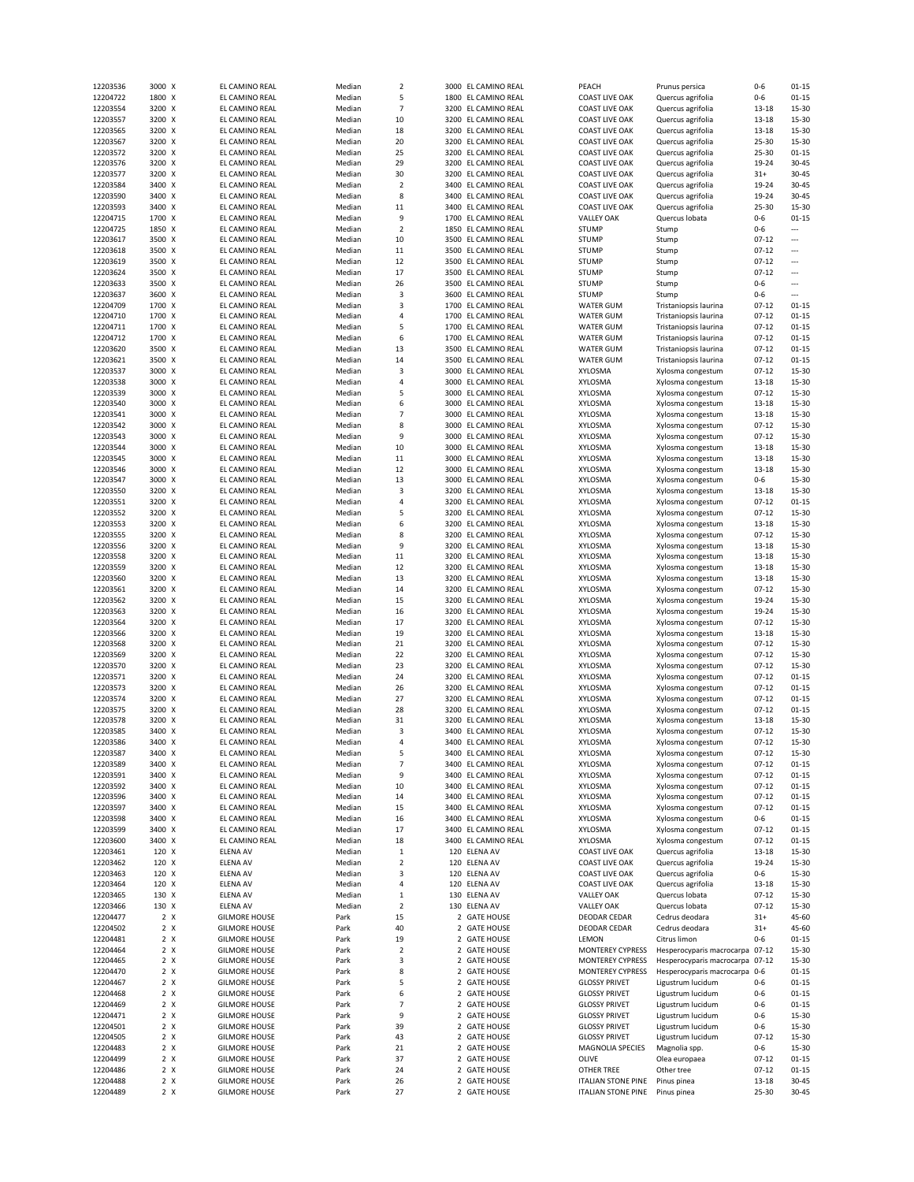| | | | | | | | | | | |
|---|---|---|---|---|---|---|---|---|---|---|
| 12203536 | 3000 | X | EL CAMINO REAL | Median | 2 | 3000 EL CAMINO REAL | PEACH | Prunus persica | 0-6 | 01-15 |
| 12204722 | 1800 | X | EL CAMINO REAL | Median | 5 | 1800 EL CAMINO REAL | COAST LIVE OAK | Quercus agrifolia | 0-6 | 01-15 |
| 12203554 | 3200 | X | EL CAMINO REAL | Median | 7 | 3200 EL CAMINO REAL | COAST LIVE OAK | Quercus agrifolia | 13-18 | 15-30 |
| 12203557 | 3200 | X | EL CAMINO REAL | Median | 10 | 3200 EL CAMINO REAL | COAST LIVE OAK | Quercus agrifolia | 13-18 | 15-30 |
| 12203565 | 3200 | X | EL CAMINO REAL | Median | 18 | 3200 EL CAMINO REAL | COAST LIVE OAK | Quercus agrifolia | 13-18 | 15-30 |
| 12203567 | 3200 | X | EL CAMINO REAL | Median | 20 | 3200 EL CAMINO REAL | COAST LIVE OAK | Quercus agrifolia | 25-30 | 15-30 |
| 12203572 | 3200 | X | EL CAMINO REAL | Median | 25 | 3200 EL CAMINO REAL | COAST LIVE OAK | Quercus agrifolia | 25-30 | 01-15 |
| 12203576 | 3200 | X | EL CAMINO REAL | Median | 29 | 3200 EL CAMINO REAL | COAST LIVE OAK | Quercus agrifolia | 19-24 | 30-45 |
| 12203577 | 3200 | X | EL CAMINO REAL | Median | 30 | 3200 EL CAMINO REAL | COAST LIVE OAK | Quercus agrifolia | 31+ | 30-45 |
| 12203584 | 3400 | X | EL CAMINO REAL | Median | 2 | 3400 EL CAMINO REAL | COAST LIVE OAK | Quercus agrifolia | 19-24 | 30-45 |
| 12203590 | 3400 | X | EL CAMINO REAL | Median | 8 | 3400 EL CAMINO REAL | COAST LIVE OAK | Quercus agrifolia | 19-24 | 30-45 |
| 12203593 | 3400 | X | EL CAMINO REAL | Median | 11 | 3400 EL CAMINO REAL | COAST LIVE OAK | Quercus agrifolia | 25-30 | 15-30 |
| 12204715 | 1700 | X | EL CAMINO REAL | Median | 9 | 1700 EL CAMINO REAL | VALLEY OAK | Quercus lobata | 0-6 | 01-15 |
| 12204725 | 1850 | X | EL CAMINO REAL | Median | 2 | 1850 EL CAMINO REAL | STUMP | Stump | 0-6 | --- |
| 12203617 | 3500 | X | EL CAMINO REAL | Median | 10 | 3500 EL CAMINO REAL | STUMP | Stump | 07-12 | --- |
| 12203618 | 3500 | X | EL CAMINO REAL | Median | 11 | 3500 EL CAMINO REAL | STUMP | Stump | 07-12 | --- |
| 12203619 | 3500 | X | EL CAMINO REAL | Median | 12 | 3500 EL CAMINO REAL | STUMP | Stump | 07-12 | --- |
| 12203624 | 3500 | X | EL CAMINO REAL | Median | 17 | 3500 EL CAMINO REAL | STUMP | Stump | 07-12 | --- |
| 12203633 | 3500 | X | EL CAMINO REAL | Median | 26 | 3500 EL CAMINO REAL | STUMP | Stump | 0-6 | --- |
| 12203637 | 3600 | X | EL CAMINO REAL | Median | 3 | 3600 EL CAMINO REAL | STUMP | Stump | 0-6 | --- |
| 12204709 | 1700 | X | EL CAMINO REAL | Median | 3 | 1700 EL CAMINO REAL | WATER GUM | Tristaniopsis laurina | 07-12 | 01-15 |
| 12204710 | 1700 | X | EL CAMINO REAL | Median | 4 | 1700 EL CAMINO REAL | WATER GUM | Tristaniopsis laurina | 07-12 | 01-15 |
| 12204711 | 1700 | X | EL CAMINO REAL | Median | 5 | 1700 EL CAMINO REAL | WATER GUM | Tristaniopsis laurina | 07-12 | 01-15 |
| 12204712 | 1700 | X | EL CAMINO REAL | Median | 6 | 1700 EL CAMINO REAL | WATER GUM | Tristaniopsis laurina | 07-12 | 01-15 |
| 12203620 | 3500 | X | EL CAMINO REAL | Median | 13 | 3500 EL CAMINO REAL | WATER GUM | Tristaniopsis laurina | 07-12 | 01-15 |
| 12203621 | 3500 | X | EL CAMINO REAL | Median | 14 | 3500 EL CAMINO REAL | WATER GUM | Tristaniopsis laurina | 07-12 | 01-15 |
| 12203537 | 3000 | X | EL CAMINO REAL | Median | 3 | 3000 EL CAMINO REAL | XYLOSMA | Xylosma congestum | 07-12 | 15-30 |
| 12203538 | 3000 | X | EL CAMINO REAL | Median | 4 | 3000 EL CAMINO REAL | XYLOSMA | Xylosma congestum | 13-18 | 15-30 |
| 12203539 | 3000 | X | EL CAMINO REAL | Median | 5 | 3000 EL CAMINO REAL | XYLOSMA | Xylosma congestum | 07-12 | 15-30 |
| 12203540 | 3000 | X | EL CAMINO REAL | Median | 6 | 3000 EL CAMINO REAL | XYLOSMA | Xylosma congestum | 13-18 | 15-30 |
| 12203541 | 3000 | X | EL CAMINO REAL | Median | 7 | 3000 EL CAMINO REAL | XYLOSMA | Xylosma congestum | 13-18 | 15-30 |
| 12203542 | 3000 | X | EL CAMINO REAL | Median | 8 | 3000 EL CAMINO REAL | XYLOSMA | Xylosma congestum | 07-12 | 15-30 |
| 12203543 | 3000 | X | EL CAMINO REAL | Median | 9 | 3000 EL CAMINO REAL | XYLOSMA | Xylosma congestum | 07-12 | 15-30 |
| 12203544 | 3000 | X | EL CAMINO REAL | Median | 10 | 3000 EL CAMINO REAL | XYLOSMA | Xylosma congestum | 13-18 | 15-30 |
| 12203545 | 3000 | X | EL CAMINO REAL | Median | 11 | 3000 EL CAMINO REAL | XYLOSMA | Xylosma congestum | 13-18 | 15-30 |
| 12203546 | 3000 | X | EL CAMINO REAL | Median | 12 | 3000 EL CAMINO REAL | XYLOSMA | Xylosma congestum | 13-18 | 15-30 |
| 12203547 | 3000 | X | EL CAMINO REAL | Median | 13 | 3000 EL CAMINO REAL | XYLOSMA | Xylosma congestum | 0-6 | 15-30 |
| 12203550 | 3200 | X | EL CAMINO REAL | Median | 3 | 3200 EL CAMINO REAL | XYLOSMA | Xylosma congestum | 13-18 | 15-30 |
| 12203551 | 3200 | X | EL CAMINO REAL | Median | 4 | 3200 EL CAMINO REAL | XYLOSMA | Xylosma congestum | 07-12 | 01-15 |
| 12203552 | 3200 | X | EL CAMINO REAL | Median | 5 | 3200 EL CAMINO REAL | XYLOSMA | Xylosma congestum | 07-12 | 15-30 |
| 12203553 | 3200 | X | EL CAMINO REAL | Median | 6 | 3200 EL CAMINO REAL | XYLOSMA | Xylosma congestum | 13-18 | 15-30 |
| 12203555 | 3200 | X | EL CAMINO REAL | Median | 8 | 3200 EL CAMINO REAL | XYLOSMA | Xylosma congestum | 07-12 | 15-30 |
| 12203556 | 3200 | X | EL CAMINO REAL | Median | 9 | 3200 EL CAMINO REAL | XYLOSMA | Xylosma congestum | 13-18 | 15-30 |
| 12203558 | 3200 | X | EL CAMINO REAL | Median | 11 | 3200 EL CAMINO REAL | XYLOSMA | Xylosma congestum | 13-18 | 15-30 |
| 12203559 | 3200 | X | EL CAMINO REAL | Median | 12 | 3200 EL CAMINO REAL | XYLOSMA | Xylosma congestum | 13-18 | 15-30 |
| 12203560 | 3200 | X | EL CAMINO REAL | Median | 13 | 3200 EL CAMINO REAL | XYLOSMA | Xylosma congestum | 13-18 | 15-30 |
| 12203561 | 3200 | X | EL CAMINO REAL | Median | 14 | 3200 EL CAMINO REAL | XYLOSMA | Xylosma congestum | 07-12 | 15-30 |
| 12203562 | 3200 | X | EL CAMINO REAL | Median | 15 | 3200 EL CAMINO REAL | XYLOSMA | Xylosma congestum | 19-24 | 15-30 |
| 12203563 | 3200 | X | EL CAMINO REAL | Median | 16 | 3200 EL CAMINO REAL | XYLOSMA | Xylosma congestum | 19-24 | 15-30 |
| 12203564 | 3200 | X | EL CAMINO REAL | Median | 17 | 3200 EL CAMINO REAL | XYLOSMA | Xylosma congestum | 07-12 | 15-30 |
| 12203566 | 3200 | X | EL CAMINO REAL | Median | 19 | 3200 EL CAMINO REAL | XYLOSMA | Xylosma congestum | 13-18 | 15-30 |
| 12203568 | 3200 | X | EL CAMINO REAL | Median | 21 | 3200 EL CAMINO REAL | XYLOSMA | Xylosma congestum | 07-12 | 15-30 |
| 12203569 | 3200 | X | EL CAMINO REAL | Median | 22 | 3200 EL CAMINO REAL | XYLOSMA | Xylosma congestum | 07-12 | 15-30 |
| 12203570 | 3200 | X | EL CAMINO REAL | Median | 23 | 3200 EL CAMINO REAL | XYLOSMA | Xylosma congestum | 07-12 | 15-30 |
| 12203571 | 3200 | X | EL CAMINO REAL | Median | 24 | 3200 EL CAMINO REAL | XYLOSMA | Xylosma congestum | 07-12 | 01-15 |
| 12203573 | 3200 | X | EL CAMINO REAL | Median | 26 | 3200 EL CAMINO REAL | XYLOSMA | Xylosma congestum | 07-12 | 01-15 |
| 12203574 | 3200 | X | EL CAMINO REAL | Median | 27 | 3200 EL CAMINO REAL | XYLOSMA | Xylosma congestum | 07-12 | 01-15 |
| 12203575 | 3200 | X | EL CAMINO REAL | Median | 28 | 3200 EL CAMINO REAL | XYLOSMA | Xylosma congestum | 07-12 | 01-15 |
| 12203578 | 3200 | X | EL CAMINO REAL | Median | 31 | 3200 EL CAMINO REAL | XYLOSMA | Xylosma congestum | 13-18 | 15-30 |
| 12203585 | 3400 | X | EL CAMINO REAL | Median | 3 | 3400 EL CAMINO REAL | XYLOSMA | Xylosma congestum | 07-12 | 15-30 |
| 12203586 | 3400 | X | EL CAMINO REAL | Median | 4 | 3400 EL CAMINO REAL | XYLOSMA | Xylosma congestum | 07-12 | 15-30 |
| 12203587 | 3400 | X | EL CAMINO REAL | Median | 5 | 3400 EL CAMINO REAL | XYLOSMA | Xylosma congestum | 07-12 | 15-30 |
| 12203589 | 3400 | X | EL CAMINO REAL | Median | 7 | 3400 EL CAMINO REAL | XYLOSMA | Xylosma congestum | 07-12 | 01-15 |
| 12203591 | 3400 | X | EL CAMINO REAL | Median | 9 | 3400 EL CAMINO REAL | XYLOSMA | Xylosma congestum | 07-12 | 01-15 |
| 12203592 | 3400 | X | EL CAMINO REAL | Median | 10 | 3400 EL CAMINO REAL | XYLOSMA | Xylosma congestum | 07-12 | 01-15 |
| 12203596 | 3400 | X | EL CAMINO REAL | Median | 14 | 3400 EL CAMINO REAL | XYLOSMA | Xylosma congestum | 07-12 | 01-15 |
| 12203597 | 3400 | X | EL CAMINO REAL | Median | 15 | 3400 EL CAMINO REAL | XYLOSMA | Xylosma congestum | 07-12 | 01-15 |
| 12203598 | 3400 | X | EL CAMINO REAL | Median | 16 | 3400 EL CAMINO REAL | XYLOSMA | Xylosma congestum | 0-6 | 01-15 |
| 12203599 | 3400 | X | EL CAMINO REAL | Median | 17 | 3400 EL CAMINO REAL | XYLOSMA | Xylosma congestum | 07-12 | 01-15 |
| 12203600 | 3400 | X | EL CAMINO REAL | Median | 18 | 3400 EL CAMINO REAL | XYLOSMA | Xylosma congestum | 07-12 | 01-15 |
| 12203461 | 120 | X | ELENA AV | Median | 1 | 120 ELENA AV | COAST LIVE OAK | Quercus agrifolia | 13-18 | 15-30 |
| 12203462 | 120 | X | ELENA AV | Median | 2 | 120 ELENA AV | COAST LIVE OAK | Quercus agrifolia | 19-24 | 15-30 |
| 12203463 | 120 | X | ELENA AV | Median | 3 | 120 ELENA AV | COAST LIVE OAK | Quercus agrifolia | 0-6 | 15-30 |
| 12203464 | 120 | X | ELENA AV | Median | 4 | 120 ELENA AV | COAST LIVE OAK | Quercus agrifolia | 13-18 | 15-30 |
| 12203465 | 130 | X | ELENA AV | Median | 1 | 130 ELENA AV | VALLEY OAK | Quercus lobata | 07-12 | 15-30 |
| 12203466 | 130 | X | ELENA AV | Median | 2 | 130 ELENA AV | VALLEY OAK | Quercus lobata | 07-12 | 15-30 |
| 12204477 | 2 | X | GILMORE HOUSE | Park | 15 | 2 GATE HOUSE | DEODAR CEDAR | Cedrus deodara | 31+ | 45-60 |
| 12204502 | 2 | X | GILMORE HOUSE | Park | 40 | 2 GATE HOUSE | DEODAR CEDAR | Cedrus deodara | 31+ | 45-60 |
| 12204481 | 2 | X | GILMORE HOUSE | Park | 19 | 2 GATE HOUSE | LEMON | Citrus limon | 0-6 | 01-15 |
| 12204464 | 2 | X | GILMORE HOUSE | Park | 2 | 2 GATE HOUSE | MONTEREY CYPRESS | Hesperocyparis macrocarpa | 07-12 | 15-30 |
| 12204465 | 2 | X | GILMORE HOUSE | Park | 3 | 2 GATE HOUSE | MONTEREY CYPRESS | Hesperocyparis macrocarpa | 07-12 | 15-30 |
| 12204470 | 2 | X | GILMORE HOUSE | Park | 8 | 2 GATE HOUSE | MONTEREY CYPRESS | Hesperocyparis macrocarpa | 0-6 | 01-15 |
| 12204467 | 2 | X | GILMORE HOUSE | Park | 5 | 2 GATE HOUSE | GLOSSY PRIVET | Ligustrum lucidum | 0-6 | 01-15 |
| 12204468 | 2 | X | GILMORE HOUSE | Park | 6 | 2 GATE HOUSE | GLOSSY PRIVET | Ligustrum lucidum | 0-6 | 01-15 |
| 12204469 | 2 | X | GILMORE HOUSE | Park | 7 | 2 GATE HOUSE | GLOSSY PRIVET | Ligustrum lucidum | 0-6 | 01-15 |
| 12204471 | 2 | X | GILMORE HOUSE | Park | 9 | 2 GATE HOUSE | GLOSSY PRIVET | Ligustrum lucidum | 0-6 | 15-30 |
| 12204501 | 2 | X | GILMORE HOUSE | Park | 39 | 2 GATE HOUSE | GLOSSY PRIVET | Ligustrum lucidum | 0-6 | 15-30 |
| 12204505 | 2 | X | GILMORE HOUSE | Park | 43 | 2 GATE HOUSE | GLOSSY PRIVET | Ligustrum lucidum | 07-12 | 15-30 |
| 12204483 | 2 | X | GILMORE HOUSE | Park | 21 | 2 GATE HOUSE | MAGNOLIA SPECIES | Magnolia spp. | 0-6 | 15-30 |
| 12204499 | 2 | X | GILMORE HOUSE | Park | 37 | 2 GATE HOUSE | OLIVE | Olea europaea | 07-12 | 01-15 |
| 12204486 | 2 | X | GILMORE HOUSE | Park | 24 | 2 GATE HOUSE | OTHER TREE | Other tree | 07-12 | 01-15 |
| 12204488 | 2 | X | GILMORE HOUSE | Park | 26 | 2 GATE HOUSE | ITALIAN STONE PINE | Pinus pinea | 13-18 | 30-45 |
| 12204489 | 2 | X | GILMORE HOUSE | Park | 27 | 2 GATE HOUSE | ITALIAN STONE PINE | Pinus pinea | 25-30 | 30-45 |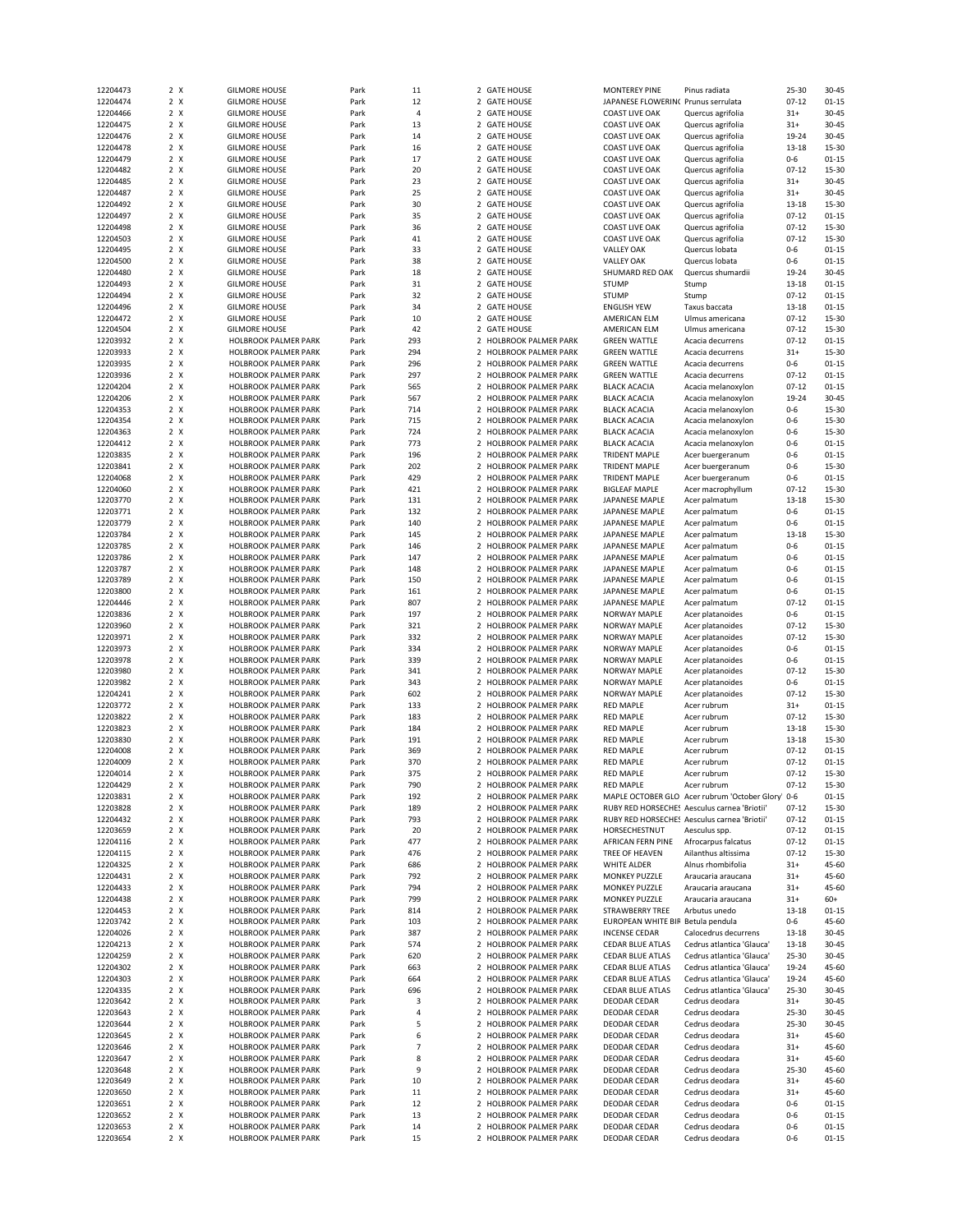| | | | | | | | | | | | |
|---|---|---|---|---|---|---|---|---|---|---|---|
| 12204473 | 2 | X | GILMORE HOUSE | Park | 11 | 2 | GATE HOUSE | MONTEREY PINE | Pinus radiata | 25-30 | 30-45 |
| 12204474 | 2 | X | GILMORE HOUSE | Park | 12 | 2 | GATE HOUSE | JAPANESE FLOWERIN( | Prunus serrulata | 07-12 | 01-15 |
| 12204466 | 2 | X | GILMORE HOUSE | Park | 4 | 2 | GATE HOUSE | COAST LIVE OAK | Quercus agrifolia | 31+ | 30-45 |
| 12204475 | 2 | X | GILMORE HOUSE | Park | 13 | 2 | GATE HOUSE | COAST LIVE OAK | Quercus agrifolia | 31+ | 30-45 |
| 12204476 | 2 | X | GILMORE HOUSE | Park | 14 | 2 | GATE HOUSE | COAST LIVE OAK | Quercus agrifolia | 19-24 | 30-45 |
| 12204478 | 2 | X | GILMORE HOUSE | Park | 16 | 2 | GATE HOUSE | COAST LIVE OAK | Quercus agrifolia | 13-18 | 15-30 |
| 12204479 | 2 | X | GILMORE HOUSE | Park | 17 | 2 | GATE HOUSE | COAST LIVE OAK | Quercus agrifolia | 0-6 | 01-15 |
| 12204482 | 2 | X | GILMORE HOUSE | Park | 20 | 2 | GATE HOUSE | COAST LIVE OAK | Quercus agrifolia | 07-12 | 15-30 |
| 12204485 | 2 | X | GILMORE HOUSE | Park | 23 | 2 | GATE HOUSE | COAST LIVE OAK | Quercus agrifolia | 31+ | 30-45 |
| 12204487 | 2 | X | GILMORE HOUSE | Park | 25 | 2 | GATE HOUSE | COAST LIVE OAK | Quercus agrifolia | 31+ | 30-45 |
| 12204492 | 2 | X | GILMORE HOUSE | Park | 30 | 2 | GATE HOUSE | COAST LIVE OAK | Quercus agrifolia | 13-18 | 15-30 |
| 12204497 | 2 | X | GILMORE HOUSE | Park | 35 | 2 | GATE HOUSE | COAST LIVE OAK | Quercus agrifolia | 07-12 | 01-15 |
| 12204498 | 2 | X | GILMORE HOUSE | Park | 36 | 2 | GATE HOUSE | COAST LIVE OAK | Quercus agrifolia | 07-12 | 15-30 |
| 12204503 | 2 | X | GILMORE HOUSE | Park | 41 | 2 | GATE HOUSE | COAST LIVE OAK | Quercus agrifolia | 07-12 | 15-30 |
| 12204495 | 2 | X | GILMORE HOUSE | Park | 33 | 2 | GATE HOUSE | VALLEY OAK | Quercus lobata | 0-6 | 01-15 |
| 12204500 | 2 | X | GILMORE HOUSE | Park | 38 | 2 | GATE HOUSE | VALLEY OAK | Quercus lobata | 0-6 | 01-15 |
| 12204480 | 2 | X | GILMORE HOUSE | Park | 18 | 2 | GATE HOUSE | SHUMARD RED OAK | Quercus shumardii | 19-24 | 30-45 |
| 12204493 | 2 | X | GILMORE HOUSE | Park | 31 | 2 | GATE HOUSE | STUMP | Stump | 13-18 | 01-15 |
| 12204494 | 2 | X | GILMORE HOUSE | Park | 32 | 2 | GATE HOUSE | STUMP | Stump | 07-12 | 01-15 |
| 12204496 | 2 | X | GILMORE HOUSE | Park | 34 | 2 | GATE HOUSE | ENGLISH YEW | Taxus baccata | 13-18 | 01-15 |
| 12204472 | 2 | X | GILMORE HOUSE | Park | 10 | 2 | GATE HOUSE | AMERICAN ELM | Ulmus americana | 07-12 | 15-30 |
| 12204504 | 2 | X | GILMORE HOUSE | Park | 42 | 2 | GATE HOUSE | AMERICAN ELM | Ulmus americana | 07-12 | 15-30 |
| 12203932 | 2 | X | HOLBROOK PALMER PARK | Park | 293 | 2 | HOLBROOK PALMER PARK | GREEN WATTLE | Acacia decurrens | 07-12 | 01-15 |
| 12203933 | 2 | X | HOLBROOK PALMER PARK | Park | 294 | 2 | HOLBROOK PALMER PARK | GREEN WATTLE | Acacia decurrens | 31+ | 15-30 |
| 12203935 | 2 | X | HOLBROOK PALMER PARK | Park | 296 | 2 | HOLBROOK PALMER PARK | GREEN WATTLE | Acacia decurrens | 0-6 | 01-15 |
| 12203936 | 2 | X | HOLBROOK PALMER PARK | Park | 297 | 2 | HOLBROOK PALMER PARK | GREEN WATTLE | Acacia decurrens | 07-12 | 01-15 |
| 12204204 | 2 | X | HOLBROOK PALMER PARK | Park | 565 | 2 | HOLBROOK PALMER PARK | BLACK ACACIA | Acacia melanoxylon | 07-12 | 01-15 |
| 12204206 | 2 | X | HOLBROOK PALMER PARK | Park | 567 | 2 | HOLBROOK PALMER PARK | BLACK ACACIA | Acacia melanoxylon | 19-24 | 30-45 |
| 12204353 | 2 | X | HOLBROOK PALMER PARK | Park | 714 | 2 | HOLBROOK PALMER PARK | BLACK ACACIA | Acacia melanoxylon | 0-6 | 15-30 |
| 12204354 | 2 | X | HOLBROOK PALMER PARK | Park | 715 | 2 | HOLBROOK PALMER PARK | BLACK ACACIA | Acacia melanoxylon | 0-6 | 15-30 |
| 12204363 | 2 | X | HOLBROOK PALMER PARK | Park | 724 | 2 | HOLBROOK PALMER PARK | BLACK ACACIA | Acacia melanoxylon | 0-6 | 15-30 |
| 12204412 | 2 | X | HOLBROOK PALMER PARK | Park | 773 | 2 | HOLBROOK PALMER PARK | BLACK ACACIA | Acacia melanoxylon | 0-6 | 01-15 |
| 12203835 | 2 | X | HOLBROOK PALMER PARK | Park | 196 | 2 | HOLBROOK PALMER PARK | TRIDENT MAPLE | Acer buergeranum | 0-6 | 01-15 |
| 12203841 | 2 | X | HOLBROOK PALMER PARK | Park | 202 | 2 | HOLBROOK PALMER PARK | TRIDENT MAPLE | Acer buergeranum | 0-6 | 15-30 |
| 12204068 | 2 | X | HOLBROOK PALMER PARK | Park | 429 | 2 | HOLBROOK PALMER PARK | TRIDENT MAPLE | Acer buergeranum | 0-6 | 01-15 |
| 12204060 | 2 | X | HOLBROOK PALMER PARK | Park | 421 | 2 | HOLBROOK PALMER PARK | BIGLEAF MAPLE | Acer macrophyllum | 07-12 | 15-30 |
| 12203770 | 2 | X | HOLBROOK PALMER PARK | Park | 131 | 2 | HOLBROOK PALMER PARK | JAPANESE MAPLE | Acer palmatum | 13-18 | 15-30 |
| 12203771 | 2 | X | HOLBROOK PALMER PARK | Park | 132 | 2 | HOLBROOK PALMER PARK | JAPANESE MAPLE | Acer palmatum | 0-6 | 01-15 |
| 12203779 | 2 | X | HOLBROOK PALMER PARK | Park | 140 | 2 | HOLBROOK PALMER PARK | JAPANESE MAPLE | Acer palmatum | 0-6 | 01-15 |
| 12203784 | 2 | X | HOLBROOK PALMER PARK | Park | 145 | 2 | HOLBROOK PALMER PARK | JAPANESE MAPLE | Acer palmatum | 13-18 | 15-30 |
| 12203785 | 2 | X | HOLBROOK PALMER PARK | Park | 146 | 2 | HOLBROOK PALMER PARK | JAPANESE MAPLE | Acer palmatum | 0-6 | 01-15 |
| 12203786 | 2 | X | HOLBROOK PALMER PARK | Park | 147 | 2 | HOLBROOK PALMER PARK | JAPANESE MAPLE | Acer palmatum | 0-6 | 01-15 |
| 12203787 | 2 | X | HOLBROOK PALMER PARK | Park | 148 | 2 | HOLBROOK PALMER PARK | JAPANESE MAPLE | Acer palmatum | 0-6 | 01-15 |
| 12203789 | 2 | X | HOLBROOK PALMER PARK | Park | 150 | 2 | HOLBROOK PALMER PARK | JAPANESE MAPLE | Acer palmatum | 0-6 | 01-15 |
| 12203800 | 2 | X | HOLBROOK PALMER PARK | Park | 161 | 2 | HOLBROOK PALMER PARK | JAPANESE MAPLE | Acer palmatum | 0-6 | 01-15 |
| 12204446 | 2 | X | HOLBROOK PALMER PARK | Park | 807 | 2 | HOLBROOK PALMER PARK | JAPANESE MAPLE | Acer palmatum | 07-12 | 01-15 |
| 12203836 | 2 | X | HOLBROOK PALMER PARK | Park | 197 | 2 | HOLBROOK PALMER PARK | NORWAY MAPLE | Acer platanoides | 0-6 | 01-15 |
| 12203960 | 2 | X | HOLBROOK PALMER PARK | Park | 321 | 2 | HOLBROOK PALMER PARK | NORWAY MAPLE | Acer platanoides | 07-12 | 15-30 |
| 12203971 | 2 | X | HOLBROOK PALMER PARK | Park | 332 | 2 | HOLBROOK PALMER PARK | NORWAY MAPLE | Acer platanoides | 07-12 | 15-30 |
| 12203973 | 2 | X | HOLBROOK PALMER PARK | Park | 334 | 2 | HOLBROOK PALMER PARK | NORWAY MAPLE | Acer platanoides | 0-6 | 01-15 |
| 12203978 | 2 | X | HOLBROOK PALMER PARK | Park | 339 | 2 | HOLBROOK PALMER PARK | NORWAY MAPLE | Acer platanoides | 0-6 | 01-15 |
| 12203980 | 2 | X | HOLBROOK PALMER PARK | Park | 341 | 2 | HOLBROOK PALMER PARK | NORWAY MAPLE | Acer platanoides | 07-12 | 15-30 |
| 12203982 | 2 | X | HOLBROOK PALMER PARK | Park | 343 | 2 | HOLBROOK PALMER PARK | NORWAY MAPLE | Acer platanoides | 0-6 | 01-15 |
| 12204241 | 2 | X | HOLBROOK PALMER PARK | Park | 602 | 2 | HOLBROOK PALMER PARK | NORWAY MAPLE | Acer platanoides | 07-12 | 15-30 |
| 12203772 | 2 | X | HOLBROOK PALMER PARK | Park | 133 | 2 | HOLBROOK PALMER PARK | RED MAPLE | Acer rubrum | 31+ | 01-15 |
| 12203822 | 2 | X | HOLBROOK PALMER PARK | Park | 183 | 2 | HOLBROOK PALMER PARK | RED MAPLE | Acer rubrum | 07-12 | 15-30 |
| 12203823 | 2 | X | HOLBROOK PALMER PARK | Park | 184 | 2 | HOLBROOK PALMER PARK | RED MAPLE | Acer rubrum | 13-18 | 15-30 |
| 12203830 | 2 | X | HOLBROOK PALMER PARK | Park | 191 | 2 | HOLBROOK PALMER PARK | RED MAPLE | Acer rubrum | 13-18 | 15-30 |
| 12204008 | 2 | X | HOLBROOK PALMER PARK | Park | 369 | 2 | HOLBROOK PALMER PARK | RED MAPLE | Acer rubrum | 07-12 | 01-15 |
| 12204009 | 2 | X | HOLBROOK PALMER PARK | Park | 370 | 2 | HOLBROOK PALMER PARK | RED MAPLE | Acer rubrum | 07-12 | 01-15 |
| 12204014 | 2 | X | HOLBROOK PALMER PARK | Park | 375 | 2 | HOLBROOK PALMER PARK | RED MAPLE | Acer rubrum | 07-12 | 15-30 |
| 12204429 | 2 | X | HOLBROOK PALMER PARK | Park | 790 | 2 | HOLBROOK PALMER PARK | RED MAPLE | Acer rubrum | 07-12 | 15-30 |
| 12203831 | 2 | X | HOLBROOK PALMER PARK | Park | 192 | 2 | HOLBROOK PALMER PARK | MAPLE OCTOBER GLO | Acer rubrum 'October Glory' | 0-6 | 01-15 |
| 12203828 | 2 | X | HOLBROOK PALMER PARK | Park | 189 | 2 | HOLBROOK PALMER PARK | RUBY RED HORSECHE: | Aesculus carnea 'Briotii' | 07-12 | 15-30 |
| 12204432 | 2 | X | HOLBROOK PALMER PARK | Park | 793 | 2 | HOLBROOK PALMER PARK | RUBY RED HORSECHE: | Aesculus carnea 'Briotii' | 07-12 | 01-15 |
| 12203659 | 2 | X | HOLBROOK PALMER PARK | Park | 20 | 2 | HOLBROOK PALMER PARK | HORSECHESTNUT | Aesculus spp. | 07-12 | 01-15 |
| 12204116 | 2 | X | HOLBROOK PALMER PARK | Park | 477 | 2 | HOLBROOK PALMER PARK | AFRICAN FERN PINE | Afrocarpus falcatus | 07-12 | 01-15 |
| 12204115 | 2 | X | HOLBROOK PALMER PARK | Park | 476 | 2 | HOLBROOK PALMER PARK | TREE OF HEAVEN | Ailanthus altissima | 07-12 | 15-30 |
| 12204325 | 2 | X | HOLBROOK PALMER PARK | Park | 686 | 2 | HOLBROOK PALMER PARK | WHITE ALDER | Alnus rhombifolia | 31+ | 45-60 |
| 12204431 | 2 | X | HOLBROOK PALMER PARK | Park | 792 | 2 | HOLBROOK PALMER PARK | MONKEY PUZZLE | Araucaria araucana | 31+ | 45-60 |
| 12204433 | 2 | X | HOLBROOK PALMER PARK | Park | 794 | 2 | HOLBROOK PALMER PARK | MONKEY PUZZLE | Araucaria araucana | 31+ | 45-60 |
| 12204438 | 2 | X | HOLBROOK PALMER PARK | Park | 799 | 2 | HOLBROOK PALMER PARK | MONKEY PUZZLE | Araucaria araucana | 31+ | 60+ |
| 12204453 | 2 | X | HOLBROOK PALMER PARK | Park | 814 | 2 | HOLBROOK PALMER PARK | STRAWBERRY TREE | Arbutus unedo | 13-18 | 01-15 |
| 12203742 | 2 | X | HOLBROOK PALMER PARK | Park | 103 | 2 | HOLBROOK PALMER PARK | EUROPEAN WHITE BIR | Betula pendula | 0-6 | 45-60 |
| 12204026 | 2 | X | HOLBROOK PALMER PARK | Park | 387 | 2 | HOLBROOK PALMER PARK | INCENSE CEDAR | Calocedrus decurrens | 13-18 | 30-45 |
| 12204213 | 2 | X | HOLBROOK PALMER PARK | Park | 574 | 2 | HOLBROOK PALMER PARK | CEDAR BLUE ATLAS | Cedrus atlantica 'Glauca' | 13-18 | 30-45 |
| 12204259 | 2 | X | HOLBROOK PALMER PARK | Park | 620 | 2 | HOLBROOK PALMER PARK | CEDAR BLUE ATLAS | Cedrus atlantica 'Glauca' | 25-30 | 30-45 |
| 12204302 | 2 | X | HOLBROOK PALMER PARK | Park | 663 | 2 | HOLBROOK PALMER PARK | CEDAR BLUE ATLAS | Cedrus atlantica 'Glauca' | 19-24 | 45-60 |
| 12204303 | 2 | X | HOLBROOK PALMER PARK | Park | 664 | 2 | HOLBROOK PALMER PARK | CEDAR BLUE ATLAS | Cedrus atlantica 'Glauca' | 19-24 | 45-60 |
| 12204335 | 2 | X | HOLBROOK PALMER PARK | Park | 696 | 2 | HOLBROOK PALMER PARK | CEDAR BLUE ATLAS | Cedrus atlantica 'Glauca' | 25-30 | 30-45 |
| 12203642 | 2 | X | HOLBROOK PALMER PARK | Park | 3 | 2 | HOLBROOK PALMER PARK | DEODAR CEDAR | Cedrus deodara | 31+ | 30-45 |
| 12203643 | 2 | X | HOLBROOK PALMER PARK | Park | 4 | 2 | HOLBROOK PALMER PARK | DEODAR CEDAR | Cedrus deodara | 25-30 | 30-45 |
| 12203644 | 2 | X | HOLBROOK PALMER PARK | Park | 5 | 2 | HOLBROOK PALMER PARK | DEODAR CEDAR | Cedrus deodara | 25-30 | 30-45 |
| 12203645 | 2 | X | HOLBROOK PALMER PARK | Park | 6 | 2 | HOLBROOK PALMER PARK | DEODAR CEDAR | Cedrus deodara | 31+ | 45-60 |
| 12203646 | 2 | X | HOLBROOK PALMER PARK | Park | 7 | 2 | HOLBROOK PALMER PARK | DEODAR CEDAR | Cedrus deodara | 31+ | 45-60 |
| 12203647 | 2 | X | HOLBROOK PALMER PARK | Park | 8 | 2 | HOLBROOK PALMER PARK | DEODAR CEDAR | Cedrus deodara | 31+ | 45-60 |
| 12203648 | 2 | X | HOLBROOK PALMER PARK | Park | 9 | 2 | HOLBROOK PALMER PARK | DEODAR CEDAR | Cedrus deodara | 25-30 | 45-60 |
| 12203649 | 2 | X | HOLBROOK PALMER PARK | Park | 10 | 2 | HOLBROOK PALMER PARK | DEODAR CEDAR | Cedrus deodara | 31+ | 45-60 |
| 12203650 | 2 | X | HOLBROOK PALMER PARK | Park | 11 | 2 | HOLBROOK PALMER PARK | DEODAR CEDAR | Cedrus deodara | 31+ | 45-60 |
| 12203651 | 2 | X | HOLBROOK PALMER PARK | Park | 12 | 2 | HOLBROOK PALMER PARK | DEODAR CEDAR | Cedrus deodara | 0-6 | 01-15 |
| 12203652 | 2 | X | HOLBROOK PALMER PARK | Park | 13 | 2 | HOLBROOK PALMER PARK | DEODAR CEDAR | Cedrus deodara | 0-6 | 01-15 |
| 12203653 | 2 | X | HOLBROOK PALMER PARK | Park | 14 | 2 | HOLBROOK PALMER PARK | DEODAR CEDAR | Cedrus deodara | 0-6 | 01-15 |
| 12203654 | 2 | X | HOLBROOK PALMER PARK | Park | 15 | 2 | HOLBROOK PALMER PARK | DEODAR CEDAR | Cedrus deodara | 0-6 | 01-15 |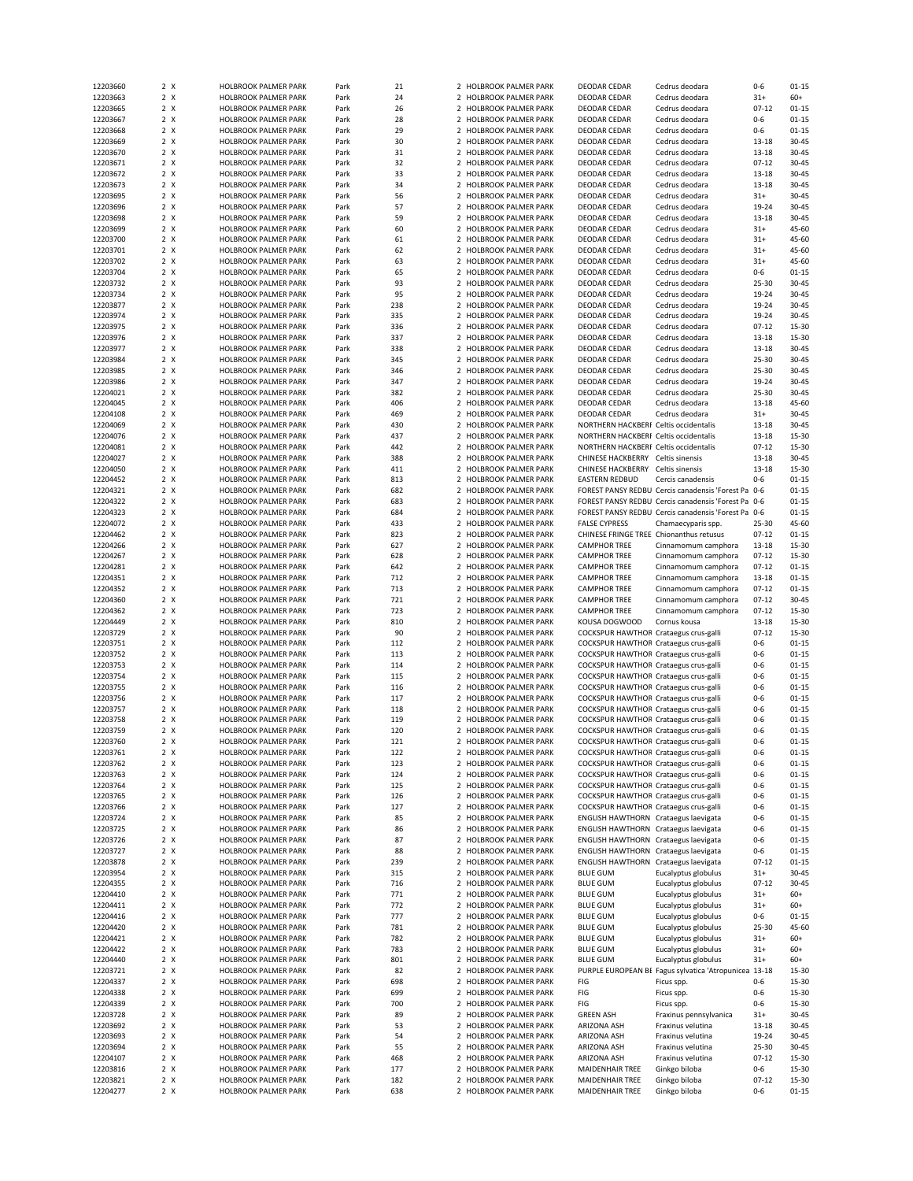| 12203660 | 2 | X | HOLBROOK PALMER PARK | Park | 21 | 2 | HOLBROOK PALMER PARK | DEODAR CEDAR | Cedrus deodara | 0-6 | 01-15 |
|---|---|---|---|---|---|---|---|---|---|---|---|
| 12203663 | 2 | X | HOLBROOK PALMER PARK | Park | 24 | 2 | HOLBROOK PALMER PARK | DEODAR CEDAR | Cedrus deodara | 31+ | 60+ |
| 12203665 | 2 | X | HOLBROOK PALMER PARK | Park | 26 | 2 | HOLBROOK PALMER PARK | DEODAR CEDAR | Cedrus deodara | 07-12 | 01-15 |
| 12203667 | 2 | X | HOLBROOK PALMER PARK | Park | 28 | 2 | HOLBROOK PALMER PARK | DEODAR CEDAR | Cedrus deodara | 0-6 | 01-15 |
| 12203668 | 2 | X | HOLBROOK PALMER PARK | Park | 29 | 2 | HOLBROOK PALMER PARK | DEODAR CEDAR | Cedrus deodara | 0-6 | 01-15 |
| 12203669 | 2 | X | HOLBROOK PALMER PARK | Park | 30 | 2 | HOLBROOK PALMER PARK | DEODAR CEDAR | Cedrus deodara | 13-18 | 30-45 |
| 12203670 | 2 | X | HOLBROOK PALMER PARK | Park | 31 | 2 | HOLBROOK PALMER PARK | DEODAR CEDAR | Cedrus deodara | 13-18 | 30-45 |
| 12203671 | 2 | X | HOLBROOK PALMER PARK | Park | 32 | 2 | HOLBROOK PALMER PARK | DEODAR CEDAR | Cedrus deodara | 07-12 | 30-45 |
| 12203672 | 2 | X | HOLBROOK PALMER PARK | Park | 33 | 2 | HOLBROOK PALMER PARK | DEODAR CEDAR | Cedrus deodara | 13-18 | 30-45 |
| 12203673 | 2 | X | HOLBROOK PALMER PARK | Park | 34 | 2 | HOLBROOK PALMER PARK | DEODAR CEDAR | Cedrus deodara | 13-18 | 30-45 |
| 12203695 | 2 | X | HOLBROOK PALMER PARK | Park | 56 | 2 | HOLBROOK PALMER PARK | DEODAR CEDAR | Cedrus deodara | 31+ | 30-45 |
| 12203696 | 2 | X | HOLBROOK PALMER PARK | Park | 57 | 2 | HOLBROOK PALMER PARK | DEODAR CEDAR | Cedrus deodara | 19-24 | 30-45 |
| 12203698 | 2 | X | HOLBROOK PALMER PARK | Park | 59 | 2 | HOLBROOK PALMER PARK | DEODAR CEDAR | Cedrus deodara | 13-18 | 30-45 |
| 12203699 | 2 | X | HOLBROOK PALMER PARK | Park | 60 | 2 | HOLBROOK PALMER PARK | DEODAR CEDAR | Cedrus deodara | 31+ | 45-60 |
| 12203700 | 2 | X | HOLBROOK PALMER PARK | Park | 61 | 2 | HOLBROOK PALMER PARK | DEODAR CEDAR | Cedrus deodara | 31+ | 45-60 |
| 12203701 | 2 | X | HOLBROOK PALMER PARK | Park | 62 | 2 | HOLBROOK PALMER PARK | DEODAR CEDAR | Cedrus deodara | 31+ | 45-60 |
| 12203702 | 2 | X | HOLBROOK PALMER PARK | Park | 63 | 2 | HOLBROOK PALMER PARK | DEODAR CEDAR | Cedrus deodara | 31+ | 45-60 |
| 12203704 | 2 | X | HOLBROOK PALMER PARK | Park | 65 | 2 | HOLBROOK PALMER PARK | DEODAR CEDAR | Cedrus deodara | 0-6 | 01-15 |
| 12203732 | 2 | X | HOLBROOK PALMER PARK | Park | 93 | 2 | HOLBROOK PALMER PARK | DEODAR CEDAR | Cedrus deodara | 25-30 | 30-45 |
| 12203734 | 2 | X | HOLBROOK PALMER PARK | Park | 95 | 2 | HOLBROOK PALMER PARK | DEODAR CEDAR | Cedrus deodara | 19-24 | 30-45 |
| 12203877 | 2 | X | HOLBROOK PALMER PARK | Park | 238 | 2 | HOLBROOK PALMER PARK | DEODAR CEDAR | Cedrus deodara | 19-24 | 30-45 |
| 12203974 | 2 | X | HOLBROOK PALMER PARK | Park | 335 | 2 | HOLBROOK PALMER PARK | DEODAR CEDAR | Cedrus deodara | 19-24 | 30-45 |
| 12203975 | 2 | X | HOLBROOK PALMER PARK | Park | 336 | 2 | HOLBROOK PALMER PARK | DEODAR CEDAR | Cedrus deodara | 07-12 | 15-30 |
| 12203976 | 2 | X | HOLBROOK PALMER PARK | Park | 337 | 2 | HOLBROOK PALMER PARK | DEODAR CEDAR | Cedrus deodara | 13-18 | 15-30 |
| 12203977 | 2 | X | HOLBROOK PALMER PARK | Park | 338 | 2 | HOLBROOK PALMER PARK | DEODAR CEDAR | Cedrus deodara | 13-18 | 30-45 |
| 12203984 | 2 | X | HOLBROOK PALMER PARK | Park | 345 | 2 | HOLBROOK PALMER PARK | DEODAR CEDAR | Cedrus deodara | 25-30 | 30-45 |
| 12203985 | 2 | X | HOLBROOK PALMER PARK | Park | 346 | 2 | HOLBROOK PALMER PARK | DEODAR CEDAR | Cedrus deodara | 25-30 | 30-45 |
| 12203986 | 2 | X | HOLBROOK PALMER PARK | Park | 347 | 2 | HOLBROOK PALMER PARK | DEODAR CEDAR | Cedrus deodara | 19-24 | 30-45 |
| 12204021 | 2 | X | HOLBROOK PALMER PARK | Park | 382 | 2 | HOLBROOK PALMER PARK | DEODAR CEDAR | Cedrus deodara | 25-30 | 30-45 |
| 12204045 | 2 | X | HOLBROOK PALMER PARK | Park | 406 | 2 | HOLBROOK PALMER PARK | DEODAR CEDAR | Cedrus deodara | 13-18 | 45-60 |
| 12204108 | 2 | X | HOLBROOK PALMER PARK | Park | 469 | 2 | HOLBROOK PALMER PARK | DEODAR CEDAR | Cedrus deodara | 31+ | 30-45 |
| 12204069 | 2 | X | HOLBROOK PALMER PARK | Park | 430 | 2 | HOLBROOK PALMER PARK | NORTHERN HACKBERI | Celtis occidentalis | 13-18 | 30-45 |
| 12204076 | 2 | X | HOLBROOK PALMER PARK | Park | 437 | 2 | HOLBROOK PALMER PARK | NORTHERN HACKBERI | Celtis occidentalis | 13-18 | 15-30 |
| 12204081 | 2 | X | HOLBROOK PALMER PARK | Park | 442 | 2 | HOLBROOK PALMER PARK | NORTHERN HACKBERI | Celtis occidentalis | 07-12 | 15-30 |
| 12204027 | 2 | X | HOLBROOK PALMER PARK | Park | 388 | 2 | HOLBROOK PALMER PARK | CHINESE HACKBERRY | Celtis sinensis | 13-18 | 30-45 |
| 12204050 | 2 | X | HOLBROOK PALMER PARK | Park | 411 | 2 | HOLBROOK PALMER PARK | CHINESE HACKBERRY | Celtis sinensis | 13-18 | 15-30 |
| 12204452 | 2 | X | HOLBROOK PALMER PARK | Park | 813 | 2 | HOLBROOK PALMER PARK | EASTERN REDBUD | Cercis canadensis | 0-6 | 01-15 |
| 12204321 | 2 | X | HOLBROOK PALMER PARK | Park | 682 | 2 | HOLBROOK PALMER PARK | FOREST PANSY REDBU | Cercis canadensis 'Forest Pa | 0-6 | 01-15 |
| 12204322 | 2 | X | HOLBROOK PALMER PARK | Park | 683 | 2 | HOLBROOK PALMER PARK | FOREST PANSY REDBU | Cercis canadensis 'Forest Pa | 0-6 | 01-15 |
| 12204323 | 2 | X | HOLBROOK PALMER PARK | Park | 684 | 2 | HOLBROOK PALMER PARK | FOREST PANSY REDBU | Cercis canadensis 'Forest Pa | 0-6 | 01-15 |
| 12204072 | 2 | X | HOLBROOK PALMER PARK | Park | 433 | 2 | HOLBROOK PALMER PARK | FALSE CYPRESS | Chamaecyparis spp. | 25-30 | 45-60 |
| 12204462 | 2 | X | HOLBROOK PALMER PARK | Park | 823 | 2 | HOLBROOK PALMER PARK | CHINESE FRINGE TREE | Chionanthus retusus | 07-12 | 01-15 |
| 12204266 | 2 | X | HOLBROOK PALMER PARK | Park | 627 | 2 | HOLBROOK PALMER PARK | CAMPHOR TREE | Cinnamomum camphora | 13-18 | 15-30 |
| 12204267 | 2 | X | HOLBROOK PALMER PARK | Park | 628 | 2 | HOLBROOK PALMER PARK | CAMPHOR TREE | Cinnamomum camphora | 07-12 | 15-30 |
| 12204281 | 2 | X | HOLBROOK PALMER PARK | Park | 642 | 2 | HOLBROOK PALMER PARK | CAMPHOR TREE | Cinnamomum camphora | 07-12 | 01-15 |
| 12204351 | 2 | X | HOLBROOK PALMER PARK | Park | 712 | 2 | HOLBROOK PALMER PARK | CAMPHOR TREE | Cinnamomum camphora | 13-18 | 01-15 |
| 12204352 | 2 | X | HOLBROOK PALMER PARK | Park | 713 | 2 | HOLBROOK PALMER PARK | CAMPHOR TREE | Cinnamomum camphora | 07-12 | 01-15 |
| 12204360 | 2 | X | HOLBROOK PALMER PARK | Park | 721 | 2 | HOLBROOK PALMER PARK | CAMPHOR TREE | Cinnamomum camphora | 07-12 | 30-45 |
| 12204362 | 2 | X | HOLBROOK PALMER PARK | Park | 723 | 2 | HOLBROOK PALMER PARK | CAMPHOR TREE | Cinnamomum camphora | 07-12 | 15-30 |
| 12204449 | 2 | X | HOLBROOK PALMER PARK | Park | 810 | 2 | HOLBROOK PALMER PARK | KOUSA DOGWOOD | Cornus kousa | 13-18 | 15-30 |
| 12203729 | 2 | X | HOLBROOK PALMER PARK | Park | 90 | 2 | HOLBROOK PALMER PARK | COCKSPUR HAWTHOR | Crataegus crus-galli | 07-12 | 15-30 |
| 12203751 | 2 | X | HOLBROOK PALMER PARK | Park | 112 | 2 | HOLBROOK PALMER PARK | COCKSPUR HAWTHOR | Crataegus crus-galli | 0-6 | 01-15 |
| 12203752 | 2 | X | HOLBROOK PALMER PARK | Park | 113 | 2 | HOLBROOK PALMER PARK | COCKSPUR HAWTHOR | Crataegus crus-galli | 0-6 | 01-15 |
| 12203753 | 2 | X | HOLBROOK PALMER PARK | Park | 114 | 2 | HOLBROOK PALMER PARK | COCKSPUR HAWTHOR | Crataegus crus-galli | 0-6 | 01-15 |
| 12203754 | 2 | X | HOLBROOK PALMER PARK | Park | 115 | 2 | HOLBROOK PALMER PARK | COCKSPUR HAWTHOR | Crataegus crus-galli | 0-6 | 01-15 |
| 12203755 | 2 | X | HOLBROOK PALMER PARK | Park | 116 | 2 | HOLBROOK PALMER PARK | COCKSPUR HAWTHOR | Crataegus crus-galli | 0-6 | 01-15 |
| 12203756 | 2 | X | HOLBROOK PALMER PARK | Park | 117 | 2 | HOLBROOK PALMER PARK | COCKSPUR HAWTHOR | Crataegus crus-galli | 0-6 | 01-15 |
| 12203757 | 2 | X | HOLBROOK PALMER PARK | Park | 118 | 2 | HOLBROOK PALMER PARK | COCKSPUR HAWTHOR | Crataegus crus-galli | 0-6 | 01-15 |
| 12203758 | 2 | X | HOLBROOK PALMER PARK | Park | 119 | 2 | HOLBROOK PALMER PARK | COCKSPUR HAWTHOR | Crataegus crus-galli | 0-6 | 01-15 |
| 12203759 | 2 | X | HOLBROOK PALMER PARK | Park | 120 | 2 | HOLBROOK PALMER PARK | COCKSPUR HAWTHOR | Crataegus crus-galli | 0-6 | 01-15 |
| 12203760 | 2 | X | HOLBROOK PALMER PARK | Park | 121 | 2 | HOLBROOK PALMER PARK | COCKSPUR HAWTHOR | Crataegus crus-galli | 0-6 | 01-15 |
| 12203761 | 2 | X | HOLBROOK PALMER PARK | Park | 122 | 2 | HOLBROOK PALMER PARK | COCKSPUR HAWTHOR | Crataegus crus-galli | 0-6 | 01-15 |
| 12203762 | 2 | X | HOLBROOK PALMER PARK | Park | 123 | 2 | HOLBROOK PALMER PARK | COCKSPUR HAWTHOR | Crataegus crus-galli | 0-6 | 01-15 |
| 12203763 | 2 | X | HOLBROOK PALMER PARK | Park | 124 | 2 | HOLBROOK PALMER PARK | COCKSPUR HAWTHOR | Crataegus crus-galli | 0-6 | 01-15 |
| 12203764 | 2 | X | HOLBROOK PALMER PARK | Park | 125 | 2 | HOLBROOK PALMER PARK | COCKSPUR HAWTHOR | Crataegus crus-galli | 0-6 | 01-15 |
| 12203765 | 2 | X | HOLBROOK PALMER PARK | Park | 126 | 2 | HOLBROOK PALMER PARK | COCKSPUR HAWTHOR | Crataegus crus-galli | 0-6 | 01-15 |
| 12203766 | 2 | X | HOLBROOK PALMER PARK | Park | 127 | 2 | HOLBROOK PALMER PARK | COCKSPUR HAWTHOR | Crataegus crus-galli | 0-6 | 01-15 |
| 12203724 | 2 | X | HOLBROOK PALMER PARK | Park | 85 | 2 | HOLBROOK PALMER PARK | ENGLISH HAWTHORN | Crataegus laevigata | 0-6 | 01-15 |
| 12203725 | 2 | X | HOLBROOK PALMER PARK | Park | 86 | 2 | HOLBROOK PALMER PARK | ENGLISH HAWTHORN | Crataegus laevigata | 0-6 | 01-15 |
| 12203726 | 2 | X | HOLBROOK PALMER PARK | Park | 87 | 2 | HOLBROOK PALMER PARK | ENGLISH HAWTHORN | Crataegus laevigata | 0-6 | 01-15 |
| 12203727 | 2 | X | HOLBROOK PALMER PARK | Park | 88 | 2 | HOLBROOK PALMER PARK | ENGLISH HAWTHORN | Crataegus laevigata | 0-6 | 01-15 |
| 12203878 | 2 | X | HOLBROOK PALMER PARK | Park | 239 | 2 | HOLBROOK PALMER PARK | ENGLISH HAWTHORN | Crataegus laevigata | 07-12 | 01-15 |
| 12203954 | 2 | X | HOLBROOK PALMER PARK | Park | 315 | 2 | HOLBROOK PALMER PARK | BLUE GUM | Eucalyptus globulus | 31+ | 30-45 |
| 12204355 | 2 | X | HOLBROOK PALMER PARK | Park | 716 | 2 | HOLBROOK PALMER PARK | BLUE GUM | Eucalyptus globulus | 07-12 | 30-45 |
| 12204410 | 2 | X | HOLBROOK PALMER PARK | Park | 771 | 2 | HOLBROOK PALMER PARK | BLUE GUM | Eucalyptus globulus | 31+ | 60+ |
| 12204411 | 2 | X | HOLBROOK PALMER PARK | Park | 772 | 2 | HOLBROOK PALMER PARK | BLUE GUM | Eucalyptus globulus | 31+ | 60+ |
| 12204416 | 2 | X | HOLBROOK PALMER PARK | Park | 777 | 2 | HOLBROOK PALMER PARK | BLUE GUM | Eucalyptus globulus | 0-6 | 01-15 |
| 12204420 | 2 | X | HOLBROOK PALMER PARK | Park | 781 | 2 | HOLBROOK PALMER PARK | BLUE GUM | Eucalyptus globulus | 25-30 | 45-60 |
| 12204421 | 2 | X | HOLBROOK PALMER PARK | Park | 782 | 2 | HOLBROOK PALMER PARK | BLUE GUM | Eucalyptus globulus | 31+ | 60+ |
| 12204422 | 2 | X | HOLBROOK PALMER PARK | Park | 783 | 2 | HOLBROOK PALMER PARK | BLUE GUM | Eucalyptus globulus | 31+ | 60+ |
| 12204440 | 2 | X | HOLBROOK PALMER PARK | Park | 801 | 2 | HOLBROOK PALMER PARK | BLUE GUM | Eucalyptus globulus | 31+ | 60+ |
| 12203721 | 2 | X | HOLBROOK PALMER PARK | Park | 82 | 2 | HOLBROOK PALMER PARK | PURPLE EUROPEAN BE | Fagus sylvatica 'Atropunicea | 13-18 | 15-30 |
| 12204337 | 2 | X | HOLBROOK PALMER PARK | Park | 698 | 2 | HOLBROOK PALMER PARK | FIG | Ficus spp. | 0-6 | 15-30 |
| 12204338 | 2 | X | HOLBROOK PALMER PARK | Park | 699 | 2 | HOLBROOK PALMER PARK | FIG | Ficus spp. | 0-6 | 15-30 |
| 12204339 | 2 | X | HOLBROOK PALMER PARK | Park | 700 | 2 | HOLBROOK PALMER PARK | FIG | Ficus spp. | 0-6 | 15-30 |
| 12203728 | 2 | X | HOLBROOK PALMER PARK | Park | 89 | 2 | HOLBROOK PALMER PARK | GREEN ASH | Fraxinus pennsylvanica | 31+ | 30-45 |
| 12203692 | 2 | X | HOLBROOK PALMER PARK | Park | 53 | 2 | HOLBROOK PALMER PARK | ARIZONA ASH | Fraxinus velutina | 13-18 | 30-45 |
| 12203693 | 2 | X | HOLBROOK PALMER PARK | Park | 54 | 2 | HOLBROOK PALMER PARK | ARIZONA ASH | Fraxinus velutina | 19-24 | 30-45 |
| 12203694 | 2 | X | HOLBROOK PALMER PARK | Park | 55 | 2 | HOLBROOK PALMER PARK | ARIZONA ASH | Fraxinus velutina | 25-30 | 30-45 |
| 12204107 | 2 | X | HOLBROOK PALMER PARK | Park | 468 | 2 | HOLBROOK PALMER PARK | ARIZONA ASH | Fraxinus velutina | 07-12 | 15-30 |
| 12203816 | 2 | X | HOLBROOK PALMER PARK | Park | 177 | 2 | HOLBROOK PALMER PARK | MAIDENHAIR TREE | Ginkgo biloba | 0-6 | 15-30 |
| 12203821 | 2 | X | HOLBROOK PALMER PARK | Park | 182 | 2 | HOLBROOK PALMER PARK | MAIDENHAIR TREE | Ginkgo biloba | 07-12 | 15-30 |
| 12204277 | 2 | X | HOLBROOK PALMER PARK | Park | 638 | 2 | HOLBROOK PALMER PARK | MAIDENHAIR TREE | Ginkgo biloba | 0-6 | 01-15 |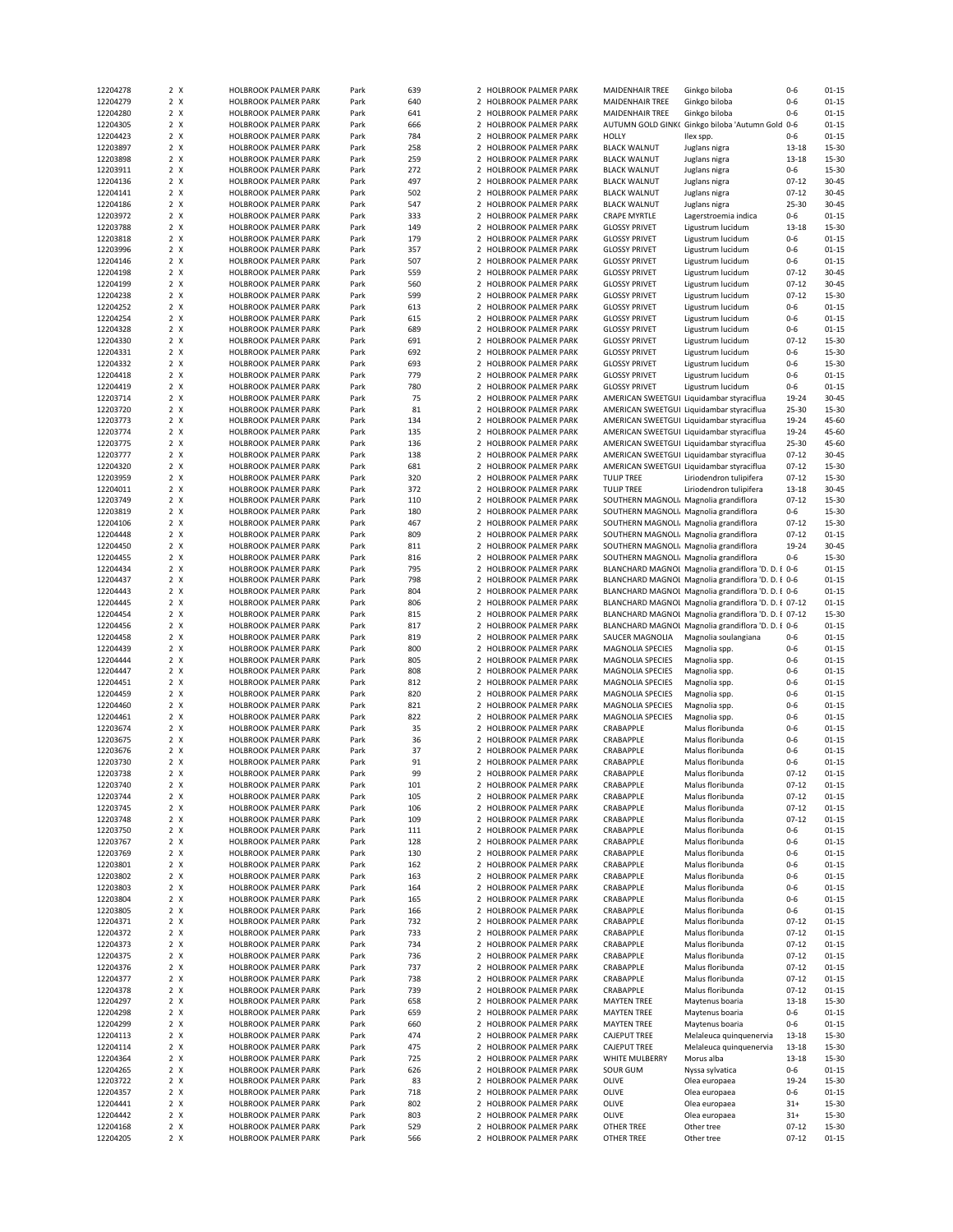| | | | | | | | | | | | |
|---|---|---|---|---|---|---|---|---|---|---|---|
| 12204278 | 2 | X | HOLBROOK PALMER PARK | Park | 639 | 2 | HOLBROOK PALMER PARK | MAIDENHAIR TREE | Ginkgo biloba | 0-6 | 01-15 |
| 12204279 | 2 | X | HOLBROOK PALMER PARK | Park | 640 | 2 | HOLBROOK PALMER PARK | MAIDENHAIR TREE | Ginkgo biloba | 0-6 | 01-15 |
| 12204280 | 2 | X | HOLBROOK PALMER PARK | Park | 641 | 2 | HOLBROOK PALMER PARK | MAIDENHAIR TREE | Ginkgo biloba | 0-6 | 01-15 |
| 12204305 | 2 | X | HOLBROOK PALMER PARK | Park | 666 | 2 | HOLBROOK PALMER PARK | AUTUMN GOLD GINK( | Ginkgo biloba 'Autumn Gold | 0-6 | 01-15 |
| 12204423 | 2 | X | HOLBROOK PALMER PARK | Park | 784 | 2 | HOLBROOK PALMER PARK | HOLLY | Ilex spp. | 0-6 | 01-15 |
| 12203897 | 2 | X | HOLBROOK PALMER PARK | Park | 258 | 2 | HOLBROOK PALMER PARK | BLACK WALNUT | Juglans nigra | 13-18 | 15-30 |
| 12203898 | 2 | X | HOLBROOK PALMER PARK | Park | 259 | 2 | HOLBROOK PALMER PARK | BLACK WALNUT | Juglans nigra | 13-18 | 15-30 |
| 12203911 | 2 | X | HOLBROOK PALMER PARK | Park | 272 | 2 | HOLBROOK PALMER PARK | BLACK WALNUT | Juglans nigra | 0-6 | 15-30 |
| 12204136 | 2 | X | HOLBROOK PALMER PARK | Park | 497 | 2 | HOLBROOK PALMER PARK | BLACK WALNUT | Juglans nigra | 07-12 | 30-45 |
| 12204141 | 2 | X | HOLBROOK PALMER PARK | Park | 502 | 2 | HOLBROOK PALMER PARK | BLACK WALNUT | Juglans nigra | 07-12 | 30-45 |
| 12204186 | 2 | X | HOLBROOK PALMER PARK | Park | 547 | 2 | HOLBROOK PALMER PARK | BLACK WALNUT | Juglans nigra | 25-30 | 30-45 |
| 12203972 | 2 | X | HOLBROOK PALMER PARK | Park | 333 | 2 | HOLBROOK PALMER PARK | CRAPE MYRTLE | Lagerstroemia indica | 0-6 | 01-15 |
| 12203788 | 2 | X | HOLBROOK PALMER PARK | Park | 149 | 2 | HOLBROOK PALMER PARK | GLOSSY PRIVET | Ligustrum lucidum | 13-18 | 15-30 |
| 12203818 | 2 | X | HOLBROOK PALMER PARK | Park | 179 | 2 | HOLBROOK PALMER PARK | GLOSSY PRIVET | Ligustrum lucidum | 0-6 | 01-15 |
| 12203996 | 2 | X | HOLBROOK PALMER PARK | Park | 357 | 2 | HOLBROOK PALMER PARK | GLOSSY PRIVET | Ligustrum lucidum | 0-6 | 01-15 |
| 12204146 | 2 | X | HOLBROOK PALMER PARK | Park | 507 | 2 | HOLBROOK PALMER PARK | GLOSSY PRIVET | Ligustrum lucidum | 0-6 | 01-15 |
| 12204198 | 2 | X | HOLBROOK PALMER PARK | Park | 559 | 2 | HOLBROOK PALMER PARK | GLOSSY PRIVET | Ligustrum lucidum | 07-12 | 30-45 |
| 12204199 | 2 | X | HOLBROOK PALMER PARK | Park | 560 | 2 | HOLBROOK PALMER PARK | GLOSSY PRIVET | Ligustrum lucidum | 07-12 | 30-45 |
| 12204238 | 2 | X | HOLBROOK PALMER PARK | Park | 599 | 2 | HOLBROOK PALMER PARK | GLOSSY PRIVET | Ligustrum lucidum | 07-12 | 15-30 |
| 12204252 | 2 | X | HOLBROOK PALMER PARK | Park | 613 | 2 | HOLBROOK PALMER PARK | GLOSSY PRIVET | Ligustrum lucidum | 0-6 | 01-15 |
| 12204254 | 2 | X | HOLBROOK PALMER PARK | Park | 615 | 2 | HOLBROOK PALMER PARK | GLOSSY PRIVET | Ligustrum lucidum | 0-6 | 01-15 |
| 12204328 | 2 | X | HOLBROOK PALMER PARK | Park | 689 | 2 | HOLBROOK PALMER PARK | GLOSSY PRIVET | Ligustrum lucidum | 0-6 | 01-15 |
| 12204330 | 2 | X | HOLBROOK PALMER PARK | Park | 691 | 2 | HOLBROOK PALMER PARK | GLOSSY PRIVET | Ligustrum lucidum | 07-12 | 15-30 |
| 12204331 | 2 | X | HOLBROOK PALMER PARK | Park | 692 | 2 | HOLBROOK PALMER PARK | GLOSSY PRIVET | Ligustrum lucidum | 0-6 | 15-30 |
| 12204332 | 2 | X | HOLBROOK PALMER PARK | Park | 693 | 2 | HOLBROOK PALMER PARK | GLOSSY PRIVET | Ligustrum lucidum | 0-6 | 15-30 |
| 12204418 | 2 | X | HOLBROOK PALMER PARK | Park | 779 | 2 | HOLBROOK PALMER PARK | GLOSSY PRIVET | Ligustrum lucidum | 0-6 | 01-15 |
| 12204419 | 2 | X | HOLBROOK PALMER PARK | Park | 780 | 2 | HOLBROOK PALMER PARK | GLOSSY PRIVET | Ligustrum lucidum | 0-6 | 01-15 |
| 12203714 | 2 | X | HOLBROOK PALMER PARK | Park | 75 | 2 | HOLBROOK PALMER PARK | AMERICAN SWEETGUI | Liquidambar styraciflua | 19-24 | 30-45 |
| 12203720 | 2 | X | HOLBROOK PALMER PARK | Park | 81 | 2 | HOLBROOK PALMER PARK | AMERICAN SWEETGUI | Liquidambar styraciflua | 25-30 | 15-30 |
| 12203773 | 2 | X | HOLBROOK PALMER PARK | Park | 134 | 2 | HOLBROOK PALMER PARK | AMERICAN SWEETGUI | Liquidambar styraciflua | 19-24 | 45-60 |
| 12203774 | 2 | X | HOLBROOK PALMER PARK | Park | 135 | 2 | HOLBROOK PALMER PARK | AMERICAN SWEETGUI | Liquidambar styraciflua | 19-24 | 45-60 |
| 12203775 | 2 | X | HOLBROOK PALMER PARK | Park | 136 | 2 | HOLBROOK PALMER PARK | AMERICAN SWEETGUI | Liquidambar styraciflua | 25-30 | 45-60 |
| 12203777 | 2 | X | HOLBROOK PALMER PARK | Park | 138 | 2 | HOLBROOK PALMER PARK | AMERICAN SWEETGUI | Liquidambar styraciflua | 07-12 | 30-45 |
| 12204320 | 2 | X | HOLBROOK PALMER PARK | Park | 681 | 2 | HOLBROOK PALMER PARK | AMERICAN SWEETGUI | Liquidambar styraciflua | 07-12 | 15-30 |
| 12203959 | 2 | X | HOLBROOK PALMER PARK | Park | 320 | 2 | HOLBROOK PALMER PARK | TULIP TREE | Liriodendron tulipifera | 07-12 | 15-30 |
| 12204011 | 2 | X | HOLBROOK PALMER PARK | Park | 372 | 2 | HOLBROOK PALMER PARK | TULIP TREE | Liriodendron tulipifera | 13-18 | 30-45 |
| 12203749 | 2 | X | HOLBROOK PALMER PARK | Park | 110 | 2 | HOLBROOK PALMER PARK | SOUTHERN MAGNOLI | Magnolia grandiflora | 07-12 | 15-30 |
| 12203819 | 2 | X | HOLBROOK PALMER PARK | Park | 180 | 2 | HOLBROOK PALMER PARK | SOUTHERN MAGNOLI | Magnolia grandiflora | 0-6 | 15-30 |
| 12204106 | 2 | X | HOLBROOK PALMER PARK | Park | 467 | 2 | HOLBROOK PALMER PARK | SOUTHERN MAGNOLI | Magnolia grandiflora | 07-12 | 15-30 |
| 12204448 | 2 | X | HOLBROOK PALMER PARK | Park | 809 | 2 | HOLBROOK PALMER PARK | SOUTHERN MAGNOLI | Magnolia grandiflora | 07-12 | 01-15 |
| 12204450 | 2 | X | HOLBROOK PALMER PARK | Park | 811 | 2 | HOLBROOK PALMER PARK | SOUTHERN MAGNOLI | Magnolia grandiflora | 19-24 | 30-45 |
| 12204455 | 2 | X | HOLBROOK PALMER PARK | Park | 816 | 2 | HOLBROOK PALMER PARK | SOUTHERN MAGNOLI | Magnolia grandiflora | 0-6 | 15-30 |
| 12204434 | 2 | X | HOLBROOK PALMER PARK | Park | 795 | 2 | HOLBROOK PALMER PARK | BLANCHARD MAGNOL | Magnolia grandiflora 'D. D. E | 0-6 | 01-15 |
| 12204437 | 2 | X | HOLBROOK PALMER PARK | Park | 798 | 2 | HOLBROOK PALMER PARK | BLANCHARD MAGNOL | Magnolia grandiflora 'D. D. E | 0-6 | 01-15 |
| 12204443 | 2 | X | HOLBROOK PALMER PARK | Park | 804 | 2 | HOLBROOK PALMER PARK | BLANCHARD MAGNOL | Magnolia grandiflora 'D. D. E | 0-6 | 01-15 |
| 12204445 | 2 | X | HOLBROOK PALMER PARK | Park | 806 | 2 | HOLBROOK PALMER PARK | BLANCHARD MAGNOL | Magnolia grandiflora 'D. D. E | 07-12 | 01-15 |
| 12204454 | 2 | X | HOLBROOK PALMER PARK | Park | 815 | 2 | HOLBROOK PALMER PARK | BLANCHARD MAGNOL | Magnolia grandiflora 'D. D. E | 07-12 | 15-30 |
| 12204456 | 2 | X | HOLBROOK PALMER PARK | Park | 817 | 2 | HOLBROOK PALMER PARK | BLANCHARD MAGNOL | Magnolia grandiflora 'D. D. E | 0-6 | 01-15 |
| 12204458 | 2 | X | HOLBROOK PALMER PARK | Park | 819 | 2 | HOLBROOK PALMER PARK | SAUCER MAGNOLIA | Magnolia soulangiana | 0-6 | 01-15 |
| 12204439 | 2 | X | HOLBROOK PALMER PARK | Park | 800 | 2 | HOLBROOK PALMER PARK | MAGNOLIA SPECIES | Magnolia spp. | 0-6 | 01-15 |
| 12204444 | 2 | X | HOLBROOK PALMER PARK | Park | 805 | 2 | HOLBROOK PALMER PARK | MAGNOLIA SPECIES | Magnolia spp. | 0-6 | 01-15 |
| 12204447 | 2 | X | HOLBROOK PALMER PARK | Park | 808 | 2 | HOLBROOK PALMER PARK | MAGNOLIA SPECIES | Magnolia spp. | 0-6 | 01-15 |
| 12204451 | 2 | X | HOLBROOK PALMER PARK | Park | 812 | 2 | HOLBROOK PALMER PARK | MAGNOLIA SPECIES | Magnolia spp. | 0-6 | 01-15 |
| 12204459 | 2 | X | HOLBROOK PALMER PARK | Park | 820 | 2 | HOLBROOK PALMER PARK | MAGNOLIA SPECIES | Magnolia spp. | 0-6 | 01-15 |
| 12204460 | 2 | X | HOLBROOK PALMER PARK | Park | 821 | 2 | HOLBROOK PALMER PARK | MAGNOLIA SPECIES | Magnolia spp. | 0-6 | 01-15 |
| 12204461 | 2 | X | HOLBROOK PALMER PARK | Park | 822 | 2 | HOLBROOK PALMER PARK | MAGNOLIA SPECIES | Magnolia spp. | 0-6 | 01-15 |
| 12203674 | 2 | X | HOLBROOK PALMER PARK | Park | 35 | 2 | HOLBROOK PALMER PARK | CRABAPPLE | Malus floribunda | 0-6 | 01-15 |
| 12203675 | 2 | X | HOLBROOK PALMER PARK | Park | 36 | 2 | HOLBROOK PALMER PARK | CRABAPPLE | Malus floribunda | 0-6 | 01-15 |
| 12203676 | 2 | X | HOLBROOK PALMER PARK | Park | 37 | 2 | HOLBROOK PALMER PARK | CRABAPPLE | Malus floribunda | 0-6 | 01-15 |
| 12203730 | 2 | X | HOLBROOK PALMER PARK | Park | 91 | 2 | HOLBROOK PALMER PARK | CRABAPPLE | Malus floribunda | 0-6 | 01-15 |
| 12203738 | 2 | X | HOLBROOK PALMER PARK | Park | 99 | 2 | HOLBROOK PALMER PARK | CRABAPPLE | Malus floribunda | 07-12 | 01-15 |
| 12203740 | 2 | X | HOLBROOK PALMER PARK | Park | 101 | 2 | HOLBROOK PALMER PARK | CRABAPPLE | Malus floribunda | 07-12 | 01-15 |
| 12203744 | 2 | X | HOLBROOK PALMER PARK | Park | 105 | 2 | HOLBROOK PALMER PARK | CRABAPPLE | Malus floribunda | 07-12 | 01-15 |
| 12203745 | 2 | X | HOLBROOK PALMER PARK | Park | 106 | 2 | HOLBROOK PALMER PARK | CRABAPPLE | Malus floribunda | 07-12 | 01-15 |
| 12203748 | 2 | X | HOLBROOK PALMER PARK | Park | 109 | 2 | HOLBROOK PALMER PARK | CRABAPPLE | Malus floribunda | 07-12 | 01-15 |
| 12203750 | 2 | X | HOLBROOK PALMER PARK | Park | 111 | 2 | HOLBROOK PALMER PARK | CRABAPPLE | Malus floribunda | 0-6 | 01-15 |
| 12203767 | 2 | X | HOLBROOK PALMER PARK | Park | 128 | 2 | HOLBROOK PALMER PARK | CRABAPPLE | Malus floribunda | 0-6 | 01-15 |
| 12203769 | 2 | X | HOLBROOK PALMER PARK | Park | 130 | 2 | HOLBROOK PALMER PARK | CRABAPPLE | Malus floribunda | 0-6 | 01-15 |
| 12203801 | 2 | X | HOLBROOK PALMER PARK | Park | 162 | 2 | HOLBROOK PALMER PARK | CRABAPPLE | Malus floribunda | 0-6 | 01-15 |
| 12203802 | 2 | X | HOLBROOK PALMER PARK | Park | 163 | 2 | HOLBROOK PALMER PARK | CRABAPPLE | Malus floribunda | 0-6 | 01-15 |
| 12203803 | 2 | X | HOLBROOK PALMER PARK | Park | 164 | 2 | HOLBROOK PALMER PARK | CRABAPPLE | Malus floribunda | 0-6 | 01-15 |
| 12203804 | 2 | X | HOLBROOK PALMER PARK | Park | 165 | 2 | HOLBROOK PALMER PARK | CRABAPPLE | Malus floribunda | 0-6 | 01-15 |
| 12203805 | 2 | X | HOLBROOK PALMER PARK | Park | 166 | 2 | HOLBROOK PALMER PARK | CRABAPPLE | Malus floribunda | 0-6 | 01-15 |
| 12204371 | 2 | X | HOLBROOK PALMER PARK | Park | 732 | 2 | HOLBROOK PALMER PARK | CRABAPPLE | Malus floribunda | 07-12 | 01-15 |
| 12204372 | 2 | X | HOLBROOK PALMER PARK | Park | 733 | 2 | HOLBROOK PALMER PARK | CRABAPPLE | Malus floribunda | 07-12 | 01-15 |
| 12204373 | 2 | X | HOLBROOK PALMER PARK | Park | 734 | 2 | HOLBROOK PALMER PARK | CRABAPPLE | Malus floribunda | 07-12 | 01-15 |
| 12204375 | 2 | X | HOLBROOK PALMER PARK | Park | 736 | 2 | HOLBROOK PALMER PARK | CRABAPPLE | Malus floribunda | 07-12 | 01-15 |
| 12204376 | 2 | X | HOLBROOK PALMER PARK | Park | 737 | 2 | HOLBROOK PALMER PARK | CRABAPPLE | Malus floribunda | 07-12 | 01-15 |
| 12204377 | 2 | X | HOLBROOK PALMER PARK | Park | 738 | 2 | HOLBROOK PALMER PARK | CRABAPPLE | Malus floribunda | 07-12 | 01-15 |
| 12204378 | 2 | X | HOLBROOK PALMER PARK | Park | 739 | 2 | HOLBROOK PALMER PARK | CRABAPPLE | Malus floribunda | 07-12 | 01-15 |
| 12204297 | 2 | X | HOLBROOK PALMER PARK | Park | 658 | 2 | HOLBROOK PALMER PARK | MAYTEN TREE | Maytenus boaria | 13-18 | 15-30 |
| 12204298 | 2 | X | HOLBROOK PALMER PARK | Park | 659 | 2 | HOLBROOK PALMER PARK | MAYTEN TREE | Maytenus boaria | 0-6 | 01-15 |
| 12204299 | 2 | X | HOLBROOK PALMER PARK | Park | 660 | 2 | HOLBROOK PALMER PARK | MAYTEN TREE | Maytenus boaria | 0-6 | 01-15 |
| 12204113 | 2 | X | HOLBROOK PALMER PARK | Park | 474 | 2 | HOLBROOK PALMER PARK | CAJEPUT TREE | Melaleuca quinquenervia | 13-18 | 15-30 |
| 12204114 | 2 | X | HOLBROOK PALMER PARK | Park | 475 | 2 | HOLBROOK PALMER PARK | CAJEPUT TREE | Melaleuca quinquenervia | 13-18 | 15-30 |
| 12204364 | 2 | X | HOLBROOK PALMER PARK | Park | 725 | 2 | HOLBROOK PALMER PARK | WHITE MULBERRY | Morus alba | 13-18 | 15-30 |
| 12204265 | 2 | X | HOLBROOK PALMER PARK | Park | 626 | 2 | HOLBROOK PALMER PARK | SOUR GUM | Nyssa sylvatica | 0-6 | 01-15 |
| 12203722 | 2 | X | HOLBROOK PALMER PARK | Park | 83 | 2 | HOLBROOK PALMER PARK | OLIVE | Olea europaea | 19-24 | 15-30 |
| 12204357 | 2 | X | HOLBROOK PALMER PARK | Park | 718 | 2 | HOLBROOK PALMER PARK | OLIVE | Olea europaea | 0-6 | 01-15 |
| 12204441 | 2 | X | HOLBROOK PALMER PARK | Park | 802 | 2 | HOLBROOK PALMER PARK | OLIVE | Olea europaea | 31+ | 15-30 |
| 12204442 | 2 | X | HOLBROOK PALMER PARK | Park | 803 | 2 | HOLBROOK PALMER PARK | OLIVE | Olea europaea | 31+ | 15-30 |
| 12204168 | 2 | X | HOLBROOK PALMER PARK | Park | 529 | 2 | HOLBROOK PALMER PARK | OTHER TREE | Other tree | 07-12 | 15-30 |
| 12204205 | 2 | X | HOLBROOK PALMER PARK | Park | 566 | 2 | HOLBROOK PALMER PARK | OTHER TREE | Other tree | 07-12 | 01-15 |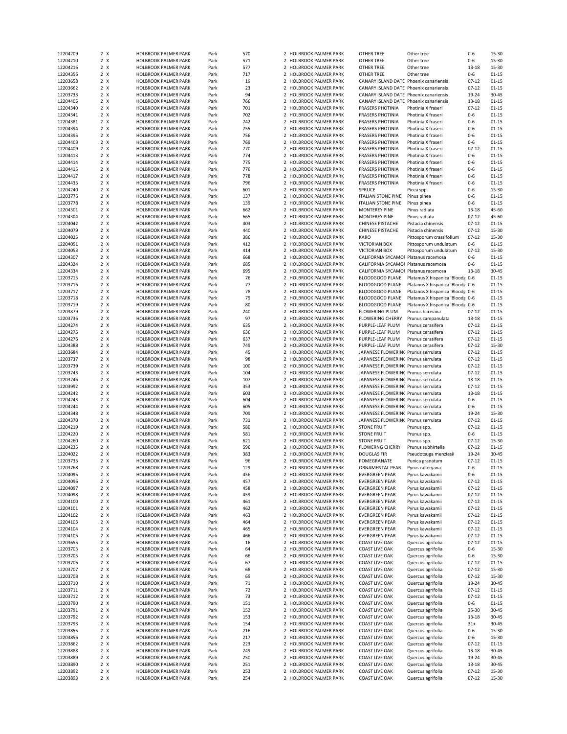| | | | | | | | | | | | |
|---|---|---|---|---|---|---|---|---|---|---|---|
| 12204209 | 2 | X | HOLBROOK PALMER PARK | Park | 570 | 2 | HOLBROOK PALMER PARK | OTHER TREE | Other tree | 0-6 | 15-30 |
| 12204210 | 2 | X | HOLBROOK PALMER PARK | Park | 571 | 2 | HOLBROOK PALMER PARK | OTHER TREE | Other tree | 0-6 | 15-30 |
| 12204216 | 2 | X | HOLBROOK PALMER PARK | Park | 577 | 2 | HOLBROOK PALMER PARK | OTHER TREE | Other tree | 13-18 | 15-30 |
| 12204356 | 2 | X | HOLBROOK PALMER PARK | Park | 717 | 2 | HOLBROOK PALMER PARK | OTHER TREE | Other tree | 0-6 | 01-15 |
| 12203658 | 2 | X | HOLBROOK PALMER PARK | Park | 19 | 2 | HOLBROOK PALMER PARK | CANARY ISLAND DATE | Phoenix canariensis | 07-12 | 01-15 |
| 12203662 | 2 | X | HOLBROOK PALMER PARK | Park | 23 | 2 | HOLBROOK PALMER PARK | CANARY ISLAND DATE | Phoenix canariensis | 07-12 | 01-15 |
| 12203733 | 2 | X | HOLBROOK PALMER PARK | Park | 94 | 2 | HOLBROOK PALMER PARK | CANARY ISLAND DATE | Phoenix canariensis | 19-24 | 30-45 |
| 12204405 | 2 | X | HOLBROOK PALMER PARK | Park | 766 | 2 | HOLBROOK PALMER PARK | CANARY ISLAND DATE | Phoenix canariensis | 13-18 | 01-15 |
| 12204340 | 2 | X | HOLBROOK PALMER PARK | Park | 701 | 2 | HOLBROOK PALMER PARK | FRASERS PHOTINIA | Photinia X fraseri | 07-12 | 01-15 |
| 12204341 | 2 | X | HOLBROOK PALMER PARK | Park | 702 | 2 | HOLBROOK PALMER PARK | FRASERS PHOTINIA | Photinia X fraseri | 0-6 | 01-15 |
| 12204381 | 2 | X | HOLBROOK PALMER PARK | Park | 742 | 2 | HOLBROOK PALMER PARK | FRASERS PHOTINIA | Photinia X fraseri | 0-6 | 01-15 |
| 12204394 | 2 | X | HOLBROOK PALMER PARK | Park | 755 | 2 | HOLBROOK PALMER PARK | FRASERS PHOTINIA | Photinia X fraseri | 0-6 | 01-15 |
| 12204395 | 2 | X | HOLBROOK PALMER PARK | Park | 756 | 2 | HOLBROOK PALMER PARK | FRASERS PHOTINIA | Photinia X fraseri | 0-6 | 01-15 |
| 12204408 | 2 | X | HOLBROOK PALMER PARK | Park | 769 | 2 | HOLBROOK PALMER PARK | FRASERS PHOTINIA | Photinia X fraseri | 0-6 | 01-15 |
| 12204409 | 2 | X | HOLBROOK PALMER PARK | Park | 770 | 2 | HOLBROOK PALMER PARK | FRASERS PHOTINIA | Photinia X fraseri | 07-12 | 01-15 |
| 12204413 | 2 | X | HOLBROOK PALMER PARK | Park | 774 | 2 | HOLBROOK PALMER PARK | FRASERS PHOTINIA | Photinia X fraseri | 0-6 | 01-15 |
| 12204414 | 2 | X | HOLBROOK PALMER PARK | Park | 775 | 2 | HOLBROOK PALMER PARK | FRASERS PHOTINIA | Photinia X fraseri | 0-6 | 01-15 |
| 12204415 | 2 | X | HOLBROOK PALMER PARK | Park | 776 | 2 | HOLBROOK PALMER PARK | FRASERS PHOTINIA | Photinia X fraseri | 0-6 | 01-15 |
| 12204417 | 2 | X | HOLBROOK PALMER PARK | Park | 778 | 2 | HOLBROOK PALMER PARK | FRASERS PHOTINIA | Photinia X fraseri | 0-6 | 01-15 |
| 12204435 | 2 | X | HOLBROOK PALMER PARK | Park | 796 | 2 | HOLBROOK PALMER PARK | FRASERS PHOTINIA | Photinia X fraseri | 0-6 | 01-15 |
| 12204240 | 2 | X | HOLBROOK PALMER PARK | Park | 601 | 2 | HOLBROOK PALMER PARK | SPRUCE | Picea spp. | 0-6 | 15-30 |
| 12203776 | 2 | X | HOLBROOK PALMER PARK | Park | 137 | 2 | HOLBROOK PALMER PARK | ITALIAN STONE PINE | Pinus pinea | 0-6 | 01-15 |
| 12203778 | 2 | X | HOLBROOK PALMER PARK | Park | 139 | 2 | HOLBROOK PALMER PARK | ITALIAN STONE PINE | Pinus pinea | 0-6 | 01-15 |
| 12204301 | 2 | X | HOLBROOK PALMER PARK | Park | 662 | 2 | HOLBROOK PALMER PARK | MONTEREY PINE | Pinus radiata | 13-18 | 45-60 |
| 12204304 | 2 | X | HOLBROOK PALMER PARK | Park | 665 | 2 | HOLBROOK PALMER PARK | MONTEREY PINE | Pinus radiata | 07-12 | 45-60 |
| 12204042 | 2 | X | HOLBROOK PALMER PARK | Park | 403 | 2 | HOLBROOK PALMER PARK | CHINESE PISTACHE | Pistacia chinensis | 07-12 | 01-15 |
| 12204079 | 2 | X | HOLBROOK PALMER PARK | Park | 440 | 2 | HOLBROOK PALMER PARK | CHINESE PISTACHE | Pistacia chinensis | 07-12 | 15-30 |
| 12204025 | 2 | X | HOLBROOK PALMER PARK | Park | 386 | 2 | HOLBROOK PALMER PARK | KARO | Pittosporum crassifolium | 07-12 | 15-30 |
| 12204051 | 2 | X | HOLBROOK PALMER PARK | Park | 412 | 2 | HOLBROOK PALMER PARK | VICTORIAN BOX | Pittosporum undulatum | 0-6 | 01-15 |
| 12204053 | 2 | X | HOLBROOK PALMER PARK | Park | 414 | 2 | HOLBROOK PALMER PARK | VICTORIAN BOX | Pittosporum undulatum | 07-12 | 15-30 |
| 12204307 | 2 | X | HOLBROOK PALMER PARK | Park | 668 | 2 | HOLBROOK PALMER PARK | CALIFORNIA SYCAMOI | Platanus racemosa | 0-6 | 01-15 |
| 12204324 | 2 | X | HOLBROOK PALMER PARK | Park | 685 | 2 | HOLBROOK PALMER PARK | CALIFORNIA SYCAMOI | Platanus racemosa | 0-6 | 01-15 |
| 12204334 | 2 | X | HOLBROOK PALMER PARK | Park | 695 | 2 | HOLBROOK PALMER PARK | CALIFORNIA SYCAMOI | Platanus racemosa | 13-18 | 30-45 |
| 12203715 | 2 | X | HOLBROOK PALMER PARK | Park | 76 | 2 | HOLBROOK PALMER PARK | BLOODGOOD PLANE | Platanus X hispanica 'Bloodg | 0-6 | 01-15 |
| 12203716 | 2 | X | HOLBROOK PALMER PARK | Park | 77 | 2 | HOLBROOK PALMER PARK | BLOODGOOD PLANE | Platanus X hispanica 'Bloodg | 0-6 | 01-15 |
| 12203717 | 2 | X | HOLBROOK PALMER PARK | Park | 78 | 2 | HOLBROOK PALMER PARK | BLOODGOOD PLANE | Platanus X hispanica 'Bloodg | 0-6 | 01-15 |
| 12203718 | 2 | X | HOLBROOK PALMER PARK | Park | 79 | 2 | HOLBROOK PALMER PARK | BLOODGOOD PLANE | Platanus X hispanica 'Bloodg | 0-6 | 01-15 |
| 12203719 | 2 | X | HOLBROOK PALMER PARK | Park | 80 | 2 | HOLBROOK PALMER PARK | BLOODGOOD PLANE | Platanus X hispanica 'Bloodg | 0-6 | 01-15 |
| 12203879 | 2 | X | HOLBROOK PALMER PARK | Park | 240 | 2 | HOLBROOK PALMER PARK | FLOWERING PLUM | Prunus blireiana | 07-12 | 01-15 |
| 12203736 | 2 | X | HOLBROOK PALMER PARK | Park | 97 | 2 | HOLBROOK PALMER PARK | FLOWERING CHERRY | Prunus campanulata | 13-18 | 01-15 |
| 12204274 | 2 | X | HOLBROOK PALMER PARK | Park | 635 | 2 | HOLBROOK PALMER PARK | PURPLE-LEAF PLUM | Prunus cerasifera | 07-12 | 01-15 |
| 12204275 | 2 | X | HOLBROOK PALMER PARK | Park | 636 | 2 | HOLBROOK PALMER PARK | PURPLE-LEAF PLUM | Prunus cerasifera | 07-12 | 01-15 |
| 12204276 | 2 | X | HOLBROOK PALMER PARK | Park | 637 | 2 | HOLBROOK PALMER PARK | PURPLE-LEAF PLUM | Prunus cerasifera | 07-12 | 01-15 |
| 12204388 | 2 | X | HOLBROOK PALMER PARK | Park | 749 | 2 | HOLBROOK PALMER PARK | PURPLE-LEAF PLUM | Prunus cerasifera | 07-12 | 15-30 |
| 12203684 | 2 | X | HOLBROOK PALMER PARK | Park | 45 | 2 | HOLBROOK PALMER PARK | JAPANESE FLOWERIN( | Prunus serrulata | 07-12 | 01-15 |
| 12203737 | 2 | X | HOLBROOK PALMER PARK | Park | 98 | 2 | HOLBROOK PALMER PARK | JAPANESE FLOWERIN( | Prunus serrulata | 07-12 | 01-15 |
| 12203739 | 2 | X | HOLBROOK PALMER PARK | Park | 100 | 2 | HOLBROOK PALMER PARK | JAPANESE FLOWERIN( | Prunus serrulata | 07-12 | 01-15 |
| 12203743 | 2 | X | HOLBROOK PALMER PARK | Park | 104 | 2 | HOLBROOK PALMER PARK | JAPANESE FLOWERIN( | Prunus serrulata | 07-12 | 01-15 |
| 12203746 | 2 | X | HOLBROOK PALMER PARK | Park | 107 | 2 | HOLBROOK PALMER PARK | JAPANESE FLOWERIN( | Prunus serrulata | 13-18 | 01-15 |
| 12203992 | 2 | X | HOLBROOK PALMER PARK | Park | 353 | 2 | HOLBROOK PALMER PARK | JAPANESE FLOWERIN( | Prunus serrulata | 07-12 | 01-15 |
| 12204242 | 2 | X | HOLBROOK PALMER PARK | Park | 603 | 2 | HOLBROOK PALMER PARK | JAPANESE FLOWERIN( | Prunus serrulata | 13-18 | 01-15 |
| 12204243 | 2 | X | HOLBROOK PALMER PARK | Park | 604 | 2 | HOLBROOK PALMER PARK | JAPANESE FLOWERIN( | Prunus serrulata | 0-6 | 01-15 |
| 12204244 | 2 | X | HOLBROOK PALMER PARK | Park | 605 | 2 | HOLBROOK PALMER PARK | JAPANESE FLOWERIN( | Prunus serrulata | 0-6 | 01-15 |
| 12204348 | 2 | X | HOLBROOK PALMER PARK | Park | 709 | 2 | HOLBROOK PALMER PARK | JAPANESE FLOWERIN( | Prunus serrulata | 19-24 | 15-30 |
| 12204370 | 2 | X | HOLBROOK PALMER PARK | Park | 731 | 2 | HOLBROOK PALMER PARK | JAPANESE FLOWERIN( | Prunus serrulata | 07-12 | 01-15 |
| 12204219 | 2 | X | HOLBROOK PALMER PARK | Park | 580 | 2 | HOLBROOK PALMER PARK | STONE FRUIT | Prunus spp. | 07-12 | 01-15 |
| 12204220 | 2 | X | HOLBROOK PALMER PARK | Park | 581 | 2 | HOLBROOK PALMER PARK | STONE FRUIT | Prunus spp. | 0-6 | 01-15 |
| 12204260 | 2 | X | HOLBROOK PALMER PARK | Park | 621 | 2 | HOLBROOK PALMER PARK | STONE FRUIT | Prunus spp. | 07-12 | 15-30 |
| 12204235 | 2 | X | HOLBROOK PALMER PARK | Park | 596 | 2 | HOLBROOK PALMER PARK | FLOWERNG CHERRY | Prunus subhirtella | 07-12 | 01-15 |
| 12204022 | 2 | X | HOLBROOK PALMER PARK | Park | 383 | 2 | HOLBROOK PALMER PARK | DOUGLAS FIR | Pseudotsuga menziesii | 19-24 | 30-45 |
| 12203735 | 2 | X | HOLBROOK PALMER PARK | Park | 96 | 2 | HOLBROOK PALMER PARK | POMEGRANATE | Punica granatum | 07-12 | 01-15 |
| 12203768 | 2 | X | HOLBROOK PALMER PARK | Park | 129 | 2 | HOLBROOK PALMER PARK | ORNAMENTAL PEAR | Pyrus calleryana | 0-6 | 01-15 |
| 12204095 | 2 | X | HOLBROOK PALMER PARK | Park | 456 | 2 | HOLBROOK PALMER PARK | EVERGREEN PEAR | Pyrus kawakamii | 0-6 | 01-15 |
| 12204096 | 2 | X | HOLBROOK PALMER PARK | Park | 457 | 2 | HOLBROOK PALMER PARK | EVERGREEN PEAR | Pyrus kawakamii | 07-12 | 01-15 |
| 12204097 | 2 | X | HOLBROOK PALMER PARK | Park | 458 | 2 | HOLBROOK PALMER PARK | EVERGREEN PEAR | Pyrus kawakamii | 07-12 | 01-15 |
| 12204098 | 2 | X | HOLBROOK PALMER PARK | Park | 459 | 2 | HOLBROOK PALMER PARK | EVERGREEN PEAR | Pyrus kawakamii | 07-12 | 01-15 |
| 12204100 | 2 | X | HOLBROOK PALMER PARK | Park | 461 | 2 | HOLBROOK PALMER PARK | EVERGREEN PEAR | Pyrus kawakamii | 07-12 | 01-15 |
| 12204101 | 2 | X | HOLBROOK PALMER PARK | Park | 462 | 2 | HOLBROOK PALMER PARK | EVERGREEN PEAR | Pyrus kawakamii | 07-12 | 01-15 |
| 12204102 | 2 | X | HOLBROOK PALMER PARK | Park | 463 | 2 | HOLBROOK PALMER PARK | EVERGREEN PEAR | Pyrus kawakamii | 07-12 | 01-15 |
| 12204103 | 2 | X | HOLBROOK PALMER PARK | Park | 464 | 2 | HOLBROOK PALMER PARK | EVERGREEN PEAR | Pyrus kawakamii | 07-12 | 01-15 |
| 12204104 | 2 | X | HOLBROOK PALMER PARK | Park | 465 | 2 | HOLBROOK PALMER PARK | EVERGREEN PEAR | Pyrus kawakamii | 07-12 | 01-15 |
| 12204105 | 2 | X | HOLBROOK PALMER PARK | Park | 466 | 2 | HOLBROOK PALMER PARK | EVERGREEN PEAR | Pyrus kawakamii | 07-12 | 01-15 |
| 12203655 | 2 | X | HOLBROOK PALMER PARK | Park | 16 | 2 | HOLBROOK PALMER PARK | COAST LIVE OAK | Quercus agrifolia | 07-12 | 01-15 |
| 12203703 | 2 | X | HOLBROOK PALMER PARK | Park | 64 | 2 | HOLBROOK PALMER PARK | COAST LIVE OAK | Quercus agrifolia | 0-6 | 15-30 |
| 12203705 | 2 | X | HOLBROOK PALMER PARK | Park | 66 | 2 | HOLBROOK PALMER PARK | COAST LIVE OAK | Quercus agrifolia | 0-6 | 15-30 |
| 12203706 | 2 | X | HOLBROOK PALMER PARK | Park | 67 | 2 | HOLBROOK PALMER PARK | COAST LIVE OAK | Quercus agrifolia | 07-12 | 01-15 |
| 12203707 | 2 | X | HOLBROOK PALMER PARK | Park | 68 | 2 | HOLBROOK PALMER PARK | COAST LIVE OAK | Quercus agrifolia | 07-12 | 15-30 |
| 12203708 | 2 | X | HOLBROOK PALMER PARK | Park | 69 | 2 | HOLBROOK PALMER PARK | COAST LIVE OAK | Quercus agrifolia | 07-12 | 15-30 |
| 12203710 | 2 | X | HOLBROOK PALMER PARK | Park | 71 | 2 | HOLBROOK PALMER PARK | COAST LIVE OAK | Quercus agrifolia | 19-24 | 30-45 |
| 12203711 | 2 | X | HOLBROOK PALMER PARK | Park | 72 | 2 | HOLBROOK PALMER PARK | COAST LIVE OAK | Quercus agrifolia | 07-12 | 01-15 |
| 12203712 | 2 | X | HOLBROOK PALMER PARK | Park | 73 | 2 | HOLBROOK PALMER PARK | COAST LIVE OAK | Quercus agrifolia | 07-12 | 01-15 |
| 12203790 | 2 | X | HOLBROOK PALMER PARK | Park | 151 | 2 | HOLBROOK PALMER PARK | COAST LIVE OAK | Quercus agrifolia | 0-6 | 01-15 |
| 12203791 | 2 | X | HOLBROOK PALMER PARK | Park | 152 | 2 | HOLBROOK PALMER PARK | COAST LIVE OAK | Quercus agrifolia | 25-30 | 30-45 |
| 12203792 | 2 | X | HOLBROOK PALMER PARK | Park | 153 | 2 | HOLBROOK PALMER PARK | COAST LIVE OAK | Quercus agrifolia | 13-18 | 30-45 |
| 12203793 | 2 | X | HOLBROOK PALMER PARK | Park | 154 | 2 | HOLBROOK PALMER PARK | COAST LIVE OAK | Quercus agrifolia | 31+ | 30-45 |
| 12203855 | 2 | X | HOLBROOK PALMER PARK | Park | 216 | 2 | HOLBROOK PALMER PARK | COAST LIVE OAK | Quercus agrifolia | 0-6 | 15-30 |
| 12203856 | 2 | X | HOLBROOK PALMER PARK | Park | 217 | 2 | HOLBROOK PALMER PARK | COAST LIVE OAK | Quercus agrifolia | 0-6 | 15-30 |
| 12203862 | 2 | X | HOLBROOK PALMER PARK | Park | 223 | 2 | HOLBROOK PALMER PARK | COAST LIVE OAK | Quercus agrifolia | 07-12 | 01-15 |
| 12203888 | 2 | X | HOLBROOK PALMER PARK | Park | 249 | 2 | HOLBROOK PALMER PARK | COAST LIVE OAK | Quercus agrifolia | 13-18 | 30-45 |
| 12203889 | 2 | X | HOLBROOK PALMER PARK | Park | 250 | 2 | HOLBROOK PALMER PARK | COAST LIVE OAK | Quercus agrifolia | 19-24 | 30-45 |
| 12203890 | 2 | X | HOLBROOK PALMER PARK | Park | 251 | 2 | HOLBROOK PALMER PARK | COAST LIVE OAK | Quercus agrifolia | 13-18 | 30-45 |
| 12203892 | 2 | X | HOLBROOK PALMER PARK | Park | 253 | 2 | HOLBROOK PALMER PARK | COAST LIVE OAK | Quercus agrifolia | 07-12 | 15-30 |
| 12203893 | 2 | X | HOLBROOK PALMER PARK | Park | 254 | 2 | HOLBROOK PALMER PARK | COAST LIVE OAK | Quercus agrifolia | 07-12 | 15-30 |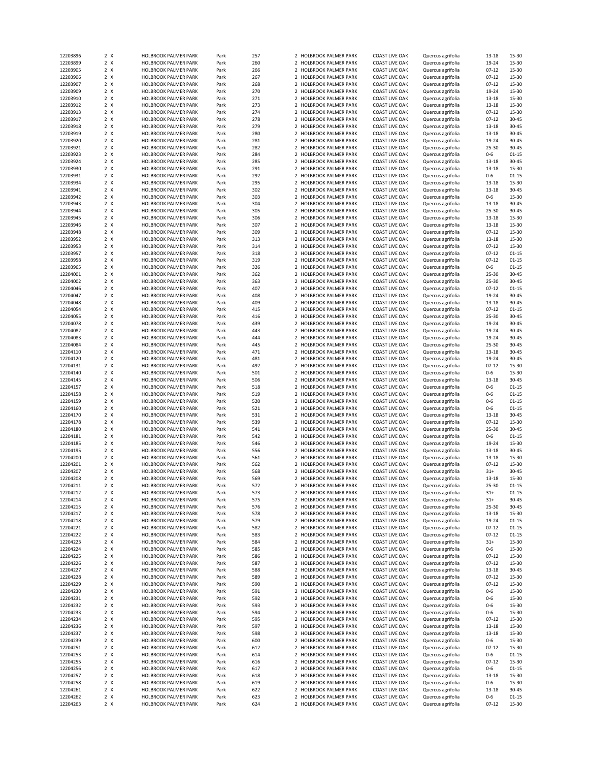| | | | | | | | | | | | |
|---|---|---|---|---|---|---|---|---|---|---|---|
| 12203896 | 2 | X | HOLBROOK PALMER PARK | Park | 257 | 2 | HOLBROOK PALMER PARK | COAST LIVE OAK | Quercus agrifolia | 13-18 | 15-30 |
| 12203899 | 2 | X | HOLBROOK PALMER PARK | Park | 260 | 2 | HOLBROOK PALMER PARK | COAST LIVE OAK | Quercus agrifolia | 19-24 | 15-30 |
| 12203905 | 2 | X | HOLBROOK PALMER PARK | Park | 266 | 2 | HOLBROOK PALMER PARK | COAST LIVE OAK | Quercus agrifolia | 07-12 | 15-30 |
| 12203906 | 2 | X | HOLBROOK PALMER PARK | Park | 267 | 2 | HOLBROOK PALMER PARK | COAST LIVE OAK | Quercus agrifolia | 07-12 | 15-30 |
| 12203907 | 2 | X | HOLBROOK PALMER PARK | Park | 268 | 2 | HOLBROOK PALMER PARK | COAST LIVE OAK | Quercus agrifolia | 07-12 | 15-30 |
| 12203909 | 2 | X | HOLBROOK PALMER PARK | Park | 270 | 2 | HOLBROOK PALMER PARK | COAST LIVE OAK | Quercus agrifolia | 19-24 | 15-30 |
| 12203910 | 2 | X | HOLBROOK PALMER PARK | Park | 271 | 2 | HOLBROOK PALMER PARK | COAST LIVE OAK | Quercus agrifolia | 13-18 | 15-30 |
| 12203912 | 2 | X | HOLBROOK PALMER PARK | Park | 273 | 2 | HOLBROOK PALMER PARK | COAST LIVE OAK | Quercus agrifolia | 13-18 | 15-30 |
| 12203913 | 2 | X | HOLBROOK PALMER PARK | Park | 274 | 2 | HOLBROOK PALMER PARK | COAST LIVE OAK | Quercus agrifolia | 07-12 | 15-30 |
| 12203917 | 2 | X | HOLBROOK PALMER PARK | Park | 278 | 2 | HOLBROOK PALMER PARK | COAST LIVE OAK | Quercus agrifolia | 07-12 | 30-45 |
| 12203918 | 2 | X | HOLBROOK PALMER PARK | Park | 279 | 2 | HOLBROOK PALMER PARK | COAST LIVE OAK | Quercus agrifolia | 13-18 | 30-45 |
| 12203919 | 2 | X | HOLBROOK PALMER PARK | Park | 280 | 2 | HOLBROOK PALMER PARK | COAST LIVE OAK | Quercus agrifolia | 13-18 | 30-45 |
| 12203920 | 2 | X | HOLBROOK PALMER PARK | Park | 281 | 2 | HOLBROOK PALMER PARK | COAST LIVE OAK | Quercus agrifolia | 19-24 | 30-45 |
| 12203921 | 2 | X | HOLBROOK PALMER PARK | Park | 282 | 2 | HOLBROOK PALMER PARK | COAST LIVE OAK | Quercus agrifolia | 25-30 | 30-45 |
| 12203923 | 2 | X | HOLBROOK PALMER PARK | Park | 284 | 2 | HOLBROOK PALMER PARK | COAST LIVE OAK | Quercus agrifolia | 0-6 | 01-15 |
| 12203924 | 2 | X | HOLBROOK PALMER PARK | Park | 285 | 2 | HOLBROOK PALMER PARK | COAST LIVE OAK | Quercus agrifolia | 13-18 | 30-45 |
| 12203930 | 2 | X | HOLBROOK PALMER PARK | Park | 291 | 2 | HOLBROOK PALMER PARK | COAST LIVE OAK | Quercus agrifolia | 13-18 | 15-30 |
| 12203931 | 2 | X | HOLBROOK PALMER PARK | Park | 292 | 2 | HOLBROOK PALMER PARK | COAST LIVE OAK | Quercus agrifolia | 0-6 | 01-15 |
| 12203934 | 2 | X | HOLBROOK PALMER PARK | Park | 295 | 2 | HOLBROOK PALMER PARK | COAST LIVE OAK | Quercus agrifolia | 13-18 | 15-30 |
| 12203941 | 2 | X | HOLBROOK PALMER PARK | Park | 302 | 2 | HOLBROOK PALMER PARK | COAST LIVE OAK | Quercus agrifolia | 13-18 | 30-45 |
| 12203942 | 2 | X | HOLBROOK PALMER PARK | Park | 303 | 2 | HOLBROOK PALMER PARK | COAST LIVE OAK | Quercus agrifolia | 0-6 | 15-30 |
| 12203943 | 2 | X | HOLBROOK PALMER PARK | Park | 304 | 2 | HOLBROOK PALMER PARK | COAST LIVE OAK | Quercus agrifolia | 13-18 | 30-45 |
| 12203944 | 2 | X | HOLBROOK PALMER PARK | Park | 305 | 2 | HOLBROOK PALMER PARK | COAST LIVE OAK | Quercus agrifolia | 25-30 | 30-45 |
| 12203945 | 2 | X | HOLBROOK PALMER PARK | Park | 306 | 2 | HOLBROOK PALMER PARK | COAST LIVE OAK | Quercus agrifolia | 13-18 | 15-30 |
| 12203946 | 2 | X | HOLBROOK PALMER PARK | Park | 307 | 2 | HOLBROOK PALMER PARK | COAST LIVE OAK | Quercus agrifolia | 13-18 | 15-30 |
| 12203948 | 2 | X | HOLBROOK PALMER PARK | Park | 309 | 2 | HOLBROOK PALMER PARK | COAST LIVE OAK | Quercus agrifolia | 07-12 | 15-30 |
| 12203952 | 2 | X | HOLBROOK PALMER PARK | Park | 313 | 2 | HOLBROOK PALMER PARK | COAST LIVE OAK | Quercus agrifolia | 13-18 | 15-30 |
| 12203953 | 2 | X | HOLBROOK PALMER PARK | Park | 314 | 2 | HOLBROOK PALMER PARK | COAST LIVE OAK | Quercus agrifolia | 07-12 | 15-30 |
| 12203957 | 2 | X | HOLBROOK PALMER PARK | Park | 318 | 2 | HOLBROOK PALMER PARK | COAST LIVE OAK | Quercus agrifolia | 07-12 | 01-15 |
| 12203958 | 2 | X | HOLBROOK PALMER PARK | Park | 319 | 2 | HOLBROOK PALMER PARK | COAST LIVE OAK | Quercus agrifolia | 07-12 | 01-15 |
| 12203965 | 2 | X | HOLBROOK PALMER PARK | Park | 326 | 2 | HOLBROOK PALMER PARK | COAST LIVE OAK | Quercus agrifolia | 0-6 | 01-15 |
| 12204001 | 2 | X | HOLBROOK PALMER PARK | Park | 362 | 2 | HOLBROOK PALMER PARK | COAST LIVE OAK | Quercus agrifolia | 25-30 | 30-45 |
| 12204002 | 2 | X | HOLBROOK PALMER PARK | Park | 363 | 2 | HOLBROOK PALMER PARK | COAST LIVE OAK | Quercus agrifolia | 25-30 | 30-45 |
| 12204046 | 2 | X | HOLBROOK PALMER PARK | Park | 407 | 2 | HOLBROOK PALMER PARK | COAST LIVE OAK | Quercus agrifolia | 07-12 | 01-15 |
| 12204047 | 2 | X | HOLBROOK PALMER PARK | Park | 408 | 2 | HOLBROOK PALMER PARK | COAST LIVE OAK | Quercus agrifolia | 19-24 | 30-45 |
| 12204048 | 2 | X | HOLBROOK PALMER PARK | Park | 409 | 2 | HOLBROOK PALMER PARK | COAST LIVE OAK | Quercus agrifolia | 13-18 | 30-45 |
| 12204054 | 2 | X | HOLBROOK PALMER PARK | Park | 415 | 2 | HOLBROOK PALMER PARK | COAST LIVE OAK | Quercus agrifolia | 07-12 | 01-15 |
| 12204055 | 2 | X | HOLBROOK PALMER PARK | Park | 416 | 2 | HOLBROOK PALMER PARK | COAST LIVE OAK | Quercus agrifolia | 25-30 | 30-45 |
| 12204078 | 2 | X | HOLBROOK PALMER PARK | Park | 439 | 2 | HOLBROOK PALMER PARK | COAST LIVE OAK | Quercus agrifolia | 19-24 | 30-45 |
| 12204082 | 2 | X | HOLBROOK PALMER PARK | Park | 443 | 2 | HOLBROOK PALMER PARK | COAST LIVE OAK | Quercus agrifolia | 19-24 | 30-45 |
| 12204083 | 2 | X | HOLBROOK PALMER PARK | Park | 444 | 2 | HOLBROOK PALMER PARK | COAST LIVE OAK | Quercus agrifolia | 19-24 | 30-45 |
| 12204084 | 2 | X | HOLBROOK PALMER PARK | Park | 445 | 2 | HOLBROOK PALMER PARK | COAST LIVE OAK | Quercus agrifolia | 25-30 | 30-45 |
| 12204110 | 2 | X | HOLBROOK PALMER PARK | Park | 471 | 2 | HOLBROOK PALMER PARK | COAST LIVE OAK | Quercus agrifolia | 13-18 | 30-45 |
| 12204120 | 2 | X | HOLBROOK PALMER PARK | Park | 481 | 2 | HOLBROOK PALMER PARK | COAST LIVE OAK | Quercus agrifolia | 19-24 | 30-45 |
| 12204131 | 2 | X | HOLBROOK PALMER PARK | Park | 492 | 2 | HOLBROOK PALMER PARK | COAST LIVE OAK | Quercus agrifolia | 07-12 | 15-30 |
| 12204140 | 2 | X | HOLBROOK PALMER PARK | Park | 501 | 2 | HOLBROOK PALMER PARK | COAST LIVE OAK | Quercus agrifolia | 0-6 | 15-30 |
| 12204145 | 2 | X | HOLBROOK PALMER PARK | Park | 506 | 2 | HOLBROOK PALMER PARK | COAST LIVE OAK | Quercus agrifolia | 13-18 | 30-45 |
| 12204157 | 2 | X | HOLBROOK PALMER PARK | Park | 518 | 2 | HOLBROOK PALMER PARK | COAST LIVE OAK | Quercus agrifolia | 0-6 | 01-15 |
| 12204158 | 2 | X | HOLBROOK PALMER PARK | Park | 519 | 2 | HOLBROOK PALMER PARK | COAST LIVE OAK | Quercus agrifolia | 0-6 | 01-15 |
| 12204159 | 2 | X | HOLBROOK PALMER PARK | Park | 520 | 2 | HOLBROOK PALMER PARK | COAST LIVE OAK | Quercus agrifolia | 0-6 | 01-15 |
| 12204160 | 2 | X | HOLBROOK PALMER PARK | Park | 521 | 2 | HOLBROOK PALMER PARK | COAST LIVE OAK | Quercus agrifolia | 0-6 | 01-15 |
| 12204170 | 2 | X | HOLBROOK PALMER PARK | Park | 531 | 2 | HOLBROOK PALMER PARK | COAST LIVE OAK | Quercus agrifolia | 13-18 | 30-45 |
| 12204178 | 2 | X | HOLBROOK PALMER PARK | Park | 539 | 2 | HOLBROOK PALMER PARK | COAST LIVE OAK | Quercus agrifolia | 07-12 | 15-30 |
| 12204180 | 2 | X | HOLBROOK PALMER PARK | Park | 541 | 2 | HOLBROOK PALMER PARK | COAST LIVE OAK | Quercus agrifolia | 25-30 | 30-45 |
| 12204181 | 2 | X | HOLBROOK PALMER PARK | Park | 542 | 2 | HOLBROOK PALMER PARK | COAST LIVE OAK | Quercus agrifolia | 0-6 | 01-15 |
| 12204185 | 2 | X | HOLBROOK PALMER PARK | Park | 546 | 2 | HOLBROOK PALMER PARK | COAST LIVE OAK | Quercus agrifolia | 19-24 | 15-30 |
| 12204195 | 2 | X | HOLBROOK PALMER PARK | Park | 556 | 2 | HOLBROOK PALMER PARK | COAST LIVE OAK | Quercus agrifolia | 13-18 | 30-45 |
| 12204200 | 2 | X | HOLBROOK PALMER PARK | Park | 561 | 2 | HOLBROOK PALMER PARK | COAST LIVE OAK | Quercus agrifolia | 13-18 | 15-30 |
| 12204201 | 2 | X | HOLBROOK PALMER PARK | Park | 562 | 2 | HOLBROOK PALMER PARK | COAST LIVE OAK | Quercus agrifolia | 07-12 | 15-30 |
| 12204207 | 2 | X | HOLBROOK PALMER PARK | Park | 568 | 2 | HOLBROOK PALMER PARK | COAST LIVE OAK | Quercus agrifolia | 31+ | 30-45 |
| 12204208 | 2 | X | HOLBROOK PALMER PARK | Park | 569 | 2 | HOLBROOK PALMER PARK | COAST LIVE OAK | Quercus agrifolia | 13-18 | 15-30 |
| 12204211 | 2 | X | HOLBROOK PALMER PARK | Park | 572 | 2 | HOLBROOK PALMER PARK | COAST LIVE OAK | Quercus agrifolia | 25-30 | 01-15 |
| 12204212 | 2 | X | HOLBROOK PALMER PARK | Park | 573 | 2 | HOLBROOK PALMER PARK | COAST LIVE OAK | Quercus agrifolia | 31+ | 01-15 |
| 12204214 | 2 | X | HOLBROOK PALMER PARK | Park | 575 | 2 | HOLBROOK PALMER PARK | COAST LIVE OAK | Quercus agrifolia | 31+ | 30-45 |
| 12204215 | 2 | X | HOLBROOK PALMER PARK | Park | 576 | 2 | HOLBROOK PALMER PARK | COAST LIVE OAK | Quercus agrifolia | 25-30 | 30-45 |
| 12204217 | 2 | X | HOLBROOK PALMER PARK | Park | 578 | 2 | HOLBROOK PALMER PARK | COAST LIVE OAK | Quercus agrifolia | 13-18 | 15-30 |
| 12204218 | 2 | X | HOLBROOK PALMER PARK | Park | 579 | 2 | HOLBROOK PALMER PARK | COAST LIVE OAK | Quercus agrifolia | 19-24 | 01-15 |
| 12204221 | 2 | X | HOLBROOK PALMER PARK | Park | 582 | 2 | HOLBROOK PALMER PARK | COAST LIVE OAK | Quercus agrifolia | 07-12 | 01-15 |
| 12204222 | 2 | X | HOLBROOK PALMER PARK | Park | 583 | 2 | HOLBROOK PALMER PARK | COAST LIVE OAK | Quercus agrifolia | 07-12 | 01-15 |
| 12204223 | 2 | X | HOLBROOK PALMER PARK | Park | 584 | 2 | HOLBROOK PALMER PARK | COAST LIVE OAK | Quercus agrifolia | 31+ | 15-30 |
| 12204224 | 2 | X | HOLBROOK PALMER PARK | Park | 585 | 2 | HOLBROOK PALMER PARK | COAST LIVE OAK | Quercus agrifolia | 0-6 | 15-30 |
| 12204225 | 2 | X | HOLBROOK PALMER PARK | Park | 586 | 2 | HOLBROOK PALMER PARK | COAST LIVE OAK | Quercus agrifolia | 07-12 | 15-30 |
| 12204226 | 2 | X | HOLBROOK PALMER PARK | Park | 587 | 2 | HOLBROOK PALMER PARK | COAST LIVE OAK | Quercus agrifolia | 07-12 | 15-30 |
| 12204227 | 2 | X | HOLBROOK PALMER PARK | Park | 588 | 2 | HOLBROOK PALMER PARK | COAST LIVE OAK | Quercus agrifolia | 13-18 | 30-45 |
| 12204228 | 2 | X | HOLBROOK PALMER PARK | Park | 589 | 2 | HOLBROOK PALMER PARK | COAST LIVE OAK | Quercus agrifolia | 07-12 | 15-30 |
| 12204229 | 2 | X | HOLBROOK PALMER PARK | Park | 590 | 2 | HOLBROOK PALMER PARK | COAST LIVE OAK | Quercus agrifolia | 07-12 | 15-30 |
| 12204230 | 2 | X | HOLBROOK PALMER PARK | Park | 591 | 2 | HOLBROOK PALMER PARK | COAST LIVE OAK | Quercus agrifolia | 0-6 | 15-30 |
| 12204231 | 2 | X | HOLBROOK PALMER PARK | Park | 592 | 2 | HOLBROOK PALMER PARK | COAST LIVE OAK | Quercus agrifolia | 0-6 | 15-30 |
| 12204232 | 2 | X | HOLBROOK PALMER PARK | Park | 593 | 2 | HOLBROOK PALMER PARK | COAST LIVE OAK | Quercus agrifolia | 0-6 | 15-30 |
| 12204233 | 2 | X | HOLBROOK PALMER PARK | Park | 594 | 2 | HOLBROOK PALMER PARK | COAST LIVE OAK | Quercus agrifolia | 0-6 | 15-30 |
| 12204234 | 2 | X | HOLBROOK PALMER PARK | Park | 595 | 2 | HOLBROOK PALMER PARK | COAST LIVE OAK | Quercus agrifolia | 07-12 | 15-30 |
| 12204236 | 2 | X | HOLBROOK PALMER PARK | Park | 597 | 2 | HOLBROOK PALMER PARK | COAST LIVE OAK | Quercus agrifolia | 13-18 | 15-30 |
| 12204237 | 2 | X | HOLBROOK PALMER PARK | Park | 598 | 2 | HOLBROOK PALMER PARK | COAST LIVE OAK | Quercus agrifolia | 13-18 | 15-30 |
| 12204239 | 2 | X | HOLBROOK PALMER PARK | Park | 600 | 2 | HOLBROOK PALMER PARK | COAST LIVE OAK | Quercus agrifolia | 0-6 | 15-30 |
| 12204251 | 2 | X | HOLBROOK PALMER PARK | Park | 612 | 2 | HOLBROOK PALMER PARK | COAST LIVE OAK | Quercus agrifolia | 07-12 | 15-30 |
| 12204253 | 2 | X | HOLBROOK PALMER PARK | Park | 614 | 2 | HOLBROOK PALMER PARK | COAST LIVE OAK | Quercus agrifolia | 0-6 | 01-15 |
| 12204255 | 2 | X | HOLBROOK PALMER PARK | Park | 616 | 2 | HOLBROOK PALMER PARK | COAST LIVE OAK | Quercus agrifolia | 07-12 | 15-30 |
| 12204256 | 2 | X | HOLBROOK PALMER PARK | Park | 617 | 2 | HOLBROOK PALMER PARK | COAST LIVE OAK | Quercus agrifolia | 0-6 | 01-15 |
| 12204257 | 2 | X | HOLBROOK PALMER PARK | Park | 618 | 2 | HOLBROOK PALMER PARK | COAST LIVE OAK | Quercus agrifolia | 13-18 | 15-30 |
| 12204258 | 2 | X | HOLBROOK PALMER PARK | Park | 619 | 2 | HOLBROOK PALMER PARK | COAST LIVE OAK | Quercus agrifolia | 0-6 | 15-30 |
| 12204261 | 2 | X | HOLBROOK PALMER PARK | Park | 622 | 2 | HOLBROOK PALMER PARK | COAST LIVE OAK | Quercus agrifolia | 13-18 | 30-45 |
| 12204262 | 2 | X | HOLBROOK PALMER PARK | Park | 623 | 2 | HOLBROOK PALMER PARK | COAST LIVE OAK | Quercus agrifolia | 0-6 | 01-15 |
| 12204263 | 2 | X | HOLBROOK PALMER PARK | Park | 624 | 2 | HOLBROOK PALMER PARK | COAST LIVE OAK | Quercus agrifolia | 07-12 | 15-30 |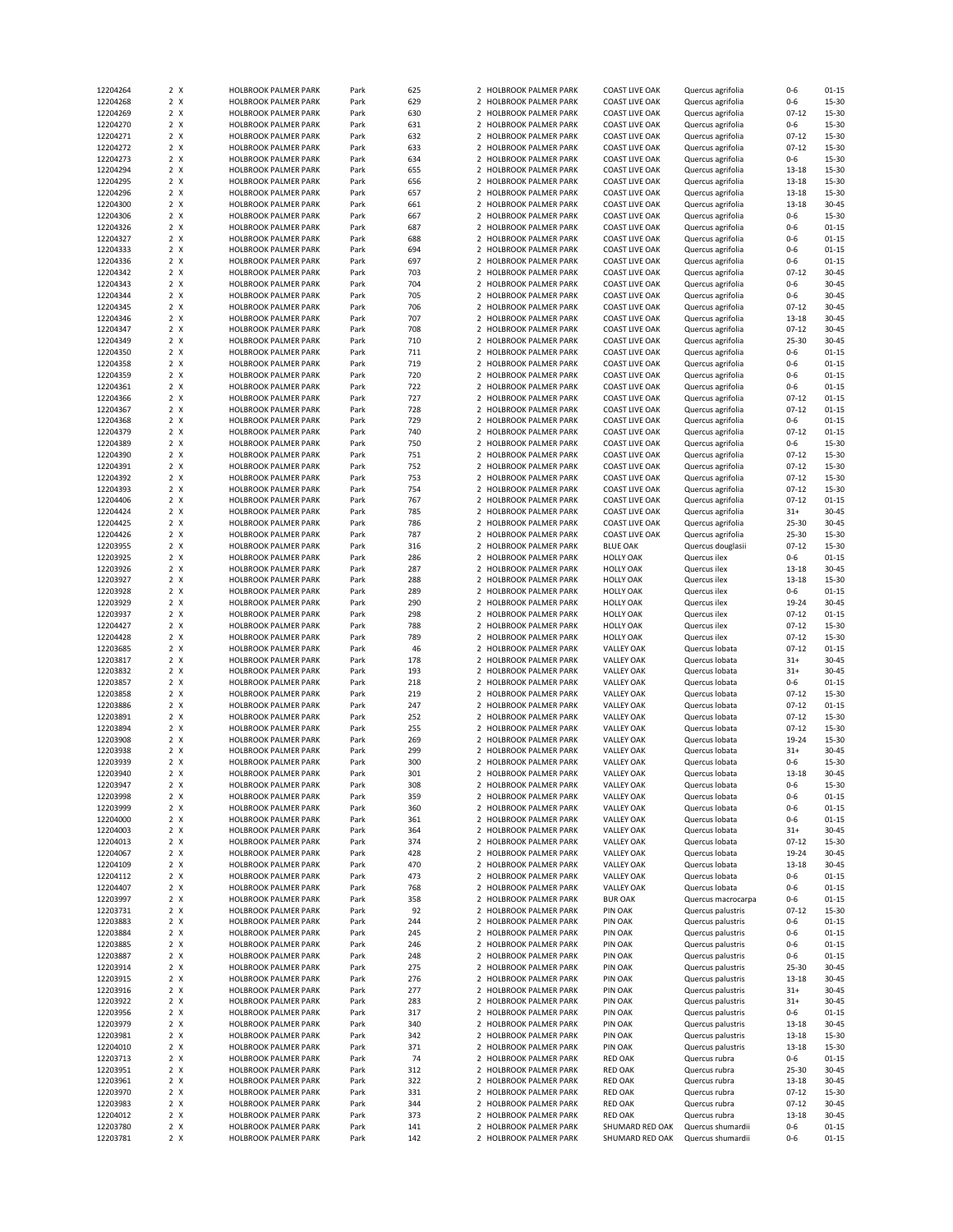| | | | | | | | | | |
|---|---|---|---|---|---|---|---|---|---|
| 12204264 | 2 X | HOLBROOK PALMER PARK | Park | 625 | 2 HOLBROOK PALMER PARK | COAST LIVE OAK | Quercus agrifolia | 0-6 | 01-15 |
| 12204268 | 2 X | HOLBROOK PALMER PARK | Park | 629 | 2 HOLBROOK PALMER PARK | COAST LIVE OAK | Quercus agrifolia | 0-6 | 15-30 |
| 12204269 | 2 X | HOLBROOK PALMER PARK | Park | 630 | 2 HOLBROOK PALMER PARK | COAST LIVE OAK | Quercus agrifolia | 07-12 | 15-30 |
| 12204270 | 2 X | HOLBROOK PALMER PARK | Park | 631 | 2 HOLBROOK PALMER PARK | COAST LIVE OAK | Quercus agrifolia | 0-6 | 15-30 |
| 12204271 | 2 X | HOLBROOK PALMER PARK | Park | 632 | 2 HOLBROOK PALMER PARK | COAST LIVE OAK | Quercus agrifolia | 07-12 | 15-30 |
| 12204272 | 2 X | HOLBROOK PALMER PARK | Park | 633 | 2 HOLBROOK PALMER PARK | COAST LIVE OAK | Quercus agrifolia | 07-12 | 15-30 |
| 12204273 | 2 X | HOLBROOK PALMER PARK | Park | 634 | 2 HOLBROOK PALMER PARK | COAST LIVE OAK | Quercus agrifolia | 0-6 | 15-30 |
| 12204294 | 2 X | HOLBROOK PALMER PARK | Park | 655 | 2 HOLBROOK PALMER PARK | COAST LIVE OAK | Quercus agrifolia | 13-18 | 15-30 |
| 12204295 | 2 X | HOLBROOK PALMER PARK | Park | 656 | 2 HOLBROOK PALMER PARK | COAST LIVE OAK | Quercus agrifolia | 13-18 | 15-30 |
| 12204296 | 2 X | HOLBROOK PALMER PARK | Park | 657 | 2 HOLBROOK PALMER PARK | COAST LIVE OAK | Quercus agrifolia | 13-18 | 15-30 |
| 12204300 | 2 X | HOLBROOK PALMER PARK | Park | 661 | 2 HOLBROOK PALMER PARK | COAST LIVE OAK | Quercus agrifolia | 13-18 | 30-45 |
| 12204306 | 2 X | HOLBROOK PALMER PARK | Park | 667 | 2 HOLBROOK PALMER PARK | COAST LIVE OAK | Quercus agrifolia | 0-6 | 15-30 |
| 12204326 | 2 X | HOLBROOK PALMER PARK | Park | 687 | 2 HOLBROOK PALMER PARK | COAST LIVE OAK | Quercus agrifolia | 0-6 | 01-15 |
| 12204327 | 2 X | HOLBROOK PALMER PARK | Park | 688 | 2 HOLBROOK PALMER PARK | COAST LIVE OAK | Quercus agrifolia | 0-6 | 01-15 |
| 12204333 | 2 X | HOLBROOK PALMER PARK | Park | 694 | 2 HOLBROOK PALMER PARK | COAST LIVE OAK | Quercus agrifolia | 0-6 | 01-15 |
| 12204336 | 2 X | HOLBROOK PALMER PARK | Park | 697 | 2 HOLBROOK PALMER PARK | COAST LIVE OAK | Quercus agrifolia | 0-6 | 01-15 |
| 12204342 | 2 X | HOLBROOK PALMER PARK | Park | 703 | 2 HOLBROOK PALMER PARK | COAST LIVE OAK | Quercus agrifolia | 07-12 | 30-45 |
| 12204343 | 2 X | HOLBROOK PALMER PARK | Park | 704 | 2 HOLBROOK PALMER PARK | COAST LIVE OAK | Quercus agrifolia | 0-6 | 30-45 |
| 12204344 | 2 X | HOLBROOK PALMER PARK | Park | 705 | 2 HOLBROOK PALMER PARK | COAST LIVE OAK | Quercus agrifolia | 0-6 | 30-45 |
| 12204345 | 2 X | HOLBROOK PALMER PARK | Park | 706 | 2 HOLBROOK PALMER PARK | COAST LIVE OAK | Quercus agrifolia | 07-12 | 30-45 |
| 12204346 | 2 X | HOLBROOK PALMER PARK | Park | 707 | 2 HOLBROOK PALMER PARK | COAST LIVE OAK | Quercus agrifolia | 13-18 | 30-45 |
| 12204347 | 2 X | HOLBROOK PALMER PARK | Park | 708 | 2 HOLBROOK PALMER PARK | COAST LIVE OAK | Quercus agrifolia | 07-12 | 30-45 |
| 12204349 | 2 X | HOLBROOK PALMER PARK | Park | 710 | 2 HOLBROOK PALMER PARK | COAST LIVE OAK | Quercus agrifolia | 25-30 | 30-45 |
| 12204350 | 2 X | HOLBROOK PALMER PARK | Park | 711 | 2 HOLBROOK PALMER PARK | COAST LIVE OAK | Quercus agrifolia | 0-6 | 01-15 |
| 12204358 | 2 X | HOLBROOK PALMER PARK | Park | 719 | 2 HOLBROOK PALMER PARK | COAST LIVE OAK | Quercus agrifolia | 0-6 | 01-15 |
| 12204359 | 2 X | HOLBROOK PALMER PARK | Park | 720 | 2 HOLBROOK PALMER PARK | COAST LIVE OAK | Quercus agrifolia | 0-6 | 01-15 |
| 12204361 | 2 X | HOLBROOK PALMER PARK | Park | 722 | 2 HOLBROOK PALMER PARK | COAST LIVE OAK | Quercus agrifolia | 0-6 | 01-15 |
| 12204366 | 2 X | HOLBROOK PALMER PARK | Park | 727 | 2 HOLBROOK PALMER PARK | COAST LIVE OAK | Quercus agrifolia | 07-12 | 01-15 |
| 12204367 | 2 X | HOLBROOK PALMER PARK | Park | 728 | 2 HOLBROOK PALMER PARK | COAST LIVE OAK | Quercus agrifolia | 07-12 | 01-15 |
| 12204368 | 2 X | HOLBROOK PALMER PARK | Park | 729 | 2 HOLBROOK PALMER PARK | COAST LIVE OAK | Quercus agrifolia | 0-6 | 01-15 |
| 12204379 | 2 X | HOLBROOK PALMER PARK | Park | 740 | 2 HOLBROOK PALMER PARK | COAST LIVE OAK | Quercus agrifolia | 07-12 | 01-15 |
| 12204389 | 2 X | HOLBROOK PALMER PARK | Park | 750 | 2 HOLBROOK PALMER PARK | COAST LIVE OAK | Quercus agrifolia | 0-6 | 15-30 |
| 12204390 | 2 X | HOLBROOK PALMER PARK | Park | 751 | 2 HOLBROOK PALMER PARK | COAST LIVE OAK | Quercus agrifolia | 07-12 | 15-30 |
| 12204391 | 2 X | HOLBROOK PALMER PARK | Park | 752 | 2 HOLBROOK PALMER PARK | COAST LIVE OAK | Quercus agrifolia | 07-12 | 15-30 |
| 12204392 | 2 X | HOLBROOK PALMER PARK | Park | 753 | 2 HOLBROOK PALMER PARK | COAST LIVE OAK | Quercus agrifolia | 07-12 | 15-30 |
| 12204393 | 2 X | HOLBROOK PALMER PARK | Park | 754 | 2 HOLBROOK PALMER PARK | COAST LIVE OAK | Quercus agrifolia | 07-12 | 15-30 |
| 12204406 | 2 X | HOLBROOK PALMER PARK | Park | 767 | 2 HOLBROOK PALMER PARK | COAST LIVE OAK | Quercus agrifolia | 07-12 | 01-15 |
| 12204424 | 2 X | HOLBROOK PALMER PARK | Park | 785 | 2 HOLBROOK PALMER PARK | COAST LIVE OAK | Quercus agrifolia | 31+ | 30-45 |
| 12204425 | 2 X | HOLBROOK PALMER PARK | Park | 786 | 2 HOLBROOK PALMER PARK | COAST LIVE OAK | Quercus agrifolia | 25-30 | 30-45 |
| 12204426 | 2 X | HOLBROOK PALMER PARK | Park | 787 | 2 HOLBROOK PALMER PARK | COAST LIVE OAK | Quercus agrifolia | 25-30 | 15-30 |
| 12203955 | 2 X | HOLBROOK PALMER PARK | Park | 316 | 2 HOLBROOK PALMER PARK | BLUE OAK | Quercus douglasii | 07-12 | 15-30 |
| 12203925 | 2 X | HOLBROOK PALMER PARK | Park | 286 | 2 HOLBROOK PALMER PARK | HOLLY OAK | Quercus ilex | 0-6 | 01-15 |
| 12203926 | 2 X | HOLBROOK PALMER PARK | Park | 287 | 2 HOLBROOK PALMER PARK | HOLLY OAK | Quercus ilex | 13-18 | 30-45 |
| 12203927 | 2 X | HOLBROOK PALMER PARK | Park | 288 | 2 HOLBROOK PALMER PARK | HOLLY OAK | Quercus ilex | 13-18 | 15-30 |
| 12203928 | 2 X | HOLBROOK PALMER PARK | Park | 289 | 2 HOLBROOK PALMER PARK | HOLLY OAK | Quercus ilex | 0-6 | 01-15 |
| 12203929 | 2 X | HOLBROOK PALMER PARK | Park | 290 | 2 HOLBROOK PALMER PARK | HOLLY OAK | Quercus ilex | 19-24 | 30-45 |
| 12203937 | 2 X | HOLBROOK PALMER PARK | Park | 298 | 2 HOLBROOK PALMER PARK | HOLLY OAK | Quercus ilex | 07-12 | 01-15 |
| 12204427 | 2 X | HOLBROOK PALMER PARK | Park | 788 | 2 HOLBROOK PALMER PARK | HOLLY OAK | Quercus ilex | 07-12 | 15-30 |
| 12204428 | 2 X | HOLBROOK PALMER PARK | Park | 789 | 2 HOLBROOK PALMER PARK | HOLLY OAK | Quercus ilex | 07-12 | 15-30 |
| 12203685 | 2 X | HOLBROOK PALMER PARK | Park | 46 | 2 HOLBROOK PALMER PARK | VALLEY OAK | Quercus lobata | 07-12 | 01-15 |
| 12203817 | 2 X | HOLBROOK PALMER PARK | Park | 178 | 2 HOLBROOK PALMER PARK | VALLEY OAK | Quercus lobata | 31+ | 30-45 |
| 12203832 | 2 X | HOLBROOK PALMER PARK | Park | 193 | 2 HOLBROOK PALMER PARK | VALLEY OAK | Quercus lobata | 31+ | 30-45 |
| 12203857 | 2 X | HOLBROOK PALMER PARK | Park | 218 | 2 HOLBROOK PALMER PARK | VALLEY OAK | Quercus lobata | 0-6 | 01-15 |
| 12203858 | 2 X | HOLBROOK PALMER PARK | Park | 219 | 2 HOLBROOK PALMER PARK | VALLEY OAK | Quercus lobata | 07-12 | 15-30 |
| 12203886 | 2 X | HOLBROOK PALMER PARK | Park | 247 | 2 HOLBROOK PALMER PARK | VALLEY OAK | Quercus lobata | 07-12 | 01-15 |
| 12203891 | 2 X | HOLBROOK PALMER PARK | Park | 252 | 2 HOLBROOK PALMER PARK | VALLEY OAK | Quercus lobata | 07-12 | 15-30 |
| 12203894 | 2 X | HOLBROOK PALMER PARK | Park | 255 | 2 HOLBROOK PALMER PARK | VALLEY OAK | Quercus lobata | 07-12 | 15-30 |
| 12203908 | 2 X | HOLBROOK PALMER PARK | Park | 269 | 2 HOLBROOK PALMER PARK | VALLEY OAK | Quercus lobata | 19-24 | 15-30 |
| 12203938 | 2 X | HOLBROOK PALMER PARK | Park | 299 | 2 HOLBROOK PALMER PARK | VALLEY OAK | Quercus lobata | 31+ | 30-45 |
| 12203939 | 2 X | HOLBROOK PALMER PARK | Park | 300 | 2 HOLBROOK PALMER PARK | VALLEY OAK | Quercus lobata | 0-6 | 15-30 |
| 12203940 | 2 X | HOLBROOK PALMER PARK | Park | 301 | 2 HOLBROOK PALMER PARK | VALLEY OAK | Quercus lobata | 13-18 | 30-45 |
| 12203947 | 2 X | HOLBROOK PALMER PARK | Park | 308 | 2 HOLBROOK PALMER PARK | VALLEY OAK | Quercus lobata | 0-6 | 15-30 |
| 12203998 | 2 X | HOLBROOK PALMER PARK | Park | 359 | 2 HOLBROOK PALMER PARK | VALLEY OAK | Quercus lobata | 0-6 | 01-15 |
| 12203999 | 2 X | HOLBROOK PALMER PARK | Park | 360 | 2 HOLBROOK PALMER PARK | VALLEY OAK | Quercus lobata | 0-6 | 01-15 |
| 12204000 | 2 X | HOLBROOK PALMER PARK | Park | 361 | 2 HOLBROOK PALMER PARK | VALLEY OAK | Quercus lobata | 0-6 | 01-15 |
| 12204003 | 2 X | HOLBROOK PALMER PARK | Park | 364 | 2 HOLBROOK PALMER PARK | VALLEY OAK | Quercus lobata | 31+ | 30-45 |
| 12204013 | 2 X | HOLBROOK PALMER PARK | Park | 374 | 2 HOLBROOK PALMER PARK | VALLEY OAK | Quercus lobata | 07-12 | 15-30 |
| 12204067 | 2 X | HOLBROOK PALMER PARK | Park | 428 | 2 HOLBROOK PALMER PARK | VALLEY OAK | Quercus lobata | 19-24 | 30-45 |
| 12204109 | 2 X | HOLBROOK PALMER PARK | Park | 470 | 2 HOLBROOK PALMER PARK | VALLEY OAK | Quercus lobata | 13-18 | 30-45 |
| 12204112 | 2 X | HOLBROOK PALMER PARK | Park | 473 | 2 HOLBROOK PALMER PARK | VALLEY OAK | Quercus lobata | 0-6 | 01-15 |
| 12204407 | 2 X | HOLBROOK PALMER PARK | Park | 768 | 2 HOLBROOK PALMER PARK | VALLEY OAK | Quercus lobata | 0-6 | 01-15 |
| 12203997 | 2 X | HOLBROOK PALMER PARK | Park | 358 | 2 HOLBROOK PALMER PARK | BUR OAK | Quercus macrocarpa | 0-6 | 01-15 |
| 12203731 | 2 X | HOLBROOK PALMER PARK | Park | 92 | 2 HOLBROOK PALMER PARK | PIN OAK | Quercus palustris | 07-12 | 15-30 |
| 12203883 | 2 X | HOLBROOK PALMER PARK | Park | 244 | 2 HOLBROOK PALMER PARK | PIN OAK | Quercus palustris | 0-6 | 01-15 |
| 12203884 | 2 X | HOLBROOK PALMER PARK | Park | 245 | 2 HOLBROOK PALMER PARK | PIN OAK | Quercus palustris | 0-6 | 01-15 |
| 12203885 | 2 X | HOLBROOK PALMER PARK | Park | 246 | 2 HOLBROOK PALMER PARK | PIN OAK | Quercus palustris | 0-6 | 01-15 |
| 12203887 | 2 X | HOLBROOK PALMER PARK | Park | 248 | 2 HOLBROOK PALMER PARK | PIN OAK | Quercus palustris | 0-6 | 01-15 |
| 12203914 | 2 X | HOLBROOK PALMER PARK | Park | 275 | 2 HOLBROOK PALMER PARK | PIN OAK | Quercus palustris | 25-30 | 30-45 |
| 12203915 | 2 X | HOLBROOK PALMER PARK | Park | 276 | 2 HOLBROOK PALMER PARK | PIN OAK | Quercus palustris | 13-18 | 30-45 |
| 12203916 | 2 X | HOLBROOK PALMER PARK | Park | 277 | 2 HOLBROOK PALMER PARK | PIN OAK | Quercus palustris | 31+ | 30-45 |
| 12203922 | 2 X | HOLBROOK PALMER PARK | Park | 283 | 2 HOLBROOK PALMER PARK | PIN OAK | Quercus palustris | 31+ | 30-45 |
| 12203956 | 2 X | HOLBROOK PALMER PARK | Park | 317 | 2 HOLBROOK PALMER PARK | PIN OAK | Quercus palustris | 0-6 | 01-15 |
| 12203979 | 2 X | HOLBROOK PALMER PARK | Park | 340 | 2 HOLBROOK PALMER PARK | PIN OAK | Quercus palustris | 13-18 | 30-45 |
| 12203981 | 2 X | HOLBROOK PALMER PARK | Park | 342 | 2 HOLBROOK PALMER PARK | PIN OAK | Quercus palustris | 13-18 | 15-30 |
| 12204010 | 2 X | HOLBROOK PALMER PARK | Park | 371 | 2 HOLBROOK PALMER PARK | PIN OAK | Quercus palustris | 13-18 | 15-30 |
| 12203713 | 2 X | HOLBROOK PALMER PARK | Park | 74 | 2 HOLBROOK PALMER PARK | RED OAK | Quercus rubra | 0-6 | 01-15 |
| 12203951 | 2 X | HOLBROOK PALMER PARK | Park | 312 | 2 HOLBROOK PALMER PARK | RED OAK | Quercus rubra | 25-30 | 30-45 |
| 12203961 | 2 X | HOLBROOK PALMER PARK | Park | 322 | 2 HOLBROOK PALMER PARK | RED OAK | Quercus rubra | 13-18 | 30-45 |
| 12203970 | 2 X | HOLBROOK PALMER PARK | Park | 331 | 2 HOLBROOK PALMER PARK | RED OAK | Quercus rubra | 07-12 | 15-30 |
| 12203983 | 2 X | HOLBROOK PALMER PARK | Park | 344 | 2 HOLBROOK PALMER PARK | RED OAK | Quercus rubra | 07-12 | 30-45 |
| 12204012 | 2 X | HOLBROOK PALMER PARK | Park | 373 | 2 HOLBROOK PALMER PARK | RED OAK | Quercus rubra | 13-18 | 30-45 |
| 12203780 | 2 X | HOLBROOK PALMER PARK | Park | 141 | 2 HOLBROOK PALMER PARK | SHUMARD RED OAK | Quercus shumardii | 0-6 | 01-15 |
| 12203781 | 2 X | HOLBROOK PALMER PARK | Park | 142 | 2 HOLBROOK PALMER PARK | SHUMARD RED OAK | Quercus shumardii | 0-6 | 01-15 |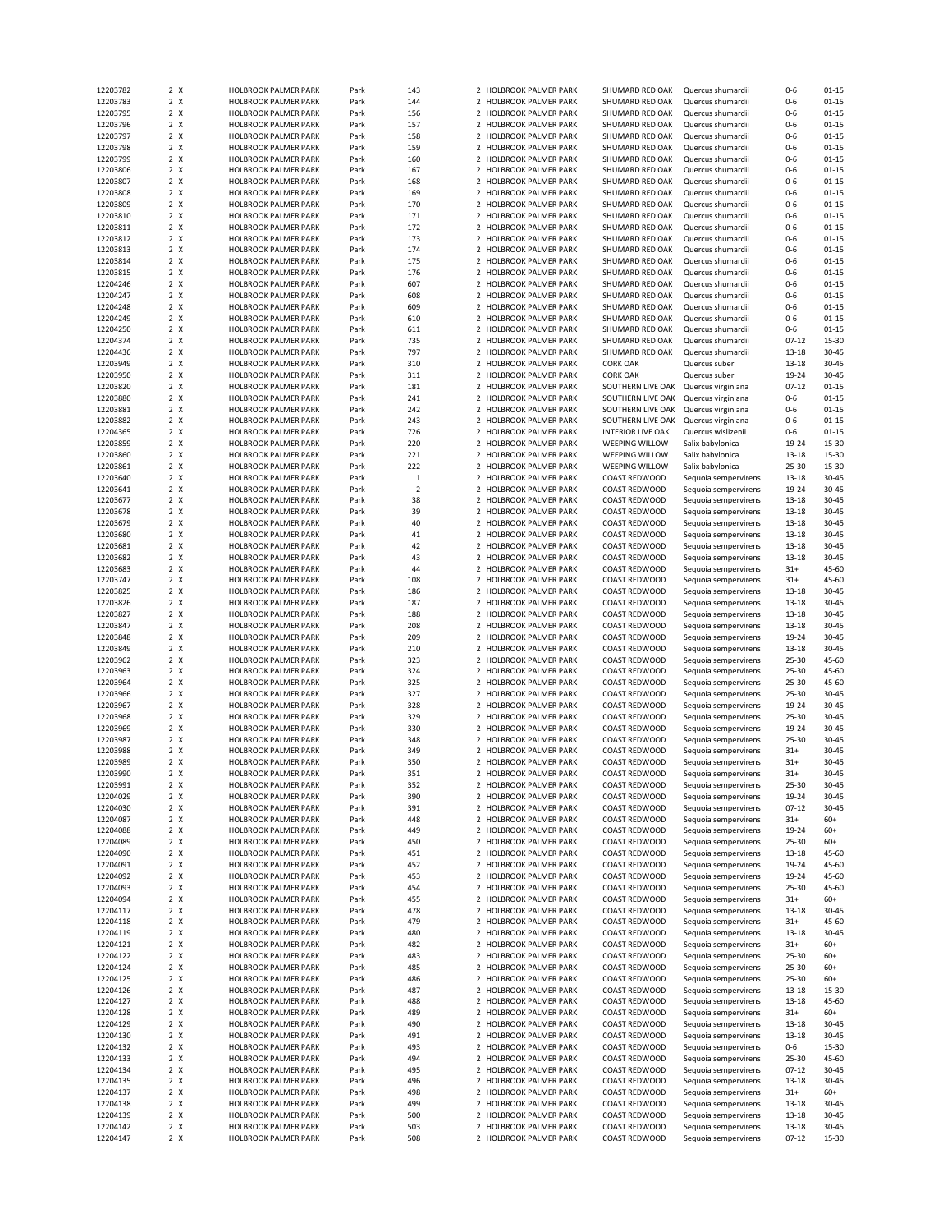| | | | | | | | | | | | |
|---|---|---|---|---|---|---|---|---|---|---|---|
| 12203782 | 2 | X | HOLBROOK PALMER PARK | Park | 143 | 2 | HOLBROOK PALMER PARK | SHUMARD RED OAK | Quercus shumardii | 0-6 | 01-15 |
| 12203783 | 2 | X | HOLBROOK PALMER PARK | Park | 144 | 2 | HOLBROOK PALMER PARK | SHUMARD RED OAK | Quercus shumardii | 0-6 | 01-15 |
| 12203795 | 2 | X | HOLBROOK PALMER PARK | Park | 156 | 2 | HOLBROOK PALMER PARK | SHUMARD RED OAK | Quercus shumardii | 0-6 | 01-15 |
| 12203796 | 2 | X | HOLBROOK PALMER PARK | Park | 157 | 2 | HOLBROOK PALMER PARK | SHUMARD RED OAK | Quercus shumardii | 0-6 | 01-15 |
| 12203797 | 2 | X | HOLBROOK PALMER PARK | Park | 158 | 2 | HOLBROOK PALMER PARK | SHUMARD RED OAK | Quercus shumardii | 0-6 | 01-15 |
| 12203798 | 2 | X | HOLBROOK PALMER PARK | Park | 159 | 2 | HOLBROOK PALMER PARK | SHUMARD RED OAK | Quercus shumardii | 0-6 | 01-15 |
| 12203799 | 2 | X | HOLBROOK PALMER PARK | Park | 160 | 2 | HOLBROOK PALMER PARK | SHUMARD RED OAK | Quercus shumardii | 0-6 | 01-15 |
| 12203806 | 2 | X | HOLBROOK PALMER PARK | Park | 167 | 2 | HOLBROOK PALMER PARK | SHUMARD RED OAK | Quercus shumardii | 0-6 | 01-15 |
| 12203807 | 2 | X | HOLBROOK PALMER PARK | Park | 168 | 2 | HOLBROOK PALMER PARK | SHUMARD RED OAK | Quercus shumardii | 0-6 | 01-15 |
| 12203808 | 2 | X | HOLBROOK PALMER PARK | Park | 169 | 2 | HOLBROOK PALMER PARK | SHUMARD RED OAK | Quercus shumardii | 0-6 | 01-15 |
| 12203809 | 2 | X | HOLBROOK PALMER PARK | Park | 170 | 2 | HOLBROOK PALMER PARK | SHUMARD RED OAK | Quercus shumardii | 0-6 | 01-15 |
| 12203810 | 2 | X | HOLBROOK PALMER PARK | Park | 171 | 2 | HOLBROOK PALMER PARK | SHUMARD RED OAK | Quercus shumardii | 0-6 | 01-15 |
| 12203811 | 2 | X | HOLBROOK PALMER PARK | Park | 172 | 2 | HOLBROOK PALMER PARK | SHUMARD RED OAK | Quercus shumardii | 0-6 | 01-15 |
| 12203812 | 2 | X | HOLBROOK PALMER PARK | Park | 173 | 2 | HOLBROOK PALMER PARK | SHUMARD RED OAK | Quercus shumardii | 0-6 | 01-15 |
| 12203813 | 2 | X | HOLBROOK PALMER PARK | Park | 174 | 2 | HOLBROOK PALMER PARK | SHUMARD RED OAK | Quercus shumardii | 0-6 | 01-15 |
| 12203814 | 2 | X | HOLBROOK PALMER PARK | Park | 175 | 2 | HOLBROOK PALMER PARK | SHUMARD RED OAK | Quercus shumardii | 0-6 | 01-15 |
| 12203815 | 2 | X | HOLBROOK PALMER PARK | Park | 176 | 2 | HOLBROOK PALMER PARK | SHUMARD RED OAK | Quercus shumardii | 0-6 | 01-15 |
| 12204246 | 2 | X | HOLBROOK PALMER PARK | Park | 607 | 2 | HOLBROOK PALMER PARK | SHUMARD RED OAK | Quercus shumardii | 0-6 | 01-15 |
| 12204247 | 2 | X | HOLBROOK PALMER PARK | Park | 608 | 2 | HOLBROOK PALMER PARK | SHUMARD RED OAK | Quercus shumardii | 0-6 | 01-15 |
| 12204248 | 2 | X | HOLBROOK PALMER PARK | Park | 609 | 2 | HOLBROOK PALMER PARK | SHUMARD RED OAK | Quercus shumardii | 0-6 | 01-15 |
| 12204249 | 2 | X | HOLBROOK PALMER PARK | Park | 610 | 2 | HOLBROOK PALMER PARK | SHUMARD RED OAK | Quercus shumardii | 0-6 | 01-15 |
| 12204250 | 2 | X | HOLBROOK PALMER PARK | Park | 611 | 2 | HOLBROOK PALMER PARK | SHUMARD RED OAK | Quercus shumardii | 0-6 | 01-15 |
| 12204374 | 2 | X | HOLBROOK PALMER PARK | Park | 735 | 2 | HOLBROOK PALMER PARK | SHUMARD RED OAK | Quercus shumardii | 07-12 | 15-30 |
| 12204436 | 2 | X | HOLBROOK PALMER PARK | Park | 797 | 2 | HOLBROOK PALMER PARK | SHUMARD RED OAK | Quercus shumardii | 13-18 | 30-45 |
| 12203949 | 2 | X | HOLBROOK PALMER PARK | Park | 310 | 2 | HOLBROOK PALMER PARK | CORK OAK | Quercus suber | 13-18 | 30-45 |
| 12203950 | 2 | X | HOLBROOK PALMER PARK | Park | 311 | 2 | HOLBROOK PALMER PARK | CORK OAK | Quercus suber | 19-24 | 30-45 |
| 12203820 | 2 | X | HOLBROOK PALMER PARK | Park | 181 | 2 | HOLBROOK PALMER PARK | SOUTHERN LIVE OAK | Quercus virginiana | 07-12 | 01-15 |
| 12203880 | 2 | X | HOLBROOK PALMER PARK | Park | 241 | 2 | HOLBROOK PALMER PARK | SOUTHERN LIVE OAK | Quercus virginiana | 0-6 | 01-15 |
| 12203881 | 2 | X | HOLBROOK PALMER PARK | Park | 242 | 2 | HOLBROOK PALMER PARK | SOUTHERN LIVE OAK | Quercus virginiana | 0-6 | 01-15 |
| 12203882 | 2 | X | HOLBROOK PALMER PARK | Park | 243 | 2 | HOLBROOK PALMER PARK | SOUTHERN LIVE OAK | Quercus virginiana | 0-6 | 01-15 |
| 12204365 | 2 | X | HOLBROOK PALMER PARK | Park | 726 | 2 | HOLBROOK PALMER PARK | INTERIOR LIVE OAK | Quercus wislizenii | 0-6 | 01-15 |
| 12203859 | 2 | X | HOLBROOK PALMER PARK | Park | 220 | 2 | HOLBROOK PALMER PARK | WEEPING WILLOW | Salix babylonica | 19-24 | 15-30 |
| 12203860 | 2 | X | HOLBROOK PALMER PARK | Park | 221 | 2 | HOLBROOK PALMER PARK | WEEPING WILLOW | Salix babylonica | 13-18 | 15-30 |
| 12203861 | 2 | X | HOLBROOK PALMER PARK | Park | 222 | 2 | HOLBROOK PALMER PARK | WEEPING WILLOW | Salix babylonica | 25-30 | 15-30 |
| 12203640 | 2 | X | HOLBROOK PALMER PARK | Park | 1 | 2 | HOLBROOK PALMER PARK | COAST REDWOOD | Sequoia sempervirens | 13-18 | 30-45 |
| 12203641 | 2 | X | HOLBROOK PALMER PARK | Park | 2 | 2 | HOLBROOK PALMER PARK | COAST REDWOOD | Sequoia sempervirens | 19-24 | 30-45 |
| 12203677 | 2 | X | HOLBROOK PALMER PARK | Park | 38 | 2 | HOLBROOK PALMER PARK | COAST REDWOOD | Sequoia sempervirens | 13-18 | 30-45 |
| 12203678 | 2 | X | HOLBROOK PALMER PARK | Park | 39 | 2 | HOLBROOK PALMER PARK | COAST REDWOOD | Sequoia sempervirens | 13-18 | 30-45 |
| 12203679 | 2 | X | HOLBROOK PALMER PARK | Park | 40 | 2 | HOLBROOK PALMER PARK | COAST REDWOOD | Sequoia sempervirens | 13-18 | 30-45 |
| 12203680 | 2 | X | HOLBROOK PALMER PARK | Park | 41 | 2 | HOLBROOK PALMER PARK | COAST REDWOOD | Sequoia sempervirens | 13-18 | 30-45 |
| 12203681 | 2 | X | HOLBROOK PALMER PARK | Park | 42 | 2 | HOLBROOK PALMER PARK | COAST REDWOOD | Sequoia sempervirens | 13-18 | 30-45 |
| 12203682 | 2 | X | HOLBROOK PALMER PARK | Park | 43 | 2 | HOLBROOK PALMER PARK | COAST REDWOOD | Sequoia sempervirens | 13-18 | 30-45 |
| 12203683 | 2 | X | HOLBROOK PALMER PARK | Park | 44 | 2 | HOLBROOK PALMER PARK | COAST REDWOOD | Sequoia sempervirens | 31+ | 45-60 |
| 12203747 | 2 | X | HOLBROOK PALMER PARK | Park | 108 | 2 | HOLBROOK PALMER PARK | COAST REDWOOD | Sequoia sempervirens | 31+ | 45-60 |
| 12203825 | 2 | X | HOLBROOK PALMER PARK | Park | 186 | 2 | HOLBROOK PALMER PARK | COAST REDWOOD | Sequoia sempervirens | 13-18 | 30-45 |
| 12203826 | 2 | X | HOLBROOK PALMER PARK | Park | 187 | 2 | HOLBROOK PALMER PARK | COAST REDWOOD | Sequoia sempervirens | 13-18 | 30-45 |
| 12203827 | 2 | X | HOLBROOK PALMER PARK | Park | 188 | 2 | HOLBROOK PALMER PARK | COAST REDWOOD | Sequoia sempervirens | 13-18 | 30-45 |
| 12203847 | 2 | X | HOLBROOK PALMER PARK | Park | 208 | 2 | HOLBROOK PALMER PARK | COAST REDWOOD | Sequoia sempervirens | 13-18 | 30-45 |
| 12203848 | 2 | X | HOLBROOK PALMER PARK | Park | 209 | 2 | HOLBROOK PALMER PARK | COAST REDWOOD | Sequoia sempervirens | 19-24 | 30-45 |
| 12203849 | 2 | X | HOLBROOK PALMER PARK | Park | 210 | 2 | HOLBROOK PALMER PARK | COAST REDWOOD | Sequoia sempervirens | 13-18 | 30-45 |
| 12203962 | 2 | X | HOLBROOK PALMER PARK | Park | 323 | 2 | HOLBROOK PALMER PARK | COAST REDWOOD | Sequoia sempervirens | 25-30 | 45-60 |
| 12203963 | 2 | X | HOLBROOK PALMER PARK | Park | 324 | 2 | HOLBROOK PALMER PARK | COAST REDWOOD | Sequoia sempervirens | 25-30 | 45-60 |
| 12203964 | 2 | X | HOLBROOK PALMER PARK | Park | 325 | 2 | HOLBROOK PALMER PARK | COAST REDWOOD | Sequoia sempervirens | 25-30 | 45-60 |
| 12203966 | 2 | X | HOLBROOK PALMER PARK | Park | 327 | 2 | HOLBROOK PALMER PARK | COAST REDWOOD | Sequoia sempervirens | 25-30 | 30-45 |
| 12203967 | 2 | X | HOLBROOK PALMER PARK | Park | 328 | 2 | HOLBROOK PALMER PARK | COAST REDWOOD | Sequoia sempervirens | 19-24 | 30-45 |
| 12203968 | 2 | X | HOLBROOK PALMER PARK | Park | 329 | 2 | HOLBROOK PALMER PARK | COAST REDWOOD | Sequoia sempervirens | 25-30 | 30-45 |
| 12203969 | 2 | X | HOLBROOK PALMER PARK | Park | 330 | 2 | HOLBROOK PALMER PARK | COAST REDWOOD | Sequoia sempervirens | 19-24 | 30-45 |
| 12203987 | 2 | X | HOLBROOK PALMER PARK | Park | 348 | 2 | HOLBROOK PALMER PARK | COAST REDWOOD | Sequoia sempervirens | 25-30 | 30-45 |
| 12203988 | 2 | X | HOLBROOK PALMER PARK | Park | 349 | 2 | HOLBROOK PALMER PARK | COAST REDWOOD | Sequoia sempervirens | 31+ | 30-45 |
| 12203989 | 2 | X | HOLBROOK PALMER PARK | Park | 350 | 2 | HOLBROOK PALMER PARK | COAST REDWOOD | Sequoia sempervirens | 31+ | 30-45 |
| 12203990 | 2 | X | HOLBROOK PALMER PARK | Park | 351 | 2 | HOLBROOK PALMER PARK | COAST REDWOOD | Sequoia sempervirens | 31+ | 30-45 |
| 12203991 | 2 | X | HOLBROOK PALMER PARK | Park | 352 | 2 | HOLBROOK PALMER PARK | COAST REDWOOD | Sequoia sempervirens | 25-30 | 30-45 |
| 12204029 | 2 | X | HOLBROOK PALMER PARK | Park | 390 | 2 | HOLBROOK PALMER PARK | COAST REDWOOD | Sequoia sempervirens | 19-24 | 30-45 |
| 12204030 | 2 | X | HOLBROOK PALMER PARK | Park | 391 | 2 | HOLBROOK PALMER PARK | COAST REDWOOD | Sequoia sempervirens | 07-12 | 30-45 |
| 12204087 | 2 | X | HOLBROOK PALMER PARK | Park | 448 | 2 | HOLBROOK PALMER PARK | COAST REDWOOD | Sequoia sempervirens | 31+ | 60+ |
| 12204088 | 2 | X | HOLBROOK PALMER PARK | Park | 449 | 2 | HOLBROOK PALMER PARK | COAST REDWOOD | Sequoia sempervirens | 19-24 | 60+ |
| 12204089 | 2 | X | HOLBROOK PALMER PARK | Park | 450 | 2 | HOLBROOK PALMER PARK | COAST REDWOOD | Sequoia sempervirens | 25-30 | 60+ |
| 12204090 | 2 | X | HOLBROOK PALMER PARK | Park | 451 | 2 | HOLBROOK PALMER PARK | COAST REDWOOD | Sequoia sempervirens | 13-18 | 45-60 |
| 12204091 | 2 | X | HOLBROOK PALMER PARK | Park | 452 | 2 | HOLBROOK PALMER PARK | COAST REDWOOD | Sequoia sempervirens | 19-24 | 45-60 |
| 12204092 | 2 | X | HOLBROOK PALMER PARK | Park | 453 | 2 | HOLBROOK PALMER PARK | COAST REDWOOD | Sequoia sempervirens | 19-24 | 45-60 |
| 12204093 | 2 | X | HOLBROOK PALMER PARK | Park | 454 | 2 | HOLBROOK PALMER PARK | COAST REDWOOD | Sequoia sempervirens | 25-30 | 45-60 |
| 12204094 | 2 | X | HOLBROOK PALMER PARK | Park | 455 | 2 | HOLBROOK PALMER PARK | COAST REDWOOD | Sequoia sempervirens | 31+ | 60+ |
| 12204117 | 2 | X | HOLBROOK PALMER PARK | Park | 478 | 2 | HOLBROOK PALMER PARK | COAST REDWOOD | Sequoia sempervirens | 13-18 | 30-45 |
| 12204118 | 2 | X | HOLBROOK PALMER PARK | Park | 479 | 2 | HOLBROOK PALMER PARK | COAST REDWOOD | Sequoia sempervirens | 31+ | 45-60 |
| 12204119 | 2 | X | HOLBROOK PALMER PARK | Park | 480 | 2 | HOLBROOK PALMER PARK | COAST REDWOOD | Sequoia sempervirens | 13-18 | 30-45 |
| 12204121 | 2 | X | HOLBROOK PALMER PARK | Park | 482 | 2 | HOLBROOK PALMER PARK | COAST REDWOOD | Sequoia sempervirens | 31+ | 60+ |
| 12204122 | 2 | X | HOLBROOK PALMER PARK | Park | 483 | 2 | HOLBROOK PALMER PARK | COAST REDWOOD | Sequoia sempervirens | 25-30 | 60+ |
| 12204124 | 2 | X | HOLBROOK PALMER PARK | Park | 485 | 2 | HOLBROOK PALMER PARK | COAST REDWOOD | Sequoia sempervirens | 25-30 | 60+ |
| 12204125 | 2 | X | HOLBROOK PALMER PARK | Park | 486 | 2 | HOLBROOK PALMER PARK | COAST REDWOOD | Sequoia sempervirens | 25-30 | 60+ |
| 12204126 | 2 | X | HOLBROOK PALMER PARK | Park | 487 | 2 | HOLBROOK PALMER PARK | COAST REDWOOD | Sequoia sempervirens | 13-18 | 15-30 |
| 12204127 | 2 | X | HOLBROOK PALMER PARK | Park | 488 | 2 | HOLBROOK PALMER PARK | COAST REDWOOD | Sequoia sempervirens | 13-18 | 45-60 |
| 12204128 | 2 | X | HOLBROOK PALMER PARK | Park | 489 | 2 | HOLBROOK PALMER PARK | COAST REDWOOD | Sequoia sempervirens | 31+ | 60+ |
| 12204129 | 2 | X | HOLBROOK PALMER PARK | Park | 490 | 2 | HOLBROOK PALMER PARK | COAST REDWOOD | Sequoia sempervirens | 13-18 | 30-45 |
| 12204130 | 2 | X | HOLBROOK PALMER PARK | Park | 491 | 2 | HOLBROOK PALMER PARK | COAST REDWOOD | Sequoia sempervirens | 13-18 | 30-45 |
| 12204132 | 2 | X | HOLBROOK PALMER PARK | Park | 493 | 2 | HOLBROOK PALMER PARK | COAST REDWOOD | Sequoia sempervirens | 0-6 | 15-30 |
| 12204133 | 2 | X | HOLBROOK PALMER PARK | Park | 494 | 2 | HOLBROOK PALMER PARK | COAST REDWOOD | Sequoia sempervirens | 25-30 | 45-60 |
| 12204134 | 2 | X | HOLBROOK PALMER PARK | Park | 495 | 2 | HOLBROOK PALMER PARK | COAST REDWOOD | Sequoia sempervirens | 07-12 | 30-45 |
| 12204135 | 2 | X | HOLBROOK PALMER PARK | Park | 496 | 2 | HOLBROOK PALMER PARK | COAST REDWOOD | Sequoia sempervirens | 13-18 | 30-45 |
| 12204137 | 2 | X | HOLBROOK PALMER PARK | Park | 498 | 2 | HOLBROOK PALMER PARK | COAST REDWOOD | Sequoia sempervirens | 31+ | 60+ |
| 12204138 | 2 | X | HOLBROOK PALMER PARK | Park | 499 | 2 | HOLBROOK PALMER PARK | COAST REDWOOD | Sequoia sempervirens | 13-18 | 30-45 |
| 12204139 | 2 | X | HOLBROOK PALMER PARK | Park | 500 | 2 | HOLBROOK PALMER PARK | COAST REDWOOD | Sequoia sempervirens | 13-18 | 30-45 |
| 12204142 | 2 | X | HOLBROOK PALMER PARK | Park | 503 | 2 | HOLBROOK PALMER PARK | COAST REDWOOD | Sequoia sempervirens | 13-18 | 30-45 |
| 12204147 | 2 | X | HOLBROOK PALMER PARK | Park | 508 | 2 | HOLBROOK PALMER PARK | COAST REDWOOD | Sequoia sempervirens | 07-12 | 15-30 |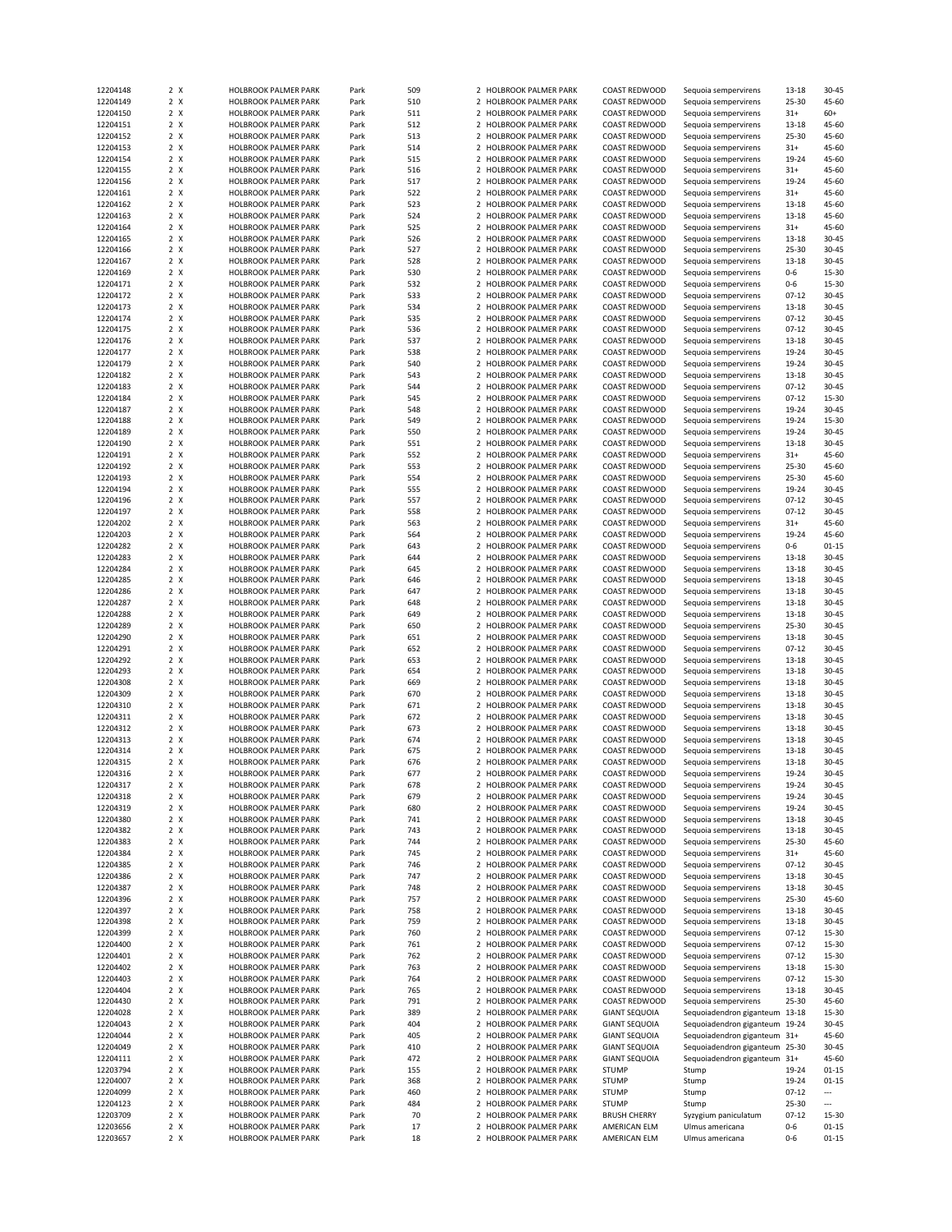| | | | | | | | | | | | |
|---|---|---|---|---|---|---|---|---|---|---|---|
| 12204148 | 2 | X | HOLBROOK PALMER PARK | Park | 509 | 2 | HOLBROOK PALMER PARK | COAST REDWOOD | Sequoia sempervirens | 13-18 | 30-45 |
| 12204149 | 2 | X | HOLBROOK PALMER PARK | Park | 510 | 2 | HOLBROOK PALMER PARK | COAST REDWOOD | Sequoia sempervirens | 25-30 | 45-60 |
| 12204150 | 2 | X | HOLBROOK PALMER PARK | Park | 511 | 2 | HOLBROOK PALMER PARK | COAST REDWOOD | Sequoia sempervirens | 31+ | 60+ |
| 12204151 | 2 | X | HOLBROOK PALMER PARK | Park | 512 | 2 | HOLBROOK PALMER PARK | COAST REDWOOD | Sequoia sempervirens | 13-18 | 45-60 |
| 12204152 | 2 | X | HOLBROOK PALMER PARK | Park | 513 | 2 | HOLBROOK PALMER PARK | COAST REDWOOD | Sequoia sempervirens | 25-30 | 45-60 |
| 12204153 | 2 | X | HOLBROOK PALMER PARK | Park | 514 | 2 | HOLBROOK PALMER PARK | COAST REDWOOD | Sequoia sempervirens | 31+ | 45-60 |
| 12204154 | 2 | X | HOLBROOK PALMER PARK | Park | 515 | 2 | HOLBROOK PALMER PARK | COAST REDWOOD | Sequoia sempervirens | 19-24 | 45-60 |
| 12204155 | 2 | X | HOLBROOK PALMER PARK | Park | 516 | 2 | HOLBROOK PALMER PARK | COAST REDWOOD | Sequoia sempervirens | 31+ | 45-60 |
| 12204156 | 2 | X | HOLBROOK PALMER PARK | Park | 517 | 2 | HOLBROOK PALMER PARK | COAST REDWOOD | Sequoia sempervirens | 19-24 | 45-60 |
| 12204161 | 2 | X | HOLBROOK PALMER PARK | Park | 522 | 2 | HOLBROOK PALMER PARK | COAST REDWOOD | Sequoia sempervirens | 31+ | 45-60 |
| 12204162 | 2 | X | HOLBROOK PALMER PARK | Park | 523 | 2 | HOLBROOK PALMER PARK | COAST REDWOOD | Sequoia sempervirens | 13-18 | 45-60 |
| 12204163 | 2 | X | HOLBROOK PALMER PARK | Park | 524 | 2 | HOLBROOK PALMER PARK | COAST REDWOOD | Sequoia sempervirens | 13-18 | 45-60 |
| 12204164 | 2 | X | HOLBROOK PALMER PARK | Park | 525 | 2 | HOLBROOK PALMER PARK | COAST REDWOOD | Sequoia sempervirens | 31+ | 45-60 |
| 12204165 | 2 | X | HOLBROOK PALMER PARK | Park | 526 | 2 | HOLBROOK PALMER PARK | COAST REDWOOD | Sequoia sempervirens | 13-18 | 30-45 |
| 12204166 | 2 | X | HOLBROOK PALMER PARK | Park | 527 | 2 | HOLBROOK PALMER PARK | COAST REDWOOD | Sequoia sempervirens | 25-30 | 30-45 |
| 12204167 | 2 | X | HOLBROOK PALMER PARK | Park | 528 | 2 | HOLBROOK PALMER PARK | COAST REDWOOD | Sequoia sempervirens | 13-18 | 30-45 |
| 12204169 | 2 | X | HOLBROOK PALMER PARK | Park | 530 | 2 | HOLBROOK PALMER PARK | COAST REDWOOD | Sequoia sempervirens | 0-6 | 15-30 |
| 12204171 | 2 | X | HOLBROOK PALMER PARK | Park | 532 | 2 | HOLBROOK PALMER PARK | COAST REDWOOD | Sequoia sempervirens | 0-6 | 15-30 |
| 12204172 | 2 | X | HOLBROOK PALMER PARK | Park | 533 | 2 | HOLBROOK PALMER PARK | COAST REDWOOD | Sequoia sempervirens | 07-12 | 30-45 |
| 12204173 | 2 | X | HOLBROOK PALMER PARK | Park | 534 | 2 | HOLBROOK PALMER PARK | COAST REDWOOD | Sequoia sempervirens | 13-18 | 30-45 |
| 12204174 | 2 | X | HOLBROOK PALMER PARK | Park | 535 | 2 | HOLBROOK PALMER PARK | COAST REDWOOD | Sequoia sempervirens | 07-12 | 30-45 |
| 12204175 | 2 | X | HOLBROOK PALMER PARK | Park | 536 | 2 | HOLBROOK PALMER PARK | COAST REDWOOD | Sequoia sempervirens | 07-12 | 30-45 |
| 12204176 | 2 | X | HOLBROOK PALMER PARK | Park | 537 | 2 | HOLBROOK PALMER PARK | COAST REDWOOD | Sequoia sempervirens | 13-18 | 30-45 |
| 12204177 | 2 | X | HOLBROOK PALMER PARK | Park | 538 | 2 | HOLBROOK PALMER PARK | COAST REDWOOD | Sequoia sempervirens | 19-24 | 30-45 |
| 12204179 | 2 | X | HOLBROOK PALMER PARK | Park | 540 | 2 | HOLBROOK PALMER PARK | COAST REDWOOD | Sequoia sempervirens | 19-24 | 30-45 |
| 12204182 | 2 | X | HOLBROOK PALMER PARK | Park | 543 | 2 | HOLBROOK PALMER PARK | COAST REDWOOD | Sequoia sempervirens | 13-18 | 30-45 |
| 12204183 | 2 | X | HOLBROOK PALMER PARK | Park | 544 | 2 | HOLBROOK PALMER PARK | COAST REDWOOD | Sequoia sempervirens | 07-12 | 30-45 |
| 12204184 | 2 | X | HOLBROOK PALMER PARK | Park | 545 | 2 | HOLBROOK PALMER PARK | COAST REDWOOD | Sequoia sempervirens | 07-12 | 15-30 |
| 12204187 | 2 | X | HOLBROOK PALMER PARK | Park | 548 | 2 | HOLBROOK PALMER PARK | COAST REDWOOD | Sequoia sempervirens | 19-24 | 30-45 |
| 12204188 | 2 | X | HOLBROOK PALMER PARK | Park | 549 | 2 | HOLBROOK PALMER PARK | COAST REDWOOD | Sequoia sempervirens | 19-24 | 15-30 |
| 12204189 | 2 | X | HOLBROOK PALMER PARK | Park | 550 | 2 | HOLBROOK PALMER PARK | COAST REDWOOD | Sequoia sempervirens | 19-24 | 30-45 |
| 12204190 | 2 | X | HOLBROOK PALMER PARK | Park | 551 | 2 | HOLBROOK PALMER PARK | COAST REDWOOD | Sequoia sempervirens | 13-18 | 30-45 |
| 12204191 | 2 | X | HOLBROOK PALMER PARK | Park | 552 | 2 | HOLBROOK PALMER PARK | COAST REDWOOD | Sequoia sempervirens | 31+ | 45-60 |
| 12204192 | 2 | X | HOLBROOK PALMER PARK | Park | 553 | 2 | HOLBROOK PALMER PARK | COAST REDWOOD | Sequoia sempervirens | 25-30 | 45-60 |
| 12204193 | 2 | X | HOLBROOK PALMER PARK | Park | 554 | 2 | HOLBROOK PALMER PARK | COAST REDWOOD | Sequoia sempervirens | 25-30 | 45-60 |
| 12204194 | 2 | X | HOLBROOK PALMER PARK | Park | 555 | 2 | HOLBROOK PALMER PARK | COAST REDWOOD | Sequoia sempervirens | 19-24 | 30-45 |
| 12204196 | 2 | X | HOLBROOK PALMER PARK | Park | 557 | 2 | HOLBROOK PALMER PARK | COAST REDWOOD | Sequoia sempervirens | 07-12 | 30-45 |
| 12204197 | 2 | X | HOLBROOK PALMER PARK | Park | 558 | 2 | HOLBROOK PALMER PARK | COAST REDWOOD | Sequoia sempervirens | 07-12 | 30-45 |
| 12204202 | 2 | X | HOLBROOK PALMER PARK | Park | 563 | 2 | HOLBROOK PALMER PARK | COAST REDWOOD | Sequoia sempervirens | 31+ | 45-60 |
| 12204203 | 2 | X | HOLBROOK PALMER PARK | Park | 564 | 2 | HOLBROOK PALMER PARK | COAST REDWOOD | Sequoia sempervirens | 19-24 | 45-60 |
| 12204282 | 2 | X | HOLBROOK PALMER PARK | Park | 643 | 2 | HOLBROOK PALMER PARK | COAST REDWOOD | Sequoia sempervirens | 0-6 | 01-15 |
| 12204283 | 2 | X | HOLBROOK PALMER PARK | Park | 644 | 2 | HOLBROOK PALMER PARK | COAST REDWOOD | Sequoia sempervirens | 13-18 | 30-45 |
| 12204284 | 2 | X | HOLBROOK PALMER PARK | Park | 645 | 2 | HOLBROOK PALMER PARK | COAST REDWOOD | Sequoia sempervirens | 13-18 | 30-45 |
| 12204285 | 2 | X | HOLBROOK PALMER PARK | Park | 646 | 2 | HOLBROOK PALMER PARK | COAST REDWOOD | Sequoia sempervirens | 13-18 | 30-45 |
| 12204286 | 2 | X | HOLBROOK PALMER PARK | Park | 647 | 2 | HOLBROOK PALMER PARK | COAST REDWOOD | Sequoia sempervirens | 13-18 | 30-45 |
| 12204287 | 2 | X | HOLBROOK PALMER PARK | Park | 648 | 2 | HOLBROOK PALMER PARK | COAST REDWOOD | Sequoia sempervirens | 13-18 | 30-45 |
| 12204288 | 2 | X | HOLBROOK PALMER PARK | Park | 649 | 2 | HOLBROOK PALMER PARK | COAST REDWOOD | Sequoia sempervirens | 13-18 | 30-45 |
| 12204289 | 2 | X | HOLBROOK PALMER PARK | Park | 650 | 2 | HOLBROOK PALMER PARK | COAST REDWOOD | Sequoia sempervirens | 25-30 | 30-45 |
| 12204290 | 2 | X | HOLBROOK PALMER PARK | Park | 651 | 2 | HOLBROOK PALMER PARK | COAST REDWOOD | Sequoia sempervirens | 13-18 | 30-45 |
| 12204291 | 2 | X | HOLBROOK PALMER PARK | Park | 652 | 2 | HOLBROOK PALMER PARK | COAST REDWOOD | Sequoia sempervirens | 07-12 | 30-45 |
| 12204292 | 2 | X | HOLBROOK PALMER PARK | Park | 653 | 2 | HOLBROOK PALMER PARK | COAST REDWOOD | Sequoia sempervirens | 13-18 | 30-45 |
| 12204293 | 2 | X | HOLBROOK PALMER PARK | Park | 654 | 2 | HOLBROOK PALMER PARK | COAST REDWOOD | Sequoia sempervirens | 13-18 | 30-45 |
| 12204308 | 2 | X | HOLBROOK PALMER PARK | Park | 669 | 2 | HOLBROOK PALMER PARK | COAST REDWOOD | Sequoia sempervirens | 13-18 | 30-45 |
| 12204309 | 2 | X | HOLBROOK PALMER PARK | Park | 670 | 2 | HOLBROOK PALMER PARK | COAST REDWOOD | Sequoia sempervirens | 13-18 | 30-45 |
| 12204310 | 2 | X | HOLBROOK PALMER PARK | Park | 671 | 2 | HOLBROOK PALMER PARK | COAST REDWOOD | Sequoia sempervirens | 13-18 | 30-45 |
| 12204311 | 2 | X | HOLBROOK PALMER PARK | Park | 672 | 2 | HOLBROOK PALMER PARK | COAST REDWOOD | Sequoia sempervirens | 13-18 | 30-45 |
| 12204312 | 2 | X | HOLBROOK PALMER PARK | Park | 673 | 2 | HOLBROOK PALMER PARK | COAST REDWOOD | Sequoia sempervirens | 13-18 | 30-45 |
| 12204313 | 2 | X | HOLBROOK PALMER PARK | Park | 674 | 2 | HOLBROOK PALMER PARK | COAST REDWOOD | Sequoia sempervirens | 13-18 | 30-45 |
| 12204314 | 2 | X | HOLBROOK PALMER PARK | Park | 675 | 2 | HOLBROOK PALMER PARK | COAST REDWOOD | Sequoia sempervirens | 13-18 | 30-45 |
| 12204315 | 2 | X | HOLBROOK PALMER PARK | Park | 676 | 2 | HOLBROOK PALMER PARK | COAST REDWOOD | Sequoia sempervirens | 13-18 | 30-45 |
| 12204316 | 2 | X | HOLBROOK PALMER PARK | Park | 677 | 2 | HOLBROOK PALMER PARK | COAST REDWOOD | Sequoia sempervirens | 19-24 | 30-45 |
| 12204317 | 2 | X | HOLBROOK PALMER PARK | Park | 678 | 2 | HOLBROOK PALMER PARK | COAST REDWOOD | Sequoia sempervirens | 19-24 | 30-45 |
| 12204318 | 2 | X | HOLBROOK PALMER PARK | Park | 679 | 2 | HOLBROOK PALMER PARK | COAST REDWOOD | Sequoia sempervirens | 19-24 | 30-45 |
| 12204319 | 2 | X | HOLBROOK PALMER PARK | Park | 680 | 2 | HOLBROOK PALMER PARK | COAST REDWOOD | Sequoia sempervirens | 19-24 | 30-45 |
| 12204380 | 2 | X | HOLBROOK PALMER PARK | Park | 741 | 2 | HOLBROOK PALMER PARK | COAST REDWOOD | Sequoia sempervirens | 13-18 | 30-45 |
| 12204382 | 2 | X | HOLBROOK PALMER PARK | Park | 743 | 2 | HOLBROOK PALMER PARK | COAST REDWOOD | Sequoia sempervirens | 13-18 | 30-45 |
| 12204383 | 2 | X | HOLBROOK PALMER PARK | Park | 744 | 2 | HOLBROOK PALMER PARK | COAST REDWOOD | Sequoia sempervirens | 25-30 | 45-60 |
| 12204384 | 2 | X | HOLBROOK PALMER PARK | Park | 745 | 2 | HOLBROOK PALMER PARK | COAST REDWOOD | Sequoia sempervirens | 31+ | 45-60 |
| 12204385 | 2 | X | HOLBROOK PALMER PARK | Park | 746 | 2 | HOLBROOK PALMER PARK | COAST REDWOOD | Sequoia sempervirens | 07-12 | 30-45 |
| 12204386 | 2 | X | HOLBROOK PALMER PARK | Park | 747 | 2 | HOLBROOK PALMER PARK | COAST REDWOOD | Sequoia sempervirens | 13-18 | 30-45 |
| 12204387 | 2 | X | HOLBROOK PALMER PARK | Park | 748 | 2 | HOLBROOK PALMER PARK | COAST REDWOOD | Sequoia sempervirens | 13-18 | 30-45 |
| 12204396 | 2 | X | HOLBROOK PALMER PARK | Park | 757 | 2 | HOLBROOK PALMER PARK | COAST REDWOOD | Sequoia sempervirens | 25-30 | 45-60 |
| 12204397 | 2 | X | HOLBROOK PALMER PARK | Park | 758 | 2 | HOLBROOK PALMER PARK | COAST REDWOOD | Sequoia sempervirens | 13-18 | 30-45 |
| 12204398 | 2 | X | HOLBROOK PALMER PARK | Park | 759 | 2 | HOLBROOK PALMER PARK | COAST REDWOOD | Sequoia sempervirens | 13-18 | 30-45 |
| 12204399 | 2 | X | HOLBROOK PALMER PARK | Park | 760 | 2 | HOLBROOK PALMER PARK | COAST REDWOOD | Sequoia sempervirens | 07-12 | 15-30 |
| 12204400 | 2 | X | HOLBROOK PALMER PARK | Park | 761 | 2 | HOLBROOK PALMER PARK | COAST REDWOOD | Sequoia sempervirens | 07-12 | 15-30 |
| 12204401 | 2 | X | HOLBROOK PALMER PARK | Park | 762 | 2 | HOLBROOK PALMER PARK | COAST REDWOOD | Sequoia sempervirens | 07-12 | 15-30 |
| 12204402 | 2 | X | HOLBROOK PALMER PARK | Park | 763 | 2 | HOLBROOK PALMER PARK | COAST REDWOOD | Sequoia sempervirens | 13-18 | 15-30 |
| 12204403 | 2 | X | HOLBROOK PALMER PARK | Park | 764 | 2 | HOLBROOK PALMER PARK | COAST REDWOOD | Sequoia sempervirens | 07-12 | 15-30 |
| 12204404 | 2 | X | HOLBROOK PALMER PARK | Park | 765 | 2 | HOLBROOK PALMER PARK | COAST REDWOOD | Sequoia sempervirens | 13-18 | 30-45 |
| 12204430 | 2 | X | HOLBROOK PALMER PARK | Park | 791 | 2 | HOLBROOK PALMER PARK | COAST REDWOOD | Sequoia sempervirens | 25-30 | 45-60 |
| 12204028 | 2 | X | HOLBROOK PALMER PARK | Park | 389 | 2 | HOLBROOK PALMER PARK | GIANT SEQUOIA | Sequoiadendron giganteum | 13-18 | 15-30 |
| 12204043 | 2 | X | HOLBROOK PALMER PARK | Park | 404 | 2 | HOLBROOK PALMER PARK | GIANT SEQUOIA | Sequoiadendron giganteum | 19-24 | 30-45 |
| 12204044 | 2 | X | HOLBROOK PALMER PARK | Park | 405 | 2 | HOLBROOK PALMER PARK | GIANT SEQUOIA | Sequoiadendron giganteum | 31+ | 45-60 |
| 12204049 | 2 | X | HOLBROOK PALMER PARK | Park | 410 | 2 | HOLBROOK PALMER PARK | GIANT SEQUOIA | Sequoiadendron giganteum | 25-30 | 30-45 |
| 12204111 | 2 | X | HOLBROOK PALMER PARK | Park | 472 | 2 | HOLBROOK PALMER PARK | GIANT SEQUOIA | Sequoiadendron giganteum | 31+ | 45-60 |
| 12203794 | 2 | X | HOLBROOK PALMER PARK | Park | 155 | 2 | HOLBROOK PALMER PARK | STUMP | Stump | 19-24 | 01-15 |
| 12204007 | 2 | X | HOLBROOK PALMER PARK | Park | 368 | 2 | HOLBROOK PALMER PARK | STUMP | Stump | 19-24 | 01-15 |
| 12204099 | 2 | X | HOLBROOK PALMER PARK | Park | 460 | 2 | HOLBROOK PALMER PARK | STUMP | Stump | 07-12 | --- |
| 12204123 | 2 | X | HOLBROOK PALMER PARK | Park | 484 | 2 | HOLBROOK PALMER PARK | STUMP | Stump | 25-30 | --- |
| 12203709 | 2 | X | HOLBROOK PALMER PARK | Park | 70 | 2 | HOLBROOK PALMER PARK | BRUSH CHERRY | Syzygium paniculatum | 07-12 | 15-30 |
| 12203656 | 2 | X | HOLBROOK PALMER PARK | Park | 17 | 2 | HOLBROOK PALMER PARK | AMERICAN ELM | Ulmus americana | 0-6 | 01-15 |
| 12203657 | 2 | X | HOLBROOK PALMER PARK | Park | 18 | 2 | HOLBROOK PALMER PARK | AMERICAN ELM | Ulmus americana | 0-6 | 01-15 |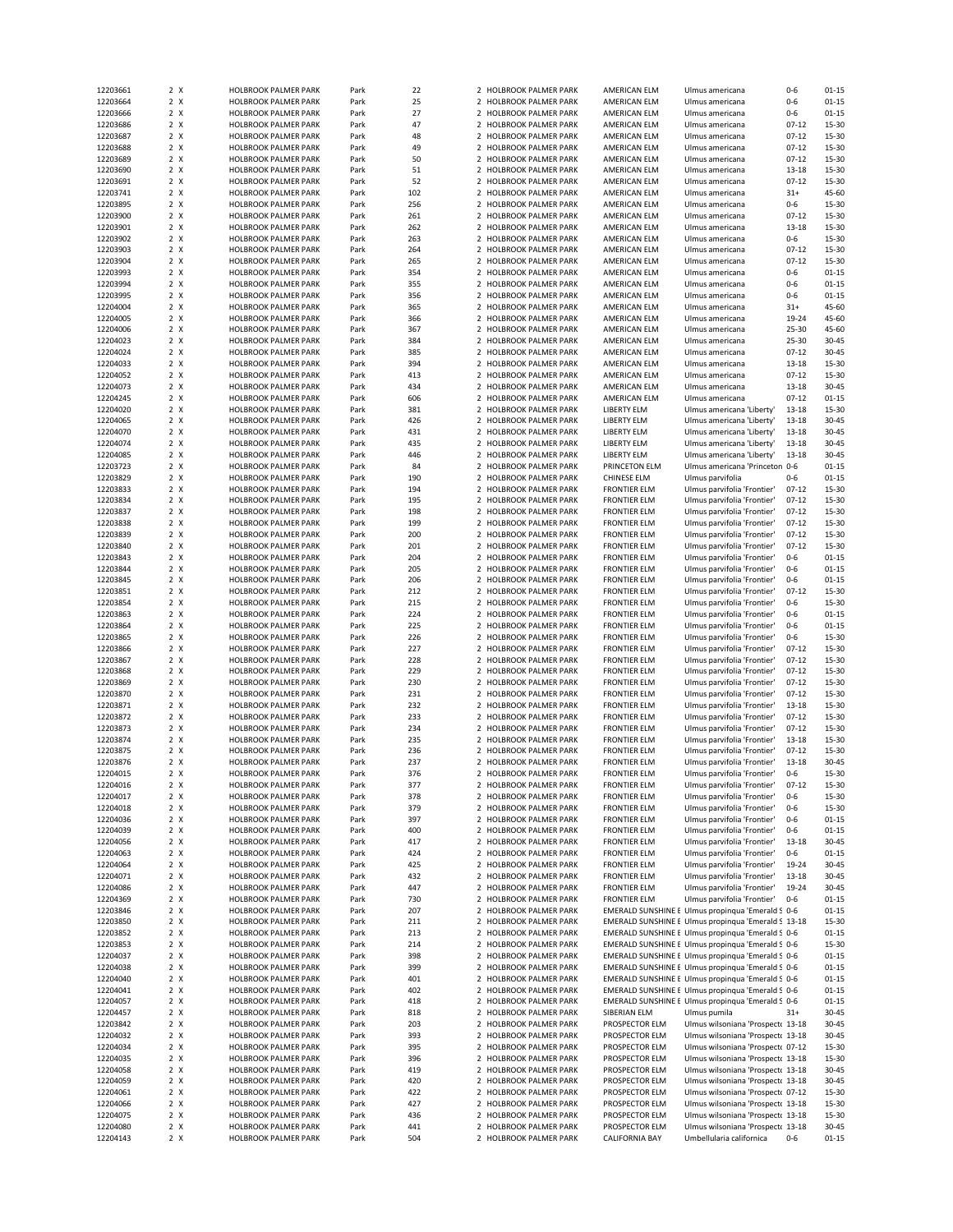| | | | | | | | | | | | |
|---|---|---|---|---|---|---|---|---|---|---|---|
| 12203661 | 2 | X | HOLBROOK PALMER PARK | Park | 22 | 2 | HOLBROOK PALMER PARK | AMERICAN ELM | Ulmus americana | 0-6 | 01-15 |
| 12203664 | 2 | X | HOLBROOK PALMER PARK | Park | 25 | 2 | HOLBROOK PALMER PARK | AMERICAN ELM | Ulmus americana | 0-6 | 01-15 |
| 12203666 | 2 | X | HOLBROOK PALMER PARK | Park | 27 | 2 | HOLBROOK PALMER PARK | AMERICAN ELM | Ulmus americana | 0-6 | 01-15 |
| 12203686 | 2 | X | HOLBROOK PALMER PARK | Park | 47 | 2 | HOLBROOK PALMER PARK | AMERICAN ELM | Ulmus americana | 07-12 | 15-30 |
| 12203687 | 2 | X | HOLBROOK PALMER PARK | Park | 48 | 2 | HOLBROOK PALMER PARK | AMERICAN ELM | Ulmus americana | 07-12 | 15-30 |
| 12203688 | 2 | X | HOLBROOK PALMER PARK | Park | 49 | 2 | HOLBROOK PALMER PARK | AMERICAN ELM | Ulmus americana | 07-12 | 15-30 |
| 12203689 | 2 | X | HOLBROOK PALMER PARK | Park | 50 | 2 | HOLBROOK PALMER PARK | AMERICAN ELM | Ulmus americana | 07-12 | 15-30 |
| 12203690 | 2 | X | HOLBROOK PALMER PARK | Park | 51 | 2 | HOLBROOK PALMER PARK | AMERICAN ELM | Ulmus americana | 13-18 | 15-30 |
| 12203691 | 2 | X | HOLBROOK PALMER PARK | Park | 52 | 2 | HOLBROOK PALMER PARK | AMERICAN ELM | Ulmus americana | 07-12 | 15-30 |
| 12203741 | 2 | X | HOLBROOK PALMER PARK | Park | 102 | 2 | HOLBROOK PALMER PARK | AMERICAN ELM | Ulmus americana | 31+ | 45-60 |
| 12203895 | 2 | X | HOLBROOK PALMER PARK | Park | 256 | 2 | HOLBROOK PALMER PARK | AMERICAN ELM | Ulmus americana | 0-6 | 15-30 |
| 12203900 | 2 | X | HOLBROOK PALMER PARK | Park | 261 | 2 | HOLBROOK PALMER PARK | AMERICAN ELM | Ulmus americana | 07-12 | 15-30 |
| 12203901 | 2 | X | HOLBROOK PALMER PARK | Park | 262 | 2 | HOLBROOK PALMER PARK | AMERICAN ELM | Ulmus americana | 13-18 | 15-30 |
| 12203902 | 2 | X | HOLBROOK PALMER PARK | Park | 263 | 2 | HOLBROOK PALMER PARK | AMERICAN ELM | Ulmus americana | 0-6 | 15-30 |
| 12203903 | 2 | X | HOLBROOK PALMER PARK | Park | 264 | 2 | HOLBROOK PALMER PARK | AMERICAN ELM | Ulmus americana | 07-12 | 15-30 |
| 12203904 | 2 | X | HOLBROOK PALMER PARK | Park | 265 | 2 | HOLBROOK PALMER PARK | AMERICAN ELM | Ulmus americana | 07-12 | 15-30 |
| 12203993 | 2 | X | HOLBROOK PALMER PARK | Park | 354 | 2 | HOLBROOK PALMER PARK | AMERICAN ELM | Ulmus americana | 0-6 | 01-15 |
| 12203994 | 2 | X | HOLBROOK PALMER PARK | Park | 355 | 2 | HOLBROOK PALMER PARK | AMERICAN ELM | Ulmus americana | 0-6 | 01-15 |
| 12203995 | 2 | X | HOLBROOK PALMER PARK | Park | 356 | 2 | HOLBROOK PALMER PARK | AMERICAN ELM | Ulmus americana | 0-6 | 01-15 |
| 12204004 | 2 | X | HOLBROOK PALMER PARK | Park | 365 | 2 | HOLBROOK PALMER PARK | AMERICAN ELM | Ulmus americana | 31+ | 45-60 |
| 12204005 | 2 | X | HOLBROOK PALMER PARK | Park | 366 | 2 | HOLBROOK PALMER PARK | AMERICAN ELM | Ulmus americana | 19-24 | 45-60 |
| 12204006 | 2 | X | HOLBROOK PALMER PARK | Park | 367 | 2 | HOLBROOK PALMER PARK | AMERICAN ELM | Ulmus americana | 25-30 | 45-60 |
| 12204023 | 2 | X | HOLBROOK PALMER PARK | Park | 384 | 2 | HOLBROOK PALMER PARK | AMERICAN ELM | Ulmus americana | 25-30 | 30-45 |
| 12204024 | 2 | X | HOLBROOK PALMER PARK | Park | 385 | 2 | HOLBROOK PALMER PARK | AMERICAN ELM | Ulmus americana | 07-12 | 30-45 |
| 12204033 | 2 | X | HOLBROOK PALMER PARK | Park | 394 | 2 | HOLBROOK PALMER PARK | AMERICAN ELM | Ulmus americana | 13-18 | 15-30 |
| 12204052 | 2 | X | HOLBROOK PALMER PARK | Park | 413 | 2 | HOLBROOK PALMER PARK | AMERICAN ELM | Ulmus americana | 07-12 | 15-30 |
| 12204073 | 2 | X | HOLBROOK PALMER PARK | Park | 434 | 2 | HOLBROOK PALMER PARK | AMERICAN ELM | Ulmus americana | 13-18 | 30-45 |
| 12204245 | 2 | X | HOLBROOK PALMER PARK | Park | 606 | 2 | HOLBROOK PALMER PARK | AMERICAN ELM | Ulmus americana | 07-12 | 01-15 |
| 12204020 | 2 | X | HOLBROOK PALMER PARK | Park | 381 | 2 | HOLBROOK PALMER PARK | LIBERTY ELM | Ulmus americana 'Liberty' | 13-18 | 15-30 |
| 12204065 | 2 | X | HOLBROOK PALMER PARK | Park | 426 | 2 | HOLBROOK PALMER PARK | LIBERTY ELM | Ulmus americana 'Liberty' | 13-18 | 30-45 |
| 12204070 | 2 | X | HOLBROOK PALMER PARK | Park | 431 | 2 | HOLBROOK PALMER PARK | LIBERTY ELM | Ulmus americana 'Liberty' | 13-18 | 30-45 |
| 12204074 | 2 | X | HOLBROOK PALMER PARK | Park | 435 | 2 | HOLBROOK PALMER PARK | LIBERTY ELM | Ulmus americana 'Liberty' | 13-18 | 30-45 |
| 12204085 | 2 | X | HOLBROOK PALMER PARK | Park | 446 | 2 | HOLBROOK PALMER PARK | LIBERTY ELM | Ulmus americana 'Liberty' | 13-18 | 30-45 |
| 12203723 | 2 | X | HOLBROOK PALMER PARK | Park | 84 | 2 | HOLBROOK PALMER PARK | PRINCETON ELM | Ulmus americana 'Princeton | 0-6 | 01-15 |
| 12203829 | 2 | X | HOLBROOK PALMER PARK | Park | 190 | 2 | HOLBROOK PALMER PARK | CHINESE ELM | Ulmus parvifolia | 0-6 | 01-15 |
| 12203833 | 2 | X | HOLBROOK PALMER PARK | Park | 194 | 2 | HOLBROOK PALMER PARK | FRONTIER ELM | Ulmus parvifolia 'Frontier' | 07-12 | 15-30 |
| 12203834 | 2 | X | HOLBROOK PALMER PARK | Park | 195 | 2 | HOLBROOK PALMER PARK | FRONTIER ELM | Ulmus parvifolia 'Frontier' | 07-12 | 15-30 |
| 12203837 | 2 | X | HOLBROOK PALMER PARK | Park | 198 | 2 | HOLBROOK PALMER PARK | FRONTIER ELM | Ulmus parvifolia 'Frontier' | 07-12 | 15-30 |
| 12203838 | 2 | X | HOLBROOK PALMER PARK | Park | 199 | 2 | HOLBROOK PALMER PARK | FRONTIER ELM | Ulmus parvifolia 'Frontier' | 07-12 | 15-30 |
| 12203839 | 2 | X | HOLBROOK PALMER PARK | Park | 200 | 2 | HOLBROOK PALMER PARK | FRONTIER ELM | Ulmus parvifolia 'Frontier' | 07-12 | 15-30 |
| 12203840 | 2 | X | HOLBROOK PALMER PARK | Park | 201 | 2 | HOLBROOK PALMER PARK | FRONTIER ELM | Ulmus parvifolia 'Frontier' | 07-12 | 15-30 |
| 12203843 | 2 | X | HOLBROOK PALMER PARK | Park | 204 | 2 | HOLBROOK PALMER PARK | FRONTIER ELM | Ulmus parvifolia 'Frontier' | 0-6 | 01-15 |
| 12203844 | 2 | X | HOLBROOK PALMER PARK | Park | 205 | 2 | HOLBROOK PALMER PARK | FRONTIER ELM | Ulmus parvifolia 'Frontier' | 0-6 | 01-15 |
| 12203845 | 2 | X | HOLBROOK PALMER PARK | Park | 206 | 2 | HOLBROOK PALMER PARK | FRONTIER ELM | Ulmus parvifolia 'Frontier' | 0-6 | 01-15 |
| 12203851 | 2 | X | HOLBROOK PALMER PARK | Park | 212 | 2 | HOLBROOK PALMER PARK | FRONTIER ELM | Ulmus parvifolia 'Frontier' | 07-12 | 15-30 |
| 12203854 | 2 | X | HOLBROOK PALMER PARK | Park | 215 | 2 | HOLBROOK PALMER PARK | FRONTIER ELM | Ulmus parvifolia 'Frontier' | 0-6 | 15-30 |
| 12203863 | 2 | X | HOLBROOK PALMER PARK | Park | 224 | 2 | HOLBROOK PALMER PARK | FRONTIER ELM | Ulmus parvifolia 'Frontier' | 0-6 | 01-15 |
| 12203864 | 2 | X | HOLBROOK PALMER PARK | Park | 225 | 2 | HOLBROOK PALMER PARK | FRONTIER ELM | Ulmus parvifolia 'Frontier' | 0-6 | 01-15 |
| 12203865 | 2 | X | HOLBROOK PALMER PARK | Park | 226 | 2 | HOLBROOK PALMER PARK | FRONTIER ELM | Ulmus parvifolia 'Frontier' | 0-6 | 15-30 |
| 12203866 | 2 | X | HOLBROOK PALMER PARK | Park | 227 | 2 | HOLBROOK PALMER PARK | FRONTIER ELM | Ulmus parvifolia 'Frontier' | 07-12 | 15-30 |
| 12203867 | 2 | X | HOLBROOK PALMER PARK | Park | 228 | 2 | HOLBROOK PALMER PARK | FRONTIER ELM | Ulmus parvifolia 'Frontier' | 07-12 | 15-30 |
| 12203868 | 2 | X | HOLBROOK PALMER PARK | Park | 229 | 2 | HOLBROOK PALMER PARK | FRONTIER ELM | Ulmus parvifolia 'Frontier' | 07-12 | 15-30 |
| 12203869 | 2 | X | HOLBROOK PALMER PARK | Park | 230 | 2 | HOLBROOK PALMER PARK | FRONTIER ELM | Ulmus parvifolia 'Frontier' | 07-12 | 15-30 |
| 12203870 | 2 | X | HOLBROOK PALMER PARK | Park | 231 | 2 | HOLBROOK PALMER PARK | FRONTIER ELM | Ulmus parvifolia 'Frontier' | 07-12 | 15-30 |
| 12203871 | 2 | X | HOLBROOK PALMER PARK | Park | 232 | 2 | HOLBROOK PALMER PARK | FRONTIER ELM | Ulmus parvifolia 'Frontier' | 13-18 | 15-30 |
| 12203872 | 2 | X | HOLBROOK PALMER PARK | Park | 233 | 2 | HOLBROOK PALMER PARK | FRONTIER ELM | Ulmus parvifolia 'Frontier' | 07-12 | 15-30 |
| 12203873 | 2 | X | HOLBROOK PALMER PARK | Park | 234 | 2 | HOLBROOK PALMER PARK | FRONTIER ELM | Ulmus parvifolia 'Frontier' | 07-12 | 15-30 |
| 12203874 | 2 | X | HOLBROOK PALMER PARK | Park | 235 | 2 | HOLBROOK PALMER PARK | FRONTIER ELM | Ulmus parvifolia 'Frontier' | 13-18 | 15-30 |
| 12203875 | 2 | X | HOLBROOK PALMER PARK | Park | 236 | 2 | HOLBROOK PALMER PARK | FRONTIER ELM | Ulmus parvifolia 'Frontier' | 07-12 | 15-30 |
| 12203876 | 2 | X | HOLBROOK PALMER PARK | Park | 237 | 2 | HOLBROOK PALMER PARK | FRONTIER ELM | Ulmus parvifolia 'Frontier' | 13-18 | 30-45 |
| 12204015 | 2 | X | HOLBROOK PALMER PARK | Park | 376 | 2 | HOLBROOK PALMER PARK | FRONTIER ELM | Ulmus parvifolia 'Frontier' | 0-6 | 15-30 |
| 12204016 | 2 | X | HOLBROOK PALMER PARK | Park | 377 | 2 | HOLBROOK PALMER PARK | FRONTIER ELM | Ulmus parvifolia 'Frontier' | 07-12 | 15-30 |
| 12204017 | 2 | X | HOLBROOK PALMER PARK | Park | 378 | 2 | HOLBROOK PALMER PARK | FRONTIER ELM | Ulmus parvifolia 'Frontier' | 0-6 | 15-30 |
| 12204018 | 2 | X | HOLBROOK PALMER PARK | Park | 379 | 2 | HOLBROOK PALMER PARK | FRONTIER ELM | Ulmus parvifolia 'Frontier' | 0-6 | 15-30 |
| 12204036 | 2 | X | HOLBROOK PALMER PARK | Park | 397 | 2 | HOLBROOK PALMER PARK | FRONTIER ELM | Ulmus parvifolia 'Frontier' | 0-6 | 01-15 |
| 12204039 | 2 | X | HOLBROOK PALMER PARK | Park | 400 | 2 | HOLBROOK PALMER PARK | FRONTIER ELM | Ulmus parvifolia 'Frontier' | 0-6 | 01-15 |
| 12204056 | 2 | X | HOLBROOK PALMER PARK | Park | 417 | 2 | HOLBROOK PALMER PARK | FRONTIER ELM | Ulmus parvifolia 'Frontier' | 13-18 | 30-45 |
| 12204063 | 2 | X | HOLBROOK PALMER PARK | Park | 424 | 2 | HOLBROOK PALMER PARK | FRONTIER ELM | Ulmus parvifolia 'Frontier' | 0-6 | 01-15 |
| 12204064 | 2 | X | HOLBROOK PALMER PARK | Park | 425 | 2 | HOLBROOK PALMER PARK | FRONTIER ELM | Ulmus parvifolia 'Frontier' | 19-24 | 30-45 |
| 12204071 | 2 | X | HOLBROOK PALMER PARK | Park | 432 | 2 | HOLBROOK PALMER PARK | FRONTIER ELM | Ulmus parvifolia 'Frontier' | 13-18 | 30-45 |
| 12204086 | 2 | X | HOLBROOK PALMER PARK | Park | 447 | 2 | HOLBROOK PALMER PARK | FRONTIER ELM | Ulmus parvifolia 'Frontier' | 19-24 | 30-45 |
| 12204369 | 2 | X | HOLBROOK PALMER PARK | Park | 730 | 2 | HOLBROOK PALMER PARK | FRONTIER ELM | Ulmus parvifolia 'Frontier' | 0-6 | 01-15 |
| 12203846 | 2 | X | HOLBROOK PALMER PARK | Park | 207 | 2 | HOLBROOK PALMER PARK | EMERALD SUNSHINE E | Ulmus propinqua 'Emerald S | 0-6 | 01-15 |
| 12203850 | 2 | X | HOLBROOK PALMER PARK | Park | 211 | 2 | HOLBROOK PALMER PARK | EMERALD SUNSHINE E | Ulmus propinqua 'Emerald S | 13-18 | 15-30 |
| 12203852 | 2 | X | HOLBROOK PALMER PARK | Park | 213 | 2 | HOLBROOK PALMER PARK | EMERALD SUNSHINE E | Ulmus propinqua 'Emerald S | 0-6 | 01-15 |
| 12203853 | 2 | X | HOLBROOK PALMER PARK | Park | 214 | 2 | HOLBROOK PALMER PARK | EMERALD SUNSHINE E | Ulmus propinqua 'Emerald S | 0-6 | 15-30 |
| 12204037 | 2 | X | HOLBROOK PALMER PARK | Park | 398 | 2 | HOLBROOK PALMER PARK | EMERALD SUNSHINE E | Ulmus propinqua 'Emerald S | 0-6 | 01-15 |
| 12204038 | 2 | X | HOLBROOK PALMER PARK | Park | 399 | 2 | HOLBROOK PALMER PARK | EMERALD SUNSHINE E | Ulmus propinqua 'Emerald S | 0-6 | 01-15 |
| 12204040 | 2 | X | HOLBROOK PALMER PARK | Park | 401 | 2 | HOLBROOK PALMER PARK | EMERALD SUNSHINE E | Ulmus propinqua 'Emerald S | 0-6 | 01-15 |
| 12204041 | 2 | X | HOLBROOK PALMER PARK | Park | 402 | 2 | HOLBROOK PALMER PARK | EMERALD SUNSHINE E | Ulmus propinqua 'Emerald S | 0-6 | 01-15 |
| 12204057 | 2 | X | HOLBROOK PALMER PARK | Park | 418 | 2 | HOLBROOK PALMER PARK | EMERALD SUNSHINE E | Ulmus propinqua 'Emerald S | 0-6 | 01-15 |
| 12204457 | 2 | X | HOLBROOK PALMER PARK | Park | 818 | 2 | HOLBROOK PALMER PARK | SIBERIAN ELM | Ulmus pumila | 31+ | 30-45 |
| 12203842 | 2 | X | HOLBROOK PALMER PARK | Park | 203 | 2 | HOLBROOK PALMER PARK | PROSPECTOR ELM | Ulmus wilsoniana 'Prospecto | 13-18 | 30-45 |
| 12204032 | 2 | X | HOLBROOK PALMER PARK | Park | 393 | 2 | HOLBROOK PALMER PARK | PROSPECTOR ELM | Ulmus wilsoniana 'Prospecto | 13-18 | 30-45 |
| 12204034 | 2 | X | HOLBROOK PALMER PARK | Park | 395 | 2 | HOLBROOK PALMER PARK | PROSPECTOR ELM | Ulmus wilsoniana 'Prospecto | 07-12 | 15-30 |
| 12204035 | 2 | X | HOLBROOK PALMER PARK | Park | 396 | 2 | HOLBROOK PALMER PARK | PROSPECTOR ELM | Ulmus wilsoniana 'Prospecto | 13-18 | 15-30 |
| 12204058 | 2 | X | HOLBROOK PALMER PARK | Park | 419 | 2 | HOLBROOK PALMER PARK | PROSPECTOR ELM | Ulmus wilsoniana 'Prospecto | 13-18 | 30-45 |
| 12204059 | 2 | X | HOLBROOK PALMER PARK | Park | 420 | 2 | HOLBROOK PALMER PARK | PROSPECTOR ELM | Ulmus wilsoniana 'Prospecto | 13-18 | 30-45 |
| 12204061 | 2 | X | HOLBROOK PALMER PARK | Park | 422 | 2 | HOLBROOK PALMER PARK | PROSPECTOR ELM | Ulmus wilsoniana 'Prospecto | 07-12 | 15-30 |
| 12204066 | 2 | X | HOLBROOK PALMER PARK | Park | 427 | 2 | HOLBROOK PALMER PARK | PROSPECTOR ELM | Ulmus wilsoniana 'Prospecto | 13-18 | 15-30 |
| 12204075 | 2 | X | HOLBROOK PALMER PARK | Park | 436 | 2 | HOLBROOK PALMER PARK | PROSPECTOR ELM | Ulmus wilsoniana 'Prospecto | 13-18 | 15-30 |
| 12204080 | 2 | X | HOLBROOK PALMER PARK | Park | 441 | 2 | HOLBROOK PALMER PARK | PROSPECTOR ELM | Ulmus wilsoniana 'Prospecto | 13-18 | 30-45 |
| 12204143 | 2 | X | HOLBROOK PALMER PARK | Park | 504 | 2 | HOLBROOK PALMER PARK | CALIFORNIA BAY | Umbellularia californica | 0-6 | 01-15 |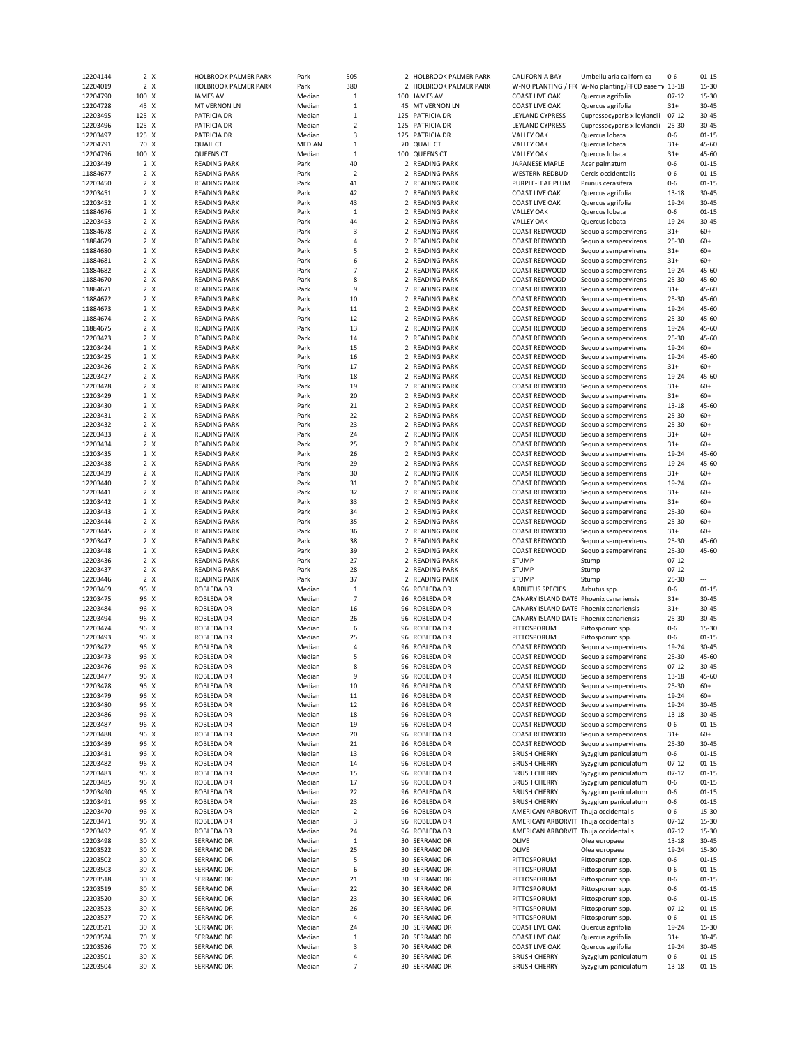| | | | | | | | | | | | |
|---|---|---|---|---|---|---|---|---|---|---|---|
| 12204144 | 2 | X | HOLBROOK PALMER PARK | Park | 505 | 2 | HOLBROOK PALMER PARK | CALIFORNIA BAY | Umbellularia californica | 0-6 | 01-15 |
| 12204019 | 2 | X | HOLBROOK PALMER PARK | Park | 380 | 2 | HOLBROOK PALMER PARK | W-NO PLANTING / FFC | W-No planting/FFCD easem | 13-18 | 15-30 |
| 12204790 | 100 | X | JAMES AV | Median | 1 | 100 | JAMES AV | COAST LIVE OAK | Quercus agrifolia | 07-12 | 15-30 |
| 12204728 | 45 | X | MT VERNON LN | Median | 1 | 45 | MT VERNON LN | COAST LIVE OAK | Quercus agrifolia | 31+ | 30-45 |
| 12203495 | 125 | X | PATRICIA DR | Median | 1 | 125 | PATRICIA DR | LEYLAND CYPRESS | Cupressocyparis x leylandii | 07-12 | 30-45 |
| 12203496 | 125 | X | PATRICIA DR | Median | 2 | 125 | PATRICIA DR | LEYLAND CYPRESS | Cupressocyparis x leylandii | 25-30 | 30-45 |
| 12203497 | 125 | X | PATRICIA DR | Median | 3 | 125 | PATRICIA DR | VALLEY OAK | Quercus lobata | 0-6 | 01-15 |
| 12204791 | 70 | X | QUAIL CT | MEDIAN | 1 | 70 | QUAIL CT | VALLEY OAK | Quercus lobata | 31+ | 45-60 |
| 12204796 | 100 | X | QUEENS CT | Median | 1 | 100 | QUEENS CT | VALLEY OAK | Quercus lobata | 31+ | 45-60 |
| 12203449 | 2 | X | READING PARK | Park | 40 | 2 | READING PARK | JAPANESE MAPLE | Acer palmatum | 0-6 | 01-15 |
| 11884677 | 2 | X | READING PARK | Park | 2 | 2 | READING PARK | WESTERN REDBUD | Cercis occidentalis | 0-6 | 01-15 |
| 12203450 | 2 | X | READING PARK | Park | 41 | 2 | READING PARK | PURPLE-LEAF PLUM | Prunus cerasifera | 0-6 | 01-15 |
| 12203451 | 2 | X | READING PARK | Park | 42 | 2 | READING PARK | COAST LIVE OAK | Quercus agrifolia | 13-18 | 30-45 |
| 12203452 | 2 | X | READING PARK | Park | 43 | 2 | READING PARK | COAST LIVE OAK | Quercus agrifolia | 19-24 | 30-45 |
| 11884676 | 2 | X | READING PARK | Park | 1 | 2 | READING PARK | VALLEY OAK | Quercus lobata | 0-6 | 01-15 |
| 12203453 | 2 | X | READING PARK | Park | 44 | 2 | READING PARK | VALLEY OAK | Quercus lobata | 19-24 | 30-45 |
| 11884678 | 2 | X | READING PARK | Park | 3 | 2 | READING PARK | COAST REDWOOD | Sequoia sempervirens | 31+ | 60+ |
| 11884679 | 2 | X | READING PARK | Park | 4 | 2 | READING PARK | COAST REDWOOD | Sequoia sempervirens | 25-30 | 60+ |
| 11884680 | 2 | X | READING PARK | Park | 5 | 2 | READING PARK | COAST REDWOOD | Sequoia sempervirens | 31+ | 60+ |
| 11884681 | 2 | X | READING PARK | Park | 6 | 2 | READING PARK | COAST REDWOOD | Sequoia sempervirens | 31+ | 60+ |
| 11884682 | 2 | X | READING PARK | Park | 7 | 2 | READING PARK | COAST REDWOOD | Sequoia sempervirens | 19-24 | 45-60 |
| 11884670 | 2 | X | READING PARK | Park | 8 | 2 | READING PARK | COAST REDWOOD | Sequoia sempervirens | 25-30 | 45-60 |
| 11884671 | 2 | X | READING PARK | Park | 9 | 2 | READING PARK | COAST REDWOOD | Sequoia sempervirens | 31+ | 45-60 |
| 11884672 | 2 | X | READING PARK | Park | 10 | 2 | READING PARK | COAST REDWOOD | Sequoia sempervirens | 25-30 | 45-60 |
| 11884673 | 2 | X | READING PARK | Park | 11 | 2 | READING PARK | COAST REDWOOD | Sequoia sempervirens | 19-24 | 45-60 |
| 11884674 | 2 | X | READING PARK | Park | 12 | 2 | READING PARK | COAST REDWOOD | Sequoia sempervirens | 25-30 | 45-60 |
| 11884675 | 2 | X | READING PARK | Park | 13 | 2 | READING PARK | COAST REDWOOD | Sequoia sempervirens | 19-24 | 45-60 |
| 12203423 | 2 | X | READING PARK | Park | 14 | 2 | READING PARK | COAST REDWOOD | Sequoia sempervirens | 25-30 | 45-60 |
| 12203424 | 2 | X | READING PARK | Park | 15 | 2 | READING PARK | COAST REDWOOD | Sequoia sempervirens | 19-24 | 60+ |
| 12203425 | 2 | X | READING PARK | Park | 16 | 2 | READING PARK | COAST REDWOOD | Sequoia sempervirens | 19-24 | 45-60 |
| 12203426 | 2 | X | READING PARK | Park | 17 | 2 | READING PARK | COAST REDWOOD | Sequoia sempervirens | 31+ | 60+ |
| 12203427 | 2 | X | READING PARK | Park | 18 | 2 | READING PARK | COAST REDWOOD | Sequoia sempervirens | 19-24 | 45-60 |
| 12203428 | 2 | X | READING PARK | Park | 19 | 2 | READING PARK | COAST REDWOOD | Sequoia sempervirens | 31+ | 60+ |
| 12203429 | 2 | X | READING PARK | Park | 20 | 2 | READING PARK | COAST REDWOOD | Sequoia sempervirens | 31+ | 60+ |
| 12203430 | 2 | X | READING PARK | Park | 21 | 2 | READING PARK | COAST REDWOOD | Sequoia sempervirens | 13-18 | 45-60 |
| 12203431 | 2 | X | READING PARK | Park | 22 | 2 | READING PARK | COAST REDWOOD | Sequoia sempervirens | 25-30 | 60+ |
| 12203432 | 2 | X | READING PARK | Park | 23 | 2 | READING PARK | COAST REDWOOD | Sequoia sempervirens | 25-30 | 60+ |
| 12203433 | 2 | X | READING PARK | Park | 24 | 2 | READING PARK | COAST REDWOOD | Sequoia sempervirens | 31+ | 60+ |
| 12203434 | 2 | X | READING PARK | Park | 25 | 2 | READING PARK | COAST REDWOOD | Sequoia sempervirens | 31+ | 60+ |
| 12203435 | 2 | X | READING PARK | Park | 26 | 2 | READING PARK | COAST REDWOOD | Sequoia sempervirens | 19-24 | 45-60 |
| 12203438 | 2 | X | READING PARK | Park | 29 | 2 | READING PARK | COAST REDWOOD | Sequoia sempervirens | 19-24 | 45-60 |
| 12203439 | 2 | X | READING PARK | Park | 30 | 2 | READING PARK | COAST REDWOOD | Sequoia sempervirens | 31+ | 60+ |
| 12203440 | 2 | X | READING PARK | Park | 31 | 2 | READING PARK | COAST REDWOOD | Sequoia sempervirens | 19-24 | 60+ |
| 12203441 | 2 | X | READING PARK | Park | 32 | 2 | READING PARK | COAST REDWOOD | Sequoia sempervirens | 31+ | 60+ |
| 12203442 | 2 | X | READING PARK | Park | 33 | 2 | READING PARK | COAST REDWOOD | Sequoia sempervirens | 31+ | 60+ |
| 12203443 | 2 | X | READING PARK | Park | 34 | 2 | READING PARK | COAST REDWOOD | Sequoia sempervirens | 25-30 | 60+ |
| 12203444 | 2 | X | READING PARK | Park | 35 | 2 | READING PARK | COAST REDWOOD | Sequoia sempervirens | 25-30 | 60+ |
| 12203445 | 2 | X | READING PARK | Park | 36 | 2 | READING PARK | COAST REDWOOD | Sequoia sempervirens | 31+ | 60+ |
| 12203447 | 2 | X | READING PARK | Park | 38 | 2 | READING PARK | COAST REDWOOD | Sequoia sempervirens | 25-30 | 45-60 |
| 12203448 | 2 | X | READING PARK | Park | 39 | 2 | READING PARK | COAST REDWOOD | Sequoia sempervirens | 25-30 | 45-60 |
| 12203436 | 2 | X | READING PARK | Park | 27 | 2 | READING PARK | STUMP | Stump | 07-12 | --- |
| 12203437 | 2 | X | READING PARK | Park | 28 | 2 | READING PARK | STUMP | Stump | 07-12 | --- |
| 12203446 | 2 | X | READING PARK | Park | 37 | 2 | READING PARK | STUMP | Stump | 25-30 | --- |
| 12203469 | 96 | X | ROBLEDA DR | Median | 1 | 96 | ROBLEDA DR | ARBUTUS SPECIES | Arbutus spp. | 0-6 | 01-15 |
| 12203475 | 96 | X | ROBLEDA DR | Median | 7 | 96 | ROBLEDA DR | CANARY ISLAND DATE | Phoenix canariensis | 31+ | 30-45 |
| 12203484 | 96 | X | ROBLEDA DR | Median | 16 | 96 | ROBLEDA DR | CANARY ISLAND DATE | Phoenix canariensis | 31+ | 30-45 |
| 12203494 | 96 | X | ROBLEDA DR | Median | 26 | 96 | ROBLEDA DR | CANARY ISLAND DATE | Phoenix canariensis | 25-30 | 30-45 |
| 12203474 | 96 | X | ROBLEDA DR | Median | 6 | 96 | ROBLEDA DR | PITTOSPORUM | Pittosporum spp. | 0-6 | 15-30 |
| 12203493 | 96 | X | ROBLEDA DR | Median | 25 | 96 | ROBLEDA DR | PITTOSPORUM | Pittosporum spp. | 0-6 | 01-15 |
| 12203472 | 96 | X | ROBLEDA DR | Median | 4 | 96 | ROBLEDA DR | COAST REDWOOD | Sequoia sempervirens | 19-24 | 30-45 |
| 12203473 | 96 | X | ROBLEDA DR | Median | 5 | 96 | ROBLEDA DR | COAST REDWOOD | Sequoia sempervirens | 25-30 | 45-60 |
| 12203476 | 96 | X | ROBLEDA DR | Median | 8 | 96 | ROBLEDA DR | COAST REDWOOD | Sequoia sempervirens | 07-12 | 30-45 |
| 12203477 | 96 | X | ROBLEDA DR | Median | 9 | 96 | ROBLEDA DR | COAST REDWOOD | Sequoia sempervirens | 13-18 | 45-60 |
| 12203478 | 96 | X | ROBLEDA DR | Median | 10 | 96 | ROBLEDA DR | COAST REDWOOD | Sequoia sempervirens | 25-30 | 60+ |
| 12203479 | 96 | X | ROBLEDA DR | Median | 11 | 96 | ROBLEDA DR | COAST REDWOOD | Sequoia sempervirens | 19-24 | 60+ |
| 12203480 | 96 | X | ROBLEDA DR | Median | 12 | 96 | ROBLEDA DR | COAST REDWOOD | Sequoia sempervirens | 19-24 | 30-45 |
| 12203486 | 96 | X | ROBLEDA DR | Median | 18 | 96 | ROBLEDA DR | COAST REDWOOD | Sequoia sempervirens | 13-18 | 30-45 |
| 12203487 | 96 | X | ROBLEDA DR | Median | 19 | 96 | ROBLEDA DR | COAST REDWOOD | Sequoia sempervirens | 0-6 | 01-15 |
| 12203488 | 96 | X | ROBLEDA DR | Median | 20 | 96 | ROBLEDA DR | COAST REDWOOD | Sequoia sempervirens | 31+ | 60+ |
| 12203489 | 96 | X | ROBLEDA DR | Median | 21 | 96 | ROBLEDA DR | COAST REDWOOD | Sequoia sempervirens | 25-30 | 30-45 |
| 12203481 | 96 | X | ROBLEDA DR | Median | 13 | 96 | ROBLEDA DR | BRUSH CHERRY | Syzygium paniculatum | 0-6 | 01-15 |
| 12203482 | 96 | X | ROBLEDA DR | Median | 14 | 96 | ROBLEDA DR | BRUSH CHERRY | Syzygium paniculatum | 07-12 | 01-15 |
| 12203483 | 96 | X | ROBLEDA DR | Median | 15 | 96 | ROBLEDA DR | BRUSH CHERRY | Syzygium paniculatum | 07-12 | 01-15 |
| 12203485 | 96 | X | ROBLEDA DR | Median | 17 | 96 | ROBLEDA DR | BRUSH CHERRY | Syzygium paniculatum | 0-6 | 01-15 |
| 12203490 | 96 | X | ROBLEDA DR | Median | 22 | 96 | ROBLEDA DR | BRUSH CHERRY | Syzygium paniculatum | 0-6 | 01-15 |
| 12203491 | 96 | X | ROBLEDA DR | Median | 23 | 96 | ROBLEDA DR | BRUSH CHERRY | Syzygium paniculatum | 0-6 | 01-15 |
| 12203470 | 96 | X | ROBLEDA DR | Median | 2 | 96 | ROBLEDA DR | AMERICAN ARBORVIT. | Thuja occidentalis | 0-6 | 15-30 |
| 12203471 | 96 | X | ROBLEDA DR | Median | 3 | 96 | ROBLEDA DR | AMERICAN ARBORVIT. | Thuja occidentalis | 07-12 | 15-30 |
| 12203492 | 96 | X | ROBLEDA DR | Median | 24 | 96 | ROBLEDA DR | AMERICAN ARBORVIT. | Thuja occidentalis | 07-12 | 15-30 |
| 12203498 | 30 | X | SERRANO DR | Median | 1 | 30 | SERRANO DR | OLIVE | Olea europaea | 13-18 | 30-45 |
| 12203522 | 30 | X | SERRANO DR | Median | 25 | 30 | SERRANO DR | OLIVE | Olea europaea | 19-24 | 15-30 |
| 12203502 | 30 | X | SERRANO DR | Median | 5 | 30 | SERRANO DR | PITTOSPORUM | Pittosporum spp. | 0-6 | 01-15 |
| 12203503 | 30 | X | SERRANO DR | Median | 6 | 30 | SERRANO DR | PITTOSPORUM | Pittosporum spp. | 0-6 | 01-15 |
| 12203518 | 30 | X | SERRANO DR | Median | 21 | 30 | SERRANO DR | PITTOSPORUM | Pittosporum spp. | 0-6 | 01-15 |
| 12203519 | 30 | X | SERRANO DR | Median | 22 | 30 | SERRANO DR | PITTOSPORUM | Pittosporum spp. | 0-6 | 01-15 |
| 12203520 | 30 | X | SERRANO DR | Median | 23 | 30 | SERRANO DR | PITTOSPORUM | Pittosporum spp. | 0-6 | 01-15 |
| 12203523 | 30 | X | SERRANO DR | Median | 26 | 30 | SERRANO DR | PITTOSPORUM | Pittosporum spp. | 07-12 | 01-15 |
| 12203527 | 70 | X | SERRANO DR | Median | 4 | 70 | SERRANO DR | PITTOSPORUM | Pittosporum spp. | 0-6 | 01-15 |
| 12203521 | 30 | X | SERRANO DR | Median | 24 | 30 | SERRANO DR | COAST LIVE OAK | Quercus agrifolia | 19-24 | 15-30 |
| 12203524 | 70 | X | SERRANO DR | Median | 1 | 70 | SERRANO DR | COAST LIVE OAK | Quercus agrifolia | 31+ | 30-45 |
| 12203526 | 70 | X | SERRANO DR | Median | 3 | 70 | SERRANO DR | COAST LIVE OAK | Quercus agrifolia | 19-24 | 30-45 |
| 12203501 | 30 | X | SERRANO DR | Median | 4 | 30 | SERRANO DR | BRUSH CHERRY | Syzygium paniculatum | 0-6 | 01-15 |
| 12203504 | 30 | X | SERRANO DR | Median | 7 | 30 | SERRANO DR | BRUSH CHERRY | Syzygium paniculatum | 13-18 | 01-15 |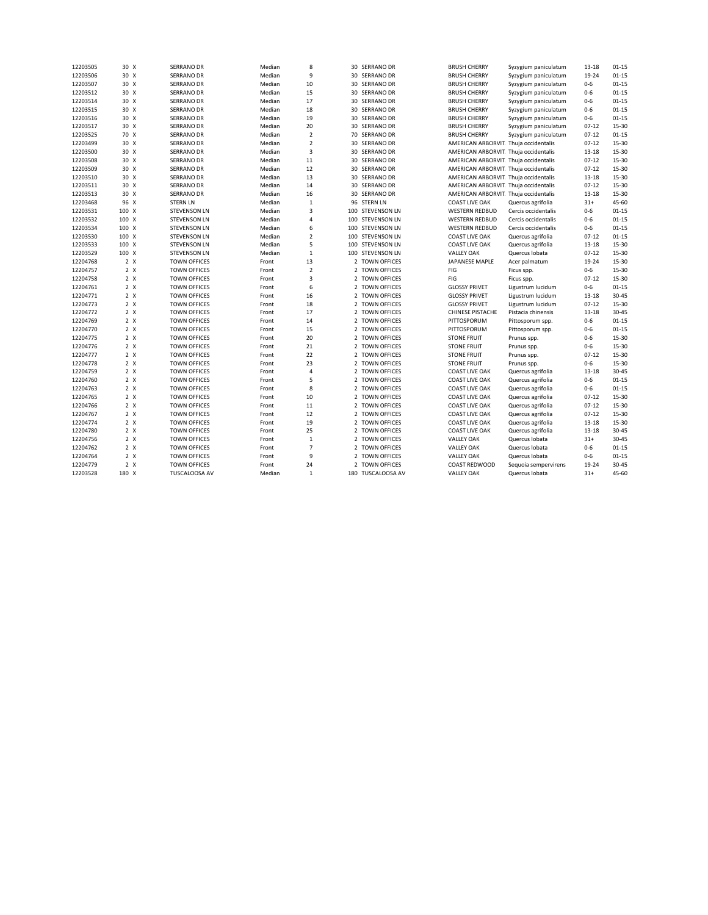| | | | | | | | | | | | |
|---|---|---|---|---|---|---|---|---|---|---|---|
| 12203505 | 30 | X | SERRANO DR | Median | 8 | 30 | SERRANO DR | BRUSH CHERRY | Syzygium paniculatum | 13-18 | 01-15 |
| 12203506 | 30 | X | SERRANO DR | Median | 9 | 30 | SERRANO DR | BRUSH CHERRY | Syzygium paniculatum | 19-24 | 01-15 |
| 12203507 | 30 | X | SERRANO DR | Median | 10 | 30 | SERRANO DR | BRUSH CHERRY | Syzygium paniculatum | 0-6 | 01-15 |
| 12203512 | 30 | X | SERRANO DR | Median | 15 | 30 | SERRANO DR | BRUSH CHERRY | Syzygium paniculatum | 0-6 | 01-15 |
| 12203514 | 30 | X | SERRANO DR | Median | 17 | 30 | SERRANO DR | BRUSH CHERRY | Syzygium paniculatum | 0-6 | 01-15 |
| 12203515 | 30 | X | SERRANO DR | Median | 18 | 30 | SERRANO DR | BRUSH CHERRY | Syzygium paniculatum | 0-6 | 01-15 |
| 12203516 | 30 | X | SERRANO DR | Median | 19 | 30 | SERRANO DR | BRUSH CHERRY | Syzygium paniculatum | 0-6 | 01-15 |
| 12203517 | 30 | X | SERRANO DR | Median | 20 | 30 | SERRANO DR | BRUSH CHERRY | Syzygium paniculatum | 07-12 | 15-30 |
| 12203525 | 70 | X | SERRANO DR | Median | 2 | 70 | SERRANO DR | BRUSH CHERRY | Syzygium paniculatum | 07-12 | 01-15 |
| 12203499 | 30 | X | SERRANO DR | Median | 2 | 30 | SERRANO DR | AMERICAN ARBORVIT. | Thuja occidentalis | 07-12 | 15-30 |
| 12203500 | 30 | X | SERRANO DR | Median | 3 | 30 | SERRANO DR | AMERICAN ARBORVIT. | Thuja occidentalis | 13-18 | 15-30 |
| 12203508 | 30 | X | SERRANO DR | Median | 11 | 30 | SERRANO DR | AMERICAN ARBORVIT. | Thuja occidentalis | 07-12 | 15-30 |
| 12203509 | 30 | X | SERRANO DR | Median | 12 | 30 | SERRANO DR | AMERICAN ARBORVIT. | Thuja occidentalis | 07-12 | 15-30 |
| 12203510 | 30 | X | SERRANO DR | Median | 13 | 30 | SERRANO DR | AMERICAN ARBORVIT. | Thuja occidentalis | 13-18 | 15-30 |
| 12203511 | 30 | X | SERRANO DR | Median | 14 | 30 | SERRANO DR | AMERICAN ARBORVIT. | Thuja occidentalis | 07-12 | 15-30 |
| 12203513 | 30 | X | SERRANO DR | Median | 16 | 30 | SERRANO DR | AMERICAN ARBORVIT. | Thuja occidentalis | 13-18 | 15-30 |
| 12203468 | 96 | X | STERN LN | Median | 1 | 96 | STERN LN | COAST LIVE OAK | Quercus agrifolia | 31+ | 45-60 |
| 12203531 | 100 | X | STEVENSON LN | Median | 3 | 100 | STEVENSON LN | WESTERN REDBUD | Cercis occidentalis | 0-6 | 01-15 |
| 12203532 | 100 | X | STEVENSON LN | Median | 4 | 100 | STEVENSON LN | WESTERN REDBUD | Cercis occidentalis | 0-6 | 01-15 |
| 12203534 | 100 | X | STEVENSON LN | Median | 6 | 100 | STEVENSON LN | WESTERN REDBUD | Cercis occidentalis | 0-6 | 01-15 |
| 12203530 | 100 | X | STEVENSON LN | Median | 2 | 100 | STEVENSON LN | COAST LIVE OAK | Quercus agrifolia | 07-12 | 01-15 |
| 12203533 | 100 | X | STEVENSON LN | Median | 5 | 100 | STEVENSON LN | COAST LIVE OAK | Quercus agrifolia | 13-18 | 15-30 |
| 12203529 | 100 | X | STEVENSON LN | Median | 1 | 100 | STEVENSON LN | VALLEY OAK | Quercus lobata | 07-12 | 15-30 |
| 12204768 | 2 | X | TOWN OFFICES | Front | 13 | 2 | TOWN OFFICES | JAPANESE MAPLE | Acer palmatum | 19-24 | 15-30 |
| 12204757 | 2 | X | TOWN OFFICES | Front | 2 | 2 | TOWN OFFICES | FIG | Ficus spp. | 0-6 | 15-30 |
| 12204758 | 2 | X | TOWN OFFICES | Front | 3 | 2 | TOWN OFFICES | FIG | Ficus spp. | 07-12 | 15-30 |
| 12204761 | 2 | X | TOWN OFFICES | Front | 6 | 2 | TOWN OFFICES | GLOSSY PRIVET | Ligustrum lucidum | 0-6 | 01-15 |
| 12204771 | 2 | X | TOWN OFFICES | Front | 16 | 2 | TOWN OFFICES | GLOSSY PRIVET | Ligustrum lucidum | 13-18 | 30-45 |
| 12204773 | 2 | X | TOWN OFFICES | Front | 18 | 2 | TOWN OFFICES | GLOSSY PRIVET | Ligustrum lucidum | 07-12 | 15-30 |
| 12204772 | 2 | X | TOWN OFFICES | Front | 17 | 2 | TOWN OFFICES | CHINESE PISTACHE | Pistacia chinensis | 13-18 | 30-45 |
| 12204769 | 2 | X | TOWN OFFICES | Front | 14 | 2 | TOWN OFFICES | PITTOSPORUM | Pittosporum spp. | 0-6 | 01-15 |
| 12204770 | 2 | X | TOWN OFFICES | Front | 15 | 2 | TOWN OFFICES | PITTOSPORUM | Pittosporum spp. | 0-6 | 01-15 |
| 12204775 | 2 | X | TOWN OFFICES | Front | 20 | 2 | TOWN OFFICES | STONE FRUIT | Prunus spp. | 0-6 | 15-30 |
| 12204776 | 2 | X | TOWN OFFICES | Front | 21 | 2 | TOWN OFFICES | STONE FRUIT | Prunus spp. | 0-6 | 15-30 |
| 12204777 | 2 | X | TOWN OFFICES | Front | 22 | 2 | TOWN OFFICES | STONE FRUIT | Prunus spp. | 07-12 | 15-30 |
| 12204778 | 2 | X | TOWN OFFICES | Front | 23 | 2 | TOWN OFFICES | STONE FRUIT | Prunus spp. | 0-6 | 15-30 |
| 12204759 | 2 | X | TOWN OFFICES | Front | 4 | 2 | TOWN OFFICES | COAST LIVE OAK | Quercus agrifolia | 13-18 | 30-45 |
| 12204760 | 2 | X | TOWN OFFICES | Front | 5 | 2 | TOWN OFFICES | COAST LIVE OAK | Quercus agrifolia | 0-6 | 01-15 |
| 12204763 | 2 | X | TOWN OFFICES | Front | 8 | 2 | TOWN OFFICES | COAST LIVE OAK | Quercus agrifolia | 0-6 | 01-15 |
| 12204765 | 2 | X | TOWN OFFICES | Front | 10 | 2 | TOWN OFFICES | COAST LIVE OAK | Quercus agrifolia | 07-12 | 15-30 |
| 12204766 | 2 | X | TOWN OFFICES | Front | 11 | 2 | TOWN OFFICES | COAST LIVE OAK | Quercus agrifolia | 07-12 | 15-30 |
| 12204767 | 2 | X | TOWN OFFICES | Front | 12 | 2 | TOWN OFFICES | COAST LIVE OAK | Quercus agrifolia | 07-12 | 15-30 |
| 12204774 | 2 | X | TOWN OFFICES | Front | 19 | 2 | TOWN OFFICES | COAST LIVE OAK | Quercus agrifolia | 13-18 | 15-30 |
| 12204780 | 2 | X | TOWN OFFICES | Front | 25 | 2 | TOWN OFFICES | COAST LIVE OAK | Quercus agrifolia | 13-18 | 30-45 |
| 12204756 | 2 | X | TOWN OFFICES | Front | 1 | 2 | TOWN OFFICES | VALLEY OAK | Quercus lobata | 31+ | 30-45 |
| 12204762 | 2 | X | TOWN OFFICES | Front | 7 | 2 | TOWN OFFICES | VALLEY OAK | Quercus lobata | 0-6 | 01-15 |
| 12204764 | 2 | X | TOWN OFFICES | Front | 9 | 2 | TOWN OFFICES | VALLEY OAK | Quercus lobata | 0-6 | 01-15 |
| 12204779 | 2 | X | TOWN OFFICES | Front | 24 | 2 | TOWN OFFICES | COAST REDWOOD | Sequoia sempervirens | 19-24 | 30-45 |
| 12203528 | 180 | X | TUSCALOOSA AV | Median | 1 | 180 | TUSCALOOSA AV | VALLEY OAK | Quercus lobata | 31+ | 45-60 |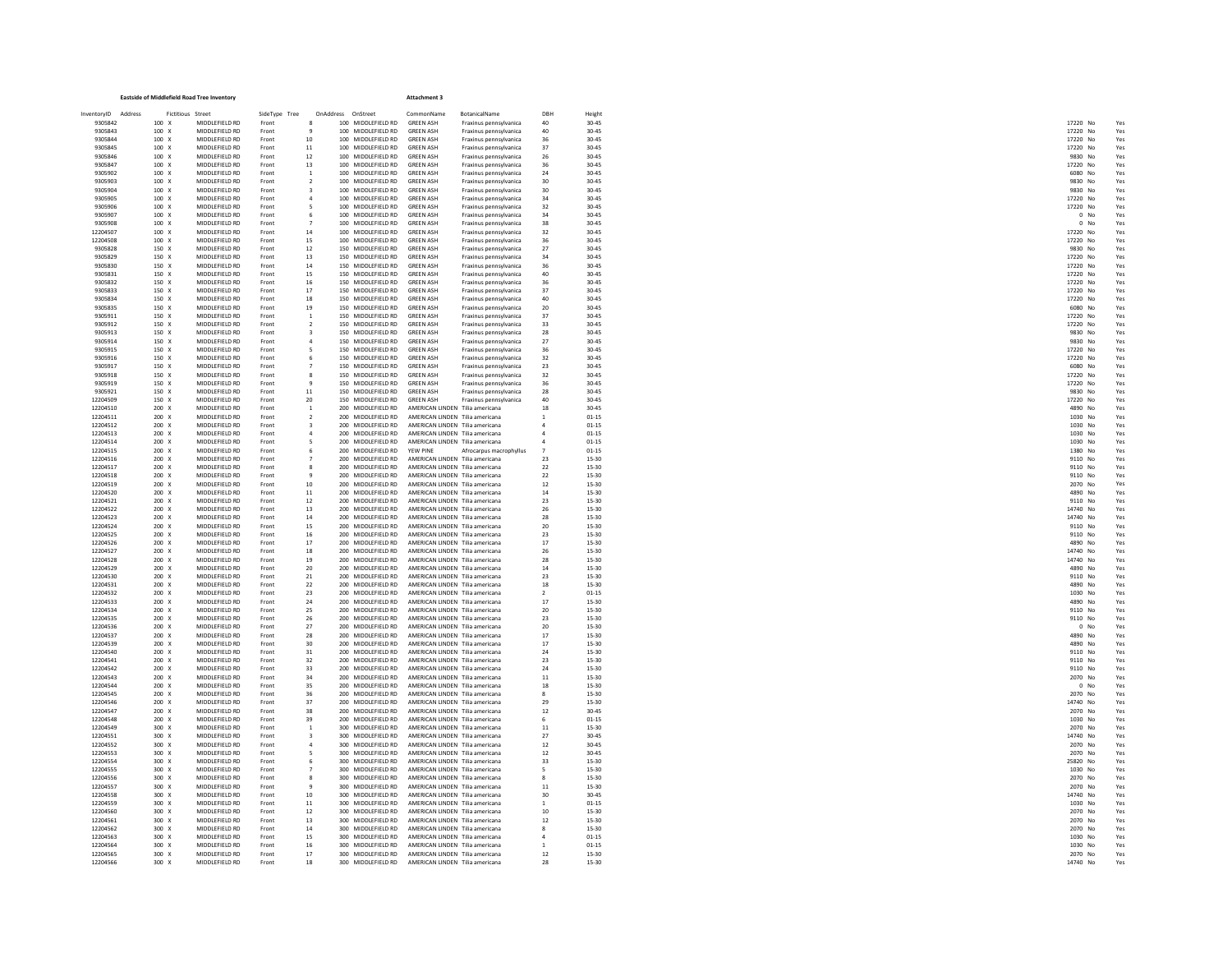**Eastside of Middlefield Road Tree Inventory**

**Attachment 3**

| InventoryID | Address | Fictitious | Street | SideType | Tree | OnAddress | OnStreet | CommonName | BotanicalName | DBH | Height | | | |
|---|---|---|---|---|---|---|---|---|---|---|---|---|---|---|
| 9305842 | 100 | X | MIDDLEFIELD RD | Front | 8 | 100 | MIDDLEFIELD RD | GREEN ASH | Fraxinus pennsylvanica | 40 | 30-45 | 17220 | No | Yes |
| 9305843 | 100 | X | MIDDLEFIELD RD | Front | 9 | 100 | MIDDLEFIELD RD | GREEN ASH | Fraxinus pennsylvanica | 40 | 30-45 | 17220 | No | Yes |
| 9305844 | 100 | X | MIDDLEFIELD RD | Front | 10 | 100 | MIDDLEFIELD RD | GREEN ASH | Fraxinus pennsylvanica | 36 | 30-45 | 17220 | No | Yes |
| 9305845 | 100 | X | MIDDLEFIELD RD | Front | 11 | 100 | MIDDLEFIELD RD | GREEN ASH | Fraxinus pennsylvanica | 37 | 30-45 | 17220 | No | Yes |
| 9305846 | 100 | X | MIDDLEFIELD RD | Front | 12 | 100 | MIDDLEFIELD RD | GREEN ASH | Fraxinus pennsylvanica | 26 | 30-45 | 9830 | No | Yes |
| 9305847 | 100 | X | MIDDLEFIELD RD | Front | 13 | 100 | MIDDLEFIELD RD | GREEN ASH | Fraxinus pennsylvanica | 36 | 30-45 | 17220 | No | Yes |
| 9305902 | 100 | X | MIDDLEFIELD RD | Front | 1 | 100 | MIDDLEFIELD RD | GREEN ASH | Fraxinus pennsylvanica | 24 | 30-45 | 6080 | No | Yes |
| 9305903 | 100 | X | MIDDLEFIELD RD | Front | 2 | 100 | MIDDLEFIELD RD | GREEN ASH | Fraxinus pennsylvanica | 30 | 30-45 | 9830 | No | Yes |
| 9305904 | 100 | X | MIDDLEFIELD RD | Front | 3 | 100 | MIDDLEFIELD RD | GREEN ASH | Fraxinus pennsylvanica | 30 | 30-45 | 9830 | No | Yes |
| 9305905 | 100 | X | MIDDLEFIELD RD | Front | 4 | 100 | MIDDLEFIELD RD | GREEN ASH | Fraxinus pennsylvanica | 34 | 30-45 | 17220 | No | Yes |
| 9305906 | 100 | X | MIDDLEFIELD RD | Front | 5 | 100 | MIDDLEFIELD RD | GREEN ASH | Fraxinus pennsylvanica | 32 | 30-45 | 17220 | No | Yes |
| 9305907 | 100 | X | MIDDLEFIELD RD | Front | 6 | 100 | MIDDLEFIELD RD | GREEN ASH | Fraxinus pennsylvanica | 34 | 30-45 | 0 | No | Yes |
| 9305908 | 100 | X | MIDDLEFIELD RD | Front | 7 | 100 | MIDDLEFIELD RD | GREEN ASH | Fraxinus pennsylvanica | 38 | 30-45 | 0 | No | Yes |
| 12204507 | 100 | X | MIDDLEFIELD RD | Front | 14 | 100 | MIDDLEFIELD RD | GREEN ASH | Fraxinus pennsylvanica | 32 | 30-45 | 17220 | No | Yes |
| 12204508 | 100 | X | MIDDLEFIELD RD | Front | 15 | 100 | MIDDLEFIELD RD | GREEN ASH | Fraxinus pennsylvanica | 36 | 30-45 | 17220 | No | Yes |
| 9305828 | 150 | X | MIDDLEFIELD RD | Front | 12 | 150 | MIDDLEFIELD RD | GREEN ASH | Fraxinus pennsylvanica | 27 | 30-45 | 9830 | No | Yes |
| 9305829 | 150 | X | MIDDLEFIELD RD | Front | 13 | 150 | MIDDLEFIELD RD | GREEN ASH | Fraxinus pennsylvanica | 34 | 30-45 | 17220 | No | Yes |
| 9305830 | 150 | X | MIDDLEFIELD RD | Front | 14 | 150 | MIDDLEFIELD RD | GREEN ASH | Fraxinus pennsylvanica | 36 | 30-45 | 17220 | No | Yes |
| 9305831 | 150 | X | MIDDLEFIELD RD | Front | 15 | 150 | MIDDLEFIELD RD | GREEN ASH | Fraxinus pennsylvanica | 40 | 30-45 | 17220 | No | Yes |
| 9305832 | 150 | X | MIDDLEFIELD RD | Front | 16 | 150 | MIDDLEFIELD RD | GREEN ASH | Fraxinus pennsylvanica | 36 | 30-45 | 17220 | No | Yes |
| 9305833 | 150 | X | MIDDLEFIELD RD | Front | 17 | 150 | MIDDLEFIELD RD | GREEN ASH | Fraxinus pennsylvanica | 37 | 30-45 | 17220 | No | Yes |
| 9305834 | 150 | X | MIDDLEFIELD RD | Front | 18 | 150 | MIDDLEFIELD RD | GREEN ASH | Fraxinus pennsylvanica | 40 | 30-45 | 17220 | No | Yes |
| 9305835 | 150 | X | MIDDLEFIELD RD | Front | 19 | 150 | MIDDLEFIELD RD | GREEN ASH | Fraxinus pennsylvanica | 20 | 30-45 | 6080 | No | Yes |
| 9305911 | 150 | X | MIDDLEFIELD RD | Front | 1 | 150 | MIDDLEFIELD RD | GREEN ASH | Fraxinus pennsylvanica | 37 | 30-45 | 17220 | No | Yes |
| 9305912 | 150 | X | MIDDLEFIELD RD | Front | 2 | 150 | MIDDLEFIELD RD | GREEN ASH | Fraxinus pennsylvanica | 33 | 30-45 | 17220 | No | Yes |
| 9305913 | 150 | X | MIDDLEFIELD RD | Front | 3 | 150 | MIDDLEFIELD RD | GREEN ASH | Fraxinus pennsylvanica | 28 | 30-45 | 9830 | No | Yes |
| 9305914 | 150 | X | MIDDLEFIELD RD | Front | 4 | 150 | MIDDLEFIELD RD | GREEN ASH | Fraxinus pennsylvanica | 27 | 30-45 | 9830 | No | Yes |
| 9305915 | 150 | X | MIDDLEFIELD RD | Front | 5 | 150 | MIDDLEFIELD RD | GREEN ASH | Fraxinus pennsylvanica | 36 | 30-45 | 17220 | No | Yes |
| 9305916 | 150 | X | MIDDLEFIELD RD | Front | 6 | 150 | MIDDLEFIELD RD | GREEN ASH | Fraxinus pennsylvanica | 32 | 30-45 | 17220 | No | Yes |
| 9305917 | 150 | X | MIDDLEFIELD RD | Front | 7 | 150 | MIDDLEFIELD RD | GREEN ASH | Fraxinus pennsylvanica | 23 | 30-45 | 6080 | No | Yes |
| 9305918 | 150 | X | MIDDLEFIELD RD | Front | 8 | 150 | MIDDLEFIELD RD | GREEN ASH | Fraxinus pennsylvanica | 32 | 30-45 | 17220 | No | Yes |
| 9305919 | 150 | X | MIDDLEFIELD RD | Front | 9 | 150 | MIDDLEFIELD RD | GREEN ASH | Fraxinus pennsylvanica | 36 | 30-45 | 17220 | No | Yes |
| 9305921 | 150 | X | MIDDLEFIELD RD | Front | 11 | 150 | MIDDLEFIELD RD | GREEN ASH | Fraxinus pennsylvanica | 28 | 30-45 | 9830 | No | Yes |
| 12204509 | 150 | X | MIDDLEFIELD RD | Front | 20 | 150 | MIDDLEFIELD RD | GREEN ASH | Fraxinus pennsylvanica | 40 | 30-45 | 17220 | No | Yes |
| 12204510 | 200 | X | MIDDLEFIELD RD | Front | 1 | 200 | MIDDLEFIELD RD | AMERICAN LINDEN | Tilia americana | 18 | 30-45 | 4890 | No | Yes |
| 12204511 | 200 | X | MIDDLEFIELD RD | Front | 2 | 200 | MIDDLEFIELD RD | AMERICAN LINDEN | Tilia americana | 1 | 01-15 | 1030 | No | Yes |
| 12204512 | 200 | X | MIDDLEFIELD RD | Front | 3 | 200 | MIDDLEFIELD RD | AMERICAN LINDEN | Tilia americana | 4 | 01-15 | 1030 | No | Yes |
| 12204513 | 200 | X | MIDDLEFIELD RD | Front | 4 | 200 | MIDDLEFIELD RD | AMERICAN LINDEN | Tilia americana | 4 | 01-15 | 1030 | No | Yes |
| 12204514 | 200 | X | MIDDLEFIELD RD | Front | 5 | 200 | MIDDLEFIELD RD | AMERICAN LINDEN | Tilia americana | 4 | 01-15 | 1030 | No | Yes |
| 12204515 | 200 | X | MIDDLEFIELD RD | Front | 6 | 200 | MIDDLEFIELD RD | YEW PINE | Afrocarpus macrophyllus | 7 | 01-15 | 1380 | No | Yes |
| 12204516 | 200 | X | MIDDLEFIELD RD | Front | 7 | 200 | MIDDLEFIELD RD | AMERICAN LINDEN | Tilia americana | 23 | 15-30 | 9110 | No | Yes |
| 12204517 | 200 | X | MIDDLEFIELD RD | Front | 8 | 200 | MIDDLEFIELD RD | AMERICAN LINDEN | Tilia americana | 22 | 15-30 | 9110 | No | Yes |
| 12204518 | 200 | X | MIDDLEFIELD RD | Front | 9 | 200 | MIDDLEFIELD RD | AMERICAN LINDEN | Tilia americana | 22 | 15-30 | 9110 | No | Yes |
| 12204519 | 200 | X | MIDDLEFIELD RD | Front | 10 | 200 | MIDDLEFIELD RD | AMERICAN LINDEN | Tilia americana | 12 | 15-30 | 2070 | No | Yes |
| 12204520 | 200 | X | MIDDLEFIELD RD | Front | 11 | 200 | MIDDLEFIELD RD | AMERICAN LINDEN | Tilia americana | 14 | 15-30 | 4890 | No | Yes |
| 12204521 | 200 | X | MIDDLEFIELD RD | Front | 12 | 200 | MIDDLEFIELD RD | AMERICAN LINDEN | Tilia americana | 23 | 15-30 | 9110 | No | Yes |
| 12204522 | 200 | X | MIDDLEFIELD RD | Front | 13 | 200 | MIDDLEFIELD RD | AMERICAN LINDEN | Tilia americana | 26 | 15-30 | 14740 | No | Yes |
| 12204523 | 200 | X | MIDDLEFIELD RD | Front | 14 | 200 | MIDDLEFIELD RD | AMERICAN LINDEN | Tilia americana | 28 | 15-30 | 14740 | No | Yes |
| 12204524 | 200 | X | MIDDLEFIELD RD | Front | 15 | 200 | MIDDLEFIELD RD | AMERICAN LINDEN | Tilia americana | 20 | 15-30 | 9110 | No | Yes |
| 12204525 | 200 | X | MIDDLEFIELD RD | Front | 16 | 200 | MIDDLEFIELD RD | AMERICAN LINDEN | Tilia americana | 23 | 15-30 | 9110 | No | Yes |
| 12204526 | 200 | X | MIDDLEFIELD RD | Front | 17 | 200 | MIDDLEFIELD RD | AMERICAN LINDEN | Tilia americana | 17 | 15-30 | 4890 | No | Yes |
| 12204527 | 200 | X | MIDDLEFIELD RD | Front | 18 | 200 | MIDDLEFIELD RD | AMERICAN LINDEN | Tilia americana | 26 | 15-30 | 14740 | No | Yes |
| 12204528 | 200 | X | MIDDLEFIELD RD | Front | 19 | 200 | MIDDLEFIELD RD | AMERICAN LINDEN | Tilia americana | 28 | 15-30 | 14740 | No | Yes |
| 12204529 | 200 | X | MIDDLEFIELD RD | Front | 20 | 200 | MIDDLEFIELD RD | AMERICAN LINDEN | Tilia americana | 14 | 15-30 | 4890 | No | Yes |
| 12204530 | 200 | X | MIDDLEFIELD RD | Front | 21 | 200 | MIDDLEFIELD RD | AMERICAN LINDEN | Tilia americana | 23 | 15-30 | 9110 | No | Yes |
| 12204531 | 200 | X | MIDDLEFIELD RD | Front | 22 | 200 | MIDDLEFIELD RD | AMERICAN LINDEN | Tilia americana | 18 | 15-30 | 4890 | No | Yes |
| 12204532 | 200 | X | MIDDLEFIELD RD | Front | 23 | 200 | MIDDLEFIELD RD | AMERICAN LINDEN | Tilia americana | 2 | 01-15 | 1030 | No | Yes |
| 12204533 | 200 | X | MIDDLEFIELD RD | Front | 24 | 200 | MIDDLEFIELD RD | AMERICAN LINDEN | Tilia americana | 17 | 15-30 | 4890 | No | Yes |
| 12204534 | 200 | X | MIDDLEFIELD RD | Front | 25 | 200 | MIDDLEFIELD RD | AMERICAN LINDEN | Tilia americana | 20 | 15-30 | 9110 | No | Yes |
| 12204535 | 200 | X | MIDDLEFIELD RD | Front | 26 | 200 | MIDDLEFIELD RD | AMERICAN LINDEN | Tilia americana | 23 | 15-30 | 9110 | No | Yes |
| 12204536 | 200 | X | MIDDLEFIELD RD | Front | 27 | 200 | MIDDLEFIELD RD | AMERICAN LINDEN | Tilia americana | 20 | 15-30 | 0 | No | Yes |
| 12204537 | 200 | X | MIDDLEFIELD RD | Front | 28 | 200 | MIDDLEFIELD RD | AMERICAN LINDEN | Tilia americana | 17 | 15-30 | 4890 | No | Yes |
| 12204539 | 200 | X | MIDDLEFIELD RD | Front | 30 | 200 | MIDDLEFIELD RD | AMERICAN LINDEN | Tilia americana | 17 | 15-30 | 4890 | No | Yes |
| 12204540 | 200 | X | MIDDLEFIELD RD | Front | 31 | 200 | MIDDLEFIELD RD | AMERICAN LINDEN | Tilia americana | 24 | 15-30 | 9110 | No | Yes |
| 12204541 | 200 | X | MIDDLEFIELD RD | Front | 32 | 200 | MIDDLEFIELD RD | AMERICAN LINDEN | Tilia americana | 23 | 15-30 | 9110 | No | Yes |
| 12204542 | 200 | X | MIDDLEFIELD RD | Front | 33 | 200 | MIDDLEFIELD RD | AMERICAN LINDEN | Tilia americana | 24 | 15-30 | 9110 | No | Yes |
| 12204543 | 200 | X | MIDDLEFIELD RD | Front | 34 | 200 | MIDDLEFIELD RD | AMERICAN LINDEN | Tilia americana | 11 | 15-30 | 2070 | No | Yes |
| 12204544 | 200 | X | MIDDLEFIELD RD | Front | 35 | 200 | MIDDLEFIELD RD | AMERICAN LINDEN | Tilia americana | 18 | 15-30 | 0 | No | Yes |
| 12204545 | 200 | X | MIDDLEFIELD RD | Front | 36 | 200 | MIDDLEFIELD RD | AMERICAN LINDEN | Tilia americana | 8 | 15-30 | 2070 | No | Yes |
| 12204546 | 200 | X | MIDDLEFIELD RD | Front | 37 | 200 | MIDDLEFIELD RD | AMERICAN LINDEN | Tilia americana | 29 | 15-30 | 14740 | No | Yes |
| 12204547 | 200 | X | MIDDLEFIELD RD | Front | 38 | 200 | MIDDLEFIELD RD | AMERICAN LINDEN | Tilia americana | 12 | 30-45 | 2070 | No | Yes |
| 12204548 | 200 | X | MIDDLEFIELD RD | Front | 39 | 200 | MIDDLEFIELD RD | AMERICAN LINDEN | Tilia americana | 6 | 01-15 | 1030 | No | Yes |
| 12204549 | 300 | X | MIDDLEFIELD RD | Front | 1 | 300 | MIDDLEFIELD RD | AMERICAN LINDEN | Tilia americana | 11 | 15-30 | 2070 | No | Yes |
| 12204551 | 300 | X | MIDDLEFIELD RD | Front | 3 | 300 | MIDDLEFIELD RD | AMERICAN LINDEN | Tilia americana | 27 | 30-45 | 14740 | No | Yes |
| 12204552 | 300 | X | MIDDLEFIELD RD | Front | 4 | 300 | MIDDLEFIELD RD | AMERICAN LINDEN | Tilia americana | 12 | 30-45 | 2070 | No | Yes |
| 12204553 | 300 | X | MIDDLEFIELD RD | Front | 5 | 300 | MIDDLEFIELD RD | AMERICAN LINDEN | Tilia americana | 12 | 30-45 | 2070 | No | Yes |
| 12204554 | 300 | X | MIDDLEFIELD RD | Front | 6 | 300 | MIDDLEFIELD RD | AMERICAN LINDEN | Tilia americana | 33 | 15-30 | 25820 | No | Yes |
| 12204555 | 300 | X | MIDDLEFIELD RD | Front | 7 | 300 | MIDDLEFIELD RD | AMERICAN LINDEN | Tilia americana | 5 | 15-30 | 1030 | No | Yes |
| 12204556 | 300 | X | MIDDLEFIELD RD | Front | 8 | 300 | MIDDLEFIELD RD | AMERICAN LINDEN | Tilia americana | 8 | 15-30 | 2070 | No | Yes |
| 12204557 | 300 | X | MIDDLEFIELD RD | Front | 9 | 300 | MIDDLEFIELD RD | AMERICAN LINDEN | Tilia americana | 11 | 15-30 | 2070 | No | Yes |
| 12204558 | 300 | X | MIDDLEFIELD RD | Front | 10 | 300 | MIDDLEFIELD RD | AMERICAN LINDEN | Tilia americana | 30 | 30-45 | 14740 | No | Yes |
| 12204559 | 300 | X | MIDDLEFIELD RD | Front | 11 | 300 | MIDDLEFIELD RD | AMERICAN LINDEN | Tilia americana | 1 | 01-15 | 1030 | No | Yes |
| 12204560 | 300 | X | MIDDLEFIELD RD | Front | 12 | 300 | MIDDLEFIELD RD | AMERICAN LINDEN | Tilia americana | 10 | 15-30 | 2070 | No | Yes |
| 12204561 | 300 | X | MIDDLEFIELD RD | Front | 13 | 300 | MIDDLEFIELD RD | AMERICAN LINDEN | Tilia americana | 12 | 15-30 | 2070 | No | Yes |
| 12204562 | 300 | X | MIDDLEFIELD RD | Front | 14 | 300 | MIDDLEFIELD RD | AMERICAN LINDEN | Tilia americana | 8 | 15-30 | 2070 | No | Yes |
| 12204563 | 300 | X | MIDDLEFIELD RD | Front | 15 | 300 | MIDDLEFIELD RD | AMERICAN LINDEN | Tilia americana | 4 | 01-15 | 1030 | No | Yes |
| 12204564 | 300 | X | MIDDLEFIELD RD | Front | 16 | 300 | MIDDLEFIELD RD | AMERICAN LINDEN | Tilia americana | 1 | 01-15 | 1030 | No | Yes |
| 12204565 | 300 | X | MIDDLEFIELD RD | Front | 17 | 300 | MIDDLEFIELD RD | AMERICAN LINDEN | Tilia americana | 12 | 15-30 | 2070 | No | Yes |
| 12204566 | 300 | X | MIDDLEFIELD RD | Front | 18 | 300 | MIDDLEFIELD RD | AMERICAN LINDEN | Tilia americana | 28 | 15-30 | 14740 | No | Yes |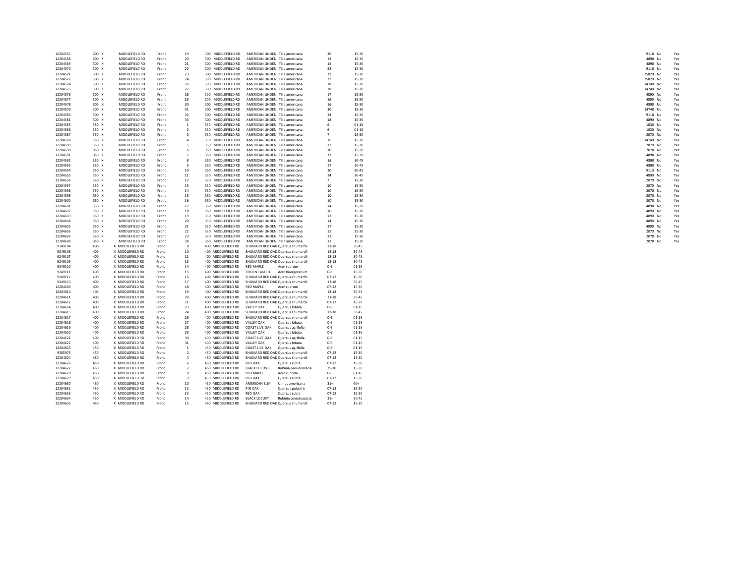| | | | | | | | | | | | | | | |
|---|---|---|---|---|---|---|---|---|---|---|---|---|---|---|
| 12204567 | 300 | X | MIDDLEFIELD RD | Front | 19 | 300 | MIDDLEFIELD RD | AMERICAN LINDEN | Tilia americana | 20 | 15-30 | 9110 | No | Yes |
| 12204568 | 300 | X | MIDDLEFIELD RD | Front | 20 | 300 | MIDDLEFIELD RD | AMERICAN LINDEN | Tilia americana | 13 | 15-30 | 4890 | No | Yes |
| 12204569 | 300 | X | MIDDLEFIELD RD | Front | 21 | 300 | MIDDLEFIELD RD | AMERICAN LINDEN | Tilia americana | 15 | 15-30 | 4890 | No | Yes |
| 12204570 | 300 | X | MIDDLEFIELD RD | Front | 22 | 300 | MIDDLEFIELD RD | AMERICAN LINDEN | Tilia americana | 22 | 15-30 | 9110 | No | Yes |
| 12204571 | 300 | X | MIDDLEFIELD RD | Front | 23 | 300 | MIDDLEFIELD RD | AMERICAN LINDEN | Tilia americana | 32 | 15-30 | 25820 | No | Yes |
| 12204572 | 300 | X | MIDDLEFIELD RD | Front | 24 | 300 | MIDDLEFIELD RD | AMERICAN LINDEN | Tilia americana | 32 | 15-30 | 25820 | No | Yes |
| 12204574 | 300 | X | MIDDLEFIELD RD | Front | 26 | 300 | MIDDLEFIELD RD | AMERICAN LINDEN | Tilia americana | 28 | 15-30 | 14740 | No | Yes |
| 12204575 | 300 | X | MIDDLEFIELD RD | Front | 27 | 300 | MIDDLEFIELD RD | AMERICAN LINDEN | Tilia americana | 28 | 15-30 | 14740 | No | Yes |
| 12204576 | 300 | X | MIDDLEFIELD RD | Front | 28 | 300 | MIDDLEFIELD RD | AMERICAN LINDEN | Tilia americana | 17 | 15-30 | 4890 | No | Yes |
| 12204577 | 300 | X | MIDDLEFIELD RD | Front | 29 | 300 | MIDDLEFIELD RD | AMERICAN LINDEN | Tilia americana | 16 | 15-30 | 4890 | No | Yes |
| 12204578 | 300 | X | MIDDLEFIELD RD | Front | 30 | 300 | MIDDLEFIELD RD | AMERICAN LINDEN | Tilia americana | 16 | 15-30 | 4890 | No | Yes |
| 12204579 | 300 | X | MIDDLEFIELD RD | Front | 31 | 300 | MIDDLEFIELD RD | AMERICAN LINDEN | Tilia americana | 30 | 15-30 | 14740 | No | Yes |
| 12204580 | 300 | X | MIDDLEFIELD RD | Front | 32 | 300 | MIDDLEFIELD RD | AMERICAN LINDEN | Tilia americana | 24 | 15-30 | 9110 | No | Yes |
| 12204581 | 300 | X | MIDDLEFIELD RD | Front | 33 | 300 | MIDDLEFIELD RD | AMERICAN LINDEN | Tilia americana | 18 | 15-30 | 4890 | No | Yes |
| 12204585 | 350 | X | MIDDLEFIELD RD | Front | 1 | 350 | MIDDLEFIELD RD | AMERICAN LINDEN | Tilia americana | 6 | 01-15 | 1030 | No | Yes |
| 12204586 | 350 | X | MIDDLEFIELD RD | Front | 2 | 350 | MIDDLEFIELD RD | AMERICAN LINDEN | Tilia americana | 6 | 01-15 | 1030 | No | Yes |
| 12204587 | 350 | X | MIDDLEFIELD RD | Front | 3 | 350 | MIDDLEFIELD RD | AMERICAN LINDEN | Tilia americana | 7 | 15-30 | 2070 | No | Yes |
| 12204588 | 350 | X | MIDDLEFIELD RD | Front | 4 | 350 | MIDDLEFIELD RD | AMERICAN LINDEN | Tilia americana | 26 | 15-30 | 14740 | No | Yes |
| 12204589 | 350 | X | MIDDLEFIELD RD | Front | 5 | 350 | MIDDLEFIELD RD | AMERICAN LINDEN | Tilia americana | 12 | 15-30 | 2070 | No | Yes |
| 12204590 | 350 | X | MIDDLEFIELD RD | Front | 6 | 350 | MIDDLEFIELD RD | AMERICAN LINDEN | Tilia americana | 10 | 15-30 | 2070 | No | Yes |
| 12204591 | 350 | X | MIDDLEFIELD RD | Front | 7 | 350 | MIDDLEFIELD RD | AMERICAN LINDEN | Tilia americana | 13 | 15-30 | 4890 | No | Yes |
| 12204592 | 350 | X | MIDDLEFIELD RD | Front | 8 | 350 | MIDDLEFIELD RD | AMERICAN LINDEN | Tilia americana | 16 | 30-45 | 4890 | No | Yes |
| 12204593 | 350 | X | MIDDLEFIELD RD | Front | 9 | 350 | MIDDLEFIELD RD | AMERICAN LINDEN | Tilia americana | 17 | 30-45 | 4890 | No | Yes |
| 12204594 | 350 | X | MIDDLEFIELD RD | Front | 10 | 350 | MIDDLEFIELD RD | AMERICAN LINDEN | Tilia americana | 20 | 30-45 | 9110 | No | Yes |
| 12204595 | 350 | X | MIDDLEFIELD RD | Front | 11 | 350 | MIDDLEFIELD RD | AMERICAN LINDEN | Tilia americana | 14 | 30-45 | 4890 | No | Yes |
| 12204596 | 350 | X | MIDDLEFIELD RD | Front | 12 | 350 | MIDDLEFIELD RD | AMERICAN LINDEN | Tilia americana | 7 | 15-30 | 2070 | No | Yes |
| 12204597 | 350 | X | MIDDLEFIELD RD | Front | 13 | 350 | MIDDLEFIELD RD | AMERICAN LINDEN | Tilia americana | 10 | 15-30 | 2070 | No | Yes |
| 12204598 | 350 | X | MIDDLEFIELD RD | Front | 14 | 350 | MIDDLEFIELD RD | AMERICAN LINDEN | Tilia americana | 10 | 15-30 | 2070 | No | Yes |
| 12204599 | 350 | X | MIDDLEFIELD RD | Front | 15 | 350 | MIDDLEFIELD RD | AMERICAN LINDEN | Tilia americana | 10 | 15-30 | 2070 | No | Yes |
| 12204600 | 350 | X | MIDDLEFIELD RD | Front | 16 | 350 | MIDDLEFIELD RD | AMERICAN LINDEN | Tilia americana | 10 | 15-30 | 2070 | No | Yes |
| 12204601 | 350 | X | MIDDLEFIELD RD | Front | 17 | 350 | MIDDLEFIELD RD | AMERICAN LINDEN | Tilia americana | 14 | 15-30 | 4890 | No | Yes |
| 12204602 | 350 | X | MIDDLEFIELD RD | Front | 18 | 350 | MIDDLEFIELD RD | AMERICAN LINDEN | Tilia americana | 16 | 15-30 | 4890 | No | Yes |
| 12204603 | 350 | X | MIDDLEFIELD RD | Front | 19 | 350 | MIDDLEFIELD RD | AMERICAN LINDEN | Tilia americana | 13 | 15-30 | 4890 | No | Yes |
| 12204604 | 350 | X | MIDDLEFIELD RD | Front | 20 | 350 | MIDDLEFIELD RD | AMERICAN LINDEN | Tilia americana | 14 | 15-30 | 4890 | No | Yes |
| 12204605 | 350 | X | MIDDLEFIELD RD | Front | 21 | 350 | MIDDLEFIELD RD | AMERICAN LINDEN | Tilia americana | 17 | 15-30 | 4890 | No | Yes |
| 12204606 | 350 | X | MIDDLEFIELD RD | Front | 22 | 350 | MIDDLEFIELD RD | AMERICAN LINDEN | Tilia americana | 11 | 15-30 | 2070 | No | Yes |
| 12204607 | 350 | X | MIDDLEFIELD RD | Front | 23 | 350 | MIDDLEFIELD RD | AMERICAN LINDEN | Tilia americana | 11 | 15-30 | 2070 | No | Yes |
| 12204608 | 350 | X | MIDDLEFIELD RD | Front | 24 | 350 | MIDDLEFIELD RD | AMERICAN LINDEN | Tilia americana | 11 | 15-30 | 2070 | No | Yes |
| 9249104 | 400 | X | MIDDLEFIELD RD | Front | 8 | 400 | MIDDLEFIELD RD | SHUMARD RED OAK | Quercus shumardii | 13-18 | 30-45 | | | |
| 9249106 | 400 | X | MIDDLEFIELD RD | Front | 10 | 400 | MIDDLEFIELD RD | SHUMARD RED OAK | Quercus shumardii | 13-18 | 30-45 | | | |
| 9249107 | 400 | X | MIDDLEFIELD RD | Front | 11 | 400 | MIDDLEFIELD RD | SHUMARD RED OAK | Quercus shumardii | 13-18 | 30-45 | | | |
| 9249109 | 400 | X | MIDDLEFIELD RD | Front | 13 | 400 | MIDDLEFIELD RD | SHUMARD RED OAK | Quercus shumardii | 13-18 | 30-45 | | | |
| 9249110 | 400 | X | MIDDLEFIELD RD | Front | 14 | 400 | MIDDLEFIELD RD | RED MAPLE | Acer rubrum | 0-6 | 01-15 | | | |
| 9249111 | 400 | X | MIDDLEFIELD RD | Front | 15 | 400 | MIDDLEFIELD RD | TRIDENT MAPLE | Acer buergeranum | 0-6 | 15-30 | | | |
| 9249112 | 400 | X | MIDDLEFIELD RD | Front | 16 | 400 | MIDDLEFIELD RD | SHUMARD RED OAK | Quercus shumardii | 07-12 | 15-30 | | | |
| 9249113 | 400 | X | MIDDLEFIELD RD | Front | 17 | 400 | MIDDLEFIELD RD | SHUMARD RED OAK | Quercus shumardii | 13-18 | 30-45 | | | |
| 12204609 | 400 | X | MIDDLEFIELD RD | Front | 18 | 400 | MIDDLEFIELD RD | RED MAPLE | Acer rubrum | 07-12 | 15-30 | | | |
| 12204610 | 400 | X | MIDDLEFIELD RD | Front | 19 | 400 | MIDDLEFIELD RD | SHUMARD RED OAK | Quercus shumardii | 13-18 | 30-45 | | | |
| 12204611 | 400 | X | MIDDLEFIELD RD | Front | 20 | 400 | MIDDLEFIELD RD | SHUMARD RED OAK | Quercus shumardii | 13-18 | 30-45 | | | |
| 12204612 | 400 | X | MIDDLEFIELD RD | Front | 21 | 400 | MIDDLEFIELD RD | SHUMARD RED OAK | Quercus shumardii | 07-12 | 15-30 | | | |
| 12204614 | 400 | X | MIDDLEFIELD RD | Front | 23 | 400 | MIDDLEFIELD RD | VALLEY OAK | Quercus lobata | 0-6 | 01-15 | | | |
| 12204615 | 400 | X | MIDDLEFIELD RD | Front | 24 | 400 | MIDDLEFIELD RD | SHUMARD RED OAK | Quercus shumardii | 13-18 | 30-45 | | | |
| 12204617 | 400 | X | MIDDLEFIELD RD | Front | 26 | 400 | MIDDLEFIELD RD | SHUMARD RED OAK | Quercus shumardii | 0-6 | 01-15 | | | |
| 12204618 | 400 | X | MIDDLEFIELD RD | Front | 27 | 400 | MIDDLEFIELD RD | VALLEY OAK | Quercus lobata | 0-6 | 01-15 | | | |
| 12204619 | 400 | X | MIDDLEFIELD RD | Front | 28 | 400 | MIDDLEFIELD RD | COAST LIVE OAK | Quercus agrifolia | 0-6 | 01-15 | | | |
| 12204620 | 400 | X | MIDDLEFIELD RD | Front | 29 | 400 | MIDDLEFIELD RD | VALLEY OAK | Quercus lobata | 0-6 | 01-15 | | | |
| 12204621 | 400 | X | MIDDLEFIELD RD | Front | 30 | 400 | MIDDLEFIELD RD | COAST LIVE OAK | Quercus agrifolia | 0-6 | 01-15 | | | |
| 12204622 | 400 | X | MIDDLEFIELD RD | Front | 31 | 400 | MIDDLEFIELD RD | VALLEY OAK | Quercus lobata | 0-6 | 01-15 | | | |
| 12204623 | 450 | X | MIDDLEFIELD RD | Front | 1 | 450 | MIDDLEFIELD RD | COAST LIVE OAK | Quercus agrifolia | 0-6 | 01-15 | | | |
| 9305975 | 450 | X | MIDDLEFIELD RD | Front | 2 | 450 | MIDDLEFIELD RD | SHUMARD RED OAK | Quercus shumardii | 07-12 | 15-30 | | | |
| 12204624 | 450 | X | MIDDLEFIELD RD | Front | 4 | 450 | MIDDLEFIELD RD | SHUMARD RED OAK | Quercus shumardii | 07-12 | 15-30 | | | |
| 12204626 | 450 | X | MIDDLEFIELD RD | Front | 6 | 450 | MIDDLEFIELD RD | RED OAK | Quercus rubra | 07-12 | 15-30 | | | |
| 12204627 | 450 | X | MIDDLEFIELD RD | Front | 7 | 450 | MIDDLEFIELD RD | BLACK LOCUST | Robinia pseudoacacia | 25-30 | 15-30 | | | |
| 12204628 | 450 | X | MIDDLEFIELD RD | Front | 8 | 450 | MIDDLEFIELD RD | RED MAPLE | Acer rubrum | 0-6 | 01-15 | | | |
| 12204629 | 450 | X | MIDDLEFIELD RD | Front | 9 | 450 | MIDDLEFIELD RD | RED OAK | Quercus rubra | 07-12 | 15-30 | | | |
| 12204630 | 450 | X | MIDDLEFIELD RD | Front | 10 | 450 | MIDDLEFIELD RD | AMERICAN ELM | Ulmus americana | 31+ | 60+ | | | |
| 12204632 | 450 | X | MIDDLEFIELD RD | Front | 12 | 450 | MIDDLEFIELD RD | PIN OAK | Quercus palustris | 07-12 | 15-30 | | | |
| 12204633 | 450 | X | MIDDLEFIELD RD | Front | 13 | 450 | MIDDLEFIELD RD | RED OAK | Quercus rubra | 07-12 | 15-30 | | | |
| 12204634 | 450 | X | MIDDLEFIELD RD | Front | 14 | 450 | MIDDLEFIELD RD | BLACK LOCUST | Robinia pseudoacacia | 31+ | 30-45 | | | |
| 12204635 | 450 | X | MIDDLEFIELD RD | Front | 15 | 450 | MIDDLEFIELD RD | SHUMARD RED OAK | Quercus shumardii | 07-12 | 15-30 | | | |